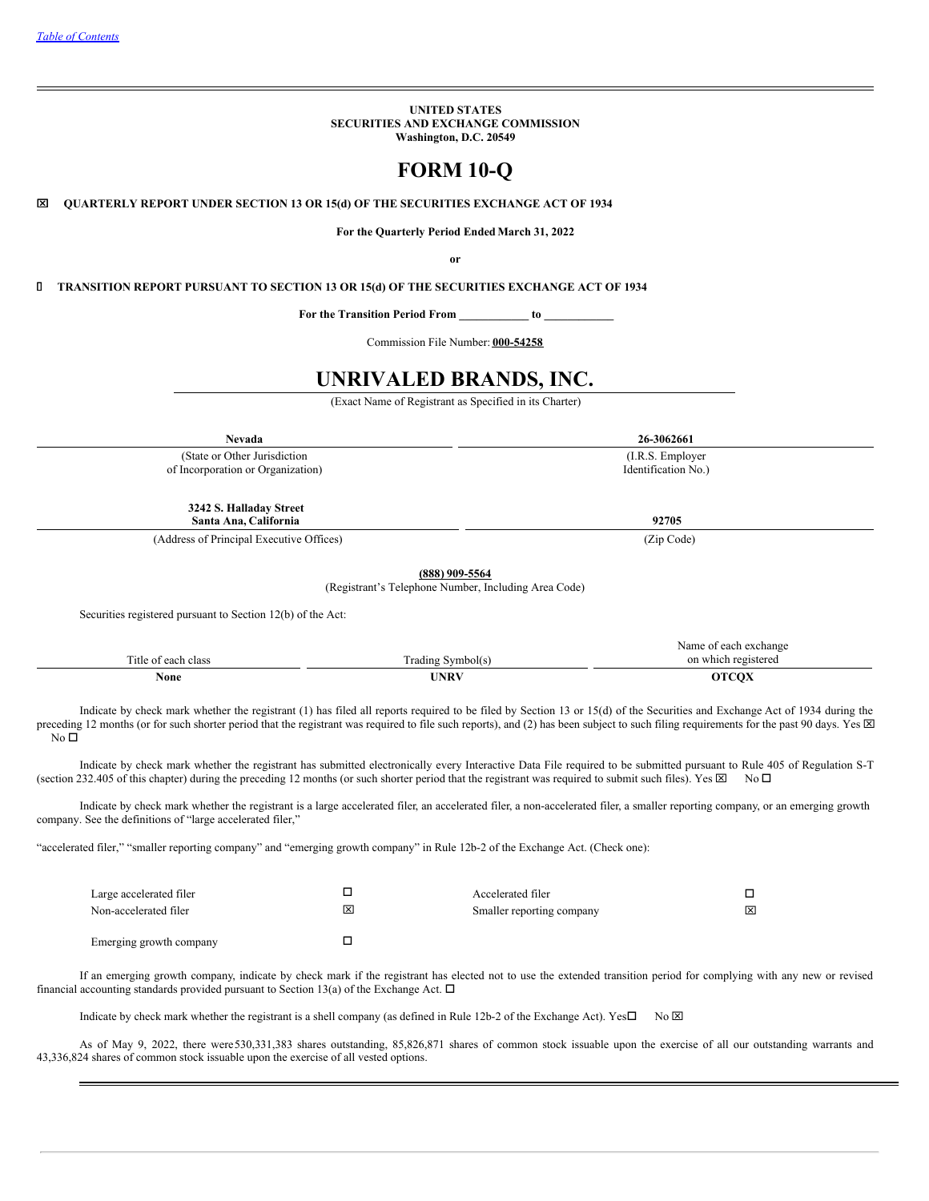*Table of Contents*

**UNITED STATES**
**SECURITIES AND EXCHANGE COMMISSION**
**Washington, D.C. 20549**

# FORM 10-Q

☒ **QUARTERLY REPORT UNDER SECTION 13 OR 15(d) OF THE SECURITIES EXCHANGE ACT OF 1934**

**For the Quarterly Period Ended March 31, 2022**

**or**

☐ **TRANSITION REPORT PURSUANT TO SECTION 13 OR 15(d) OF THE SECURITIES EXCHANGE ACT OF 1934**

**For the Transition Period From \_\_\_\_\_\_\_\_\_\_\_\_ to \_\_\_\_\_\_\_\_\_\_\_\_**

Commission File Number: **000-54258**

# UNRIVALED BRANDS, INC.

(Exact Name of Registrant as Specified in its Charter)

| **Nevada** | **26-3062661** |
|---|---|
| (State or Other Jurisdiction of Incorporation or Organization) | (I.R.S. Employer Identification No.) |
| **3242 S. Halladay Street Santa Ana, California** | **92705** |
| (Address of Principal Executive Offices) | (Zip Code) |

**(888) 909-5564**
(Registrant's Telephone Number, Including Area Code)

Securities registered pursuant to Section 12(b) of the Act:

| Title of each class | Trading Symbol(s) | Name of each exchange on which registered |
|---|---|---|
| **None** | **UNRV** | **OTCQX** |

Indicate by check mark whether the registrant (1) has filed all reports required to be filed by Section 13 or 15(d) of the Securities and Exchange Act of 1934 during the preceding 12 months (or for such shorter period that the registrant was required to file such reports), and (2) has been subject to such filing requirements for the past 90 days. Yes ☒ No ☐

Indicate by check mark whether the registrant has submitted electronically every Interactive Data File required to be submitted pursuant to Rule 405 of Regulation S-T (section 232.405 of this chapter) during the preceding 12 months (or such shorter period that the registrant was required to submit such files). Yes ☒ No ☐

Indicate by check mark whether the registrant is a large accelerated filer, an accelerated filer, a non-accelerated filer, a smaller reporting company, or an emerging growth company. See the definitions of "large accelerated filer,"

"accelerated filer," "smaller reporting company" and "emerging growth company" in Rule 12b-2 of the Exchange Act. (Check one):

| | | | |
|---|---|---|---|
| Large accelerated filer | ☐ | Accelerated filer | ☐ |
| Non-accelerated filer | ☒ | Smaller reporting company | ☒ |
| Emerging growth company | ☐ | | |

If an emerging growth company, indicate by check mark if the registrant has elected not to use the extended transition period for complying with any new or revised financial accounting standards provided pursuant to Section 13(a) of the Exchange Act. ☐

Indicate by check mark whether the registrant is a shell company (as defined in Rule 12b-2 of the Exchange Act). Yes☐ No ☒

As of May 9, 2022, there were 530,331,383 shares outstanding, 85,826,871 shares of common stock issuable upon the exercise of all our outstanding warrants and 43,336,824 shares of common stock issuable upon the exercise of all vested options.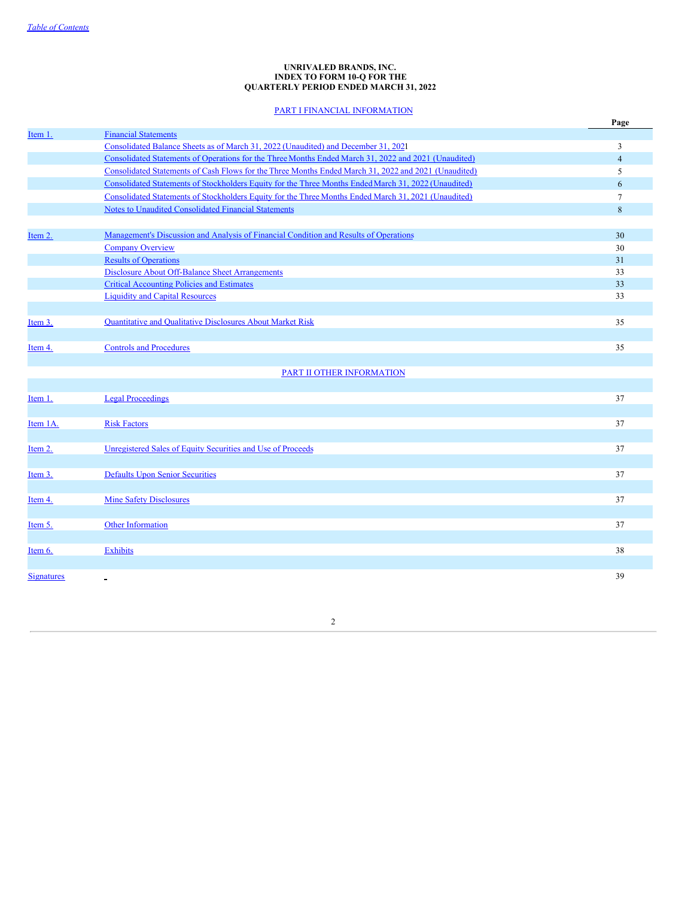*Table of Contents*

**UNRIVALED BRANDS, INC.**
**INDEX TO FORM 10-Q FOR THE**
**QUARTERLY PERIOD ENDED MARCH 31, 2022**

PART I FINANCIAL INFORMATION

| | | Page |
|---|---|---|
| Item 1. | Financial Statements | |
| | Consolidated Balance Sheets as of March 31, 2022 (Unaudited) and December 31, 2021 | 3 |
| | Consolidated Statements of Operations for the Three Months Ended March 31, 2022 and 2021 (Unaudited) | 4 |
| | Consolidated Statements of Cash Flows for the Three Months Ended March 31, 2022 and 2021 (Unaudited) | 5 |
| | Consolidated Statements of Stockholders Equity for the Three Months Ended March 31, 2022 (Unaudited) | 6 |
| | Consolidated Statements of Stockholders Equity for the Three Months Ended March 31, 2021 (Unaudited) | 7 |
| | Notes to Unaudited Consolidated Financial Statements | 8 |
| | | |
| Item 2. | Management's Discussion and Analysis of Financial Condition and Results of Operations | 30 |
| | Company Overview | 30 |
| | Results of Operations | 31 |
| | Disclosure About Off-Balance Sheet Arrangements | 33 |
| | Critical Accounting Policies and Estimates | 33 |
| | Liquidity and Capital Resources | 33 |
| | | |
| Item 3. | Quantitative and Qualitative Disclosures About Market Risk | 35 |
| | | |
| Item 4. | Controls and Procedures | 35 |

PART II OTHER INFORMATION

| | | Page |
|---|---|---|
| Item 1. | Legal Proceedings | 37 |
| Item 1A. | Risk Factors | 37 |
| Item 2. | Unregistered Sales of Equity Securities and Use of Proceeds | 37 |
| Item 3. | Defaults Upon Senior Securities | 37 |
| Item 4. | Mine Safety Disclosures | 37 |
| Item 5. | Other Information | 37 |
| Item 6. | Exhibits | 38 |
| Signatures | | 39 |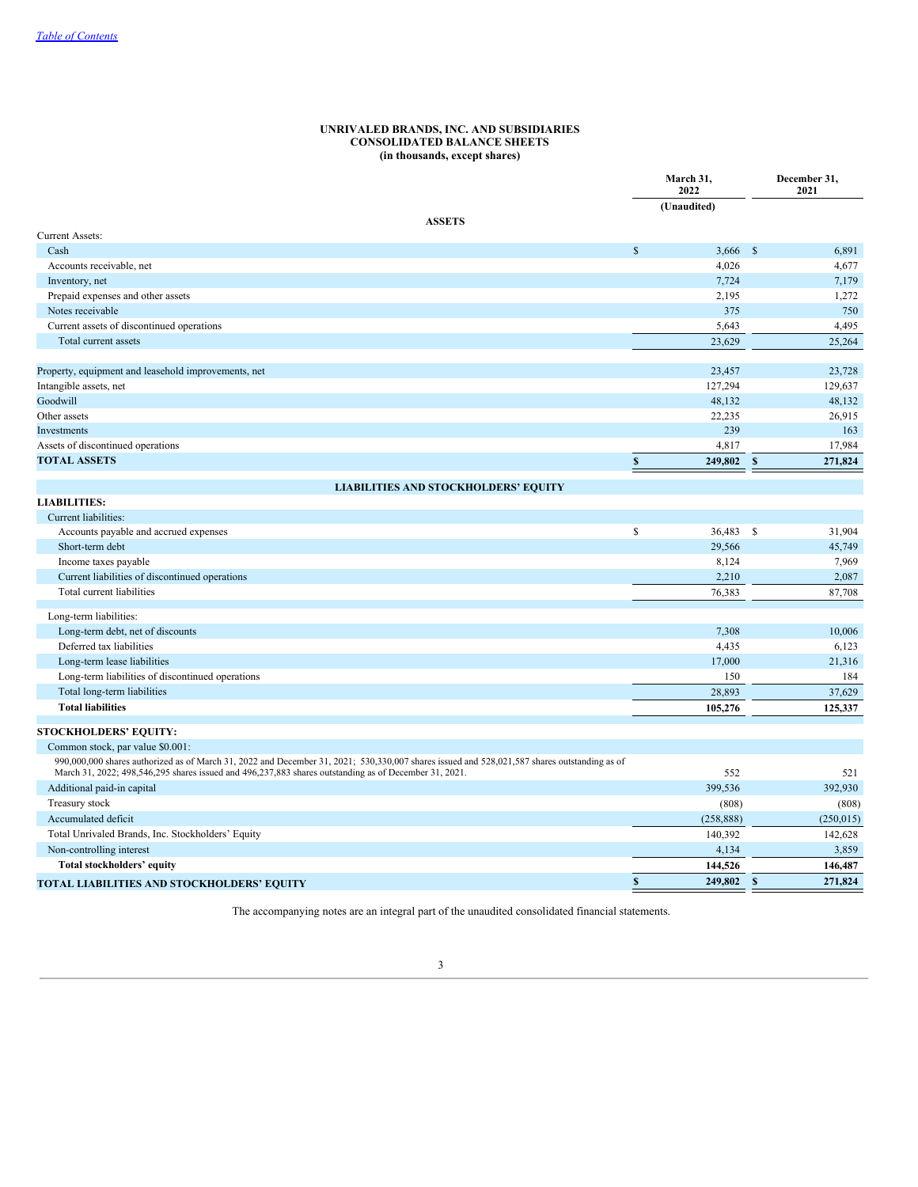[Table of Contents](#)

**UNRIVALED BRANDS, INC. AND SUBSIDIARIES**
**CONSOLIDATED BALANCE SHEETS**
**(in thousands, except shares)**

| | March 31, 2022 | December 31, 2021 |
|---|---|---|
| | (Unaudited) | |
| **ASSETS** | | |
| Current Assets: | | |
| Cash | $ 3,666 | $ 6,891 |
| Accounts receivable, net | 4,026 | 4,677 |
| Inventory, net | 7,724 | 7,179 |
| Prepaid expenses and other assets | 2,195 | 1,272 |
| Notes receivable | 375 | 750 |
| Current assets of discontinued operations | 5,643 | 4,495 |
| Total current assets | 23,629 | 25,264 |
| | | |
| Property, equipment and leasehold improvements, net | 23,457 | 23,728 |
| Intangible assets, net | 127,294 | 129,637 |
| Goodwill | 48,132 | 48,132 |
| Other assets | 22,235 | 26,915 |
| Investments | 239 | 163 |
| Assets of discontinued operations | 4,817 | 17,984 |
| **TOTAL ASSETS** | **$ 249,802** | **$ 271,824** |
| **LIABILITIES AND STOCKHOLDERS' EQUITY** | | |
| **LIABILITIES:** | | |
| Current liabilities: | | |
| Accounts payable and accrued expenses | $ 36,483 | $ 31,904 |
| Short-term debt | 29,566 | 45,749 |
| Income taxes payable | 8,124 | 7,969 |
| Current liabilities of discontinued operations | 2,210 | 2,087 |
| Total current liabilities | 76,383 | 87,708 |
| | | |
| Long-term liabilities: | | |
| Long-term debt, net of discounts | 7,308 | 10,006 |
| Deferred tax liabilities | 4,435 | 6,123 |
| Long-term lease liabilities | 17,000 | 21,316 |
| Long-term liabilities of discontinued operations | 150 | 184 |
| Total long-term liabilities | 28,893 | 37,629 |
| **Total liabilities** | **105,276** | **125,337** |
| | | |
| **STOCKHOLDERS' EQUITY:** | | |
| Common stock, par value $0.001: | | |
| 990,000,000 shares authorized as of March 31, 2022 and December 31, 2021; 530,330,007 shares issued and 528,021,587 shares outstanding as of March 31, 2022; 498,546,295 shares issued and 496,237,883 shares outstanding as of December 31, 2021. | 552 | 521 |
| Additional paid-in capital | 399,536 | 392,930 |
| Treasury stock | (808) | (808) |
| Accumulated deficit | (258,888) | (250,015) |
| Total Unrivaled Brands, Inc. Stockholders' Equity | 140,392 | 142,628 |
| Non-controlling interest | 4,134 | 3,859 |
| **Total stockholders' equity** | **144,526** | **146,487** |
| **TOTAL LIABILITIES AND STOCKHOLDERS' EQUITY** | **$ 249,802** | **$ 271,824** |

The accompanying notes are an integral part of the unaudited consolidated financial statements.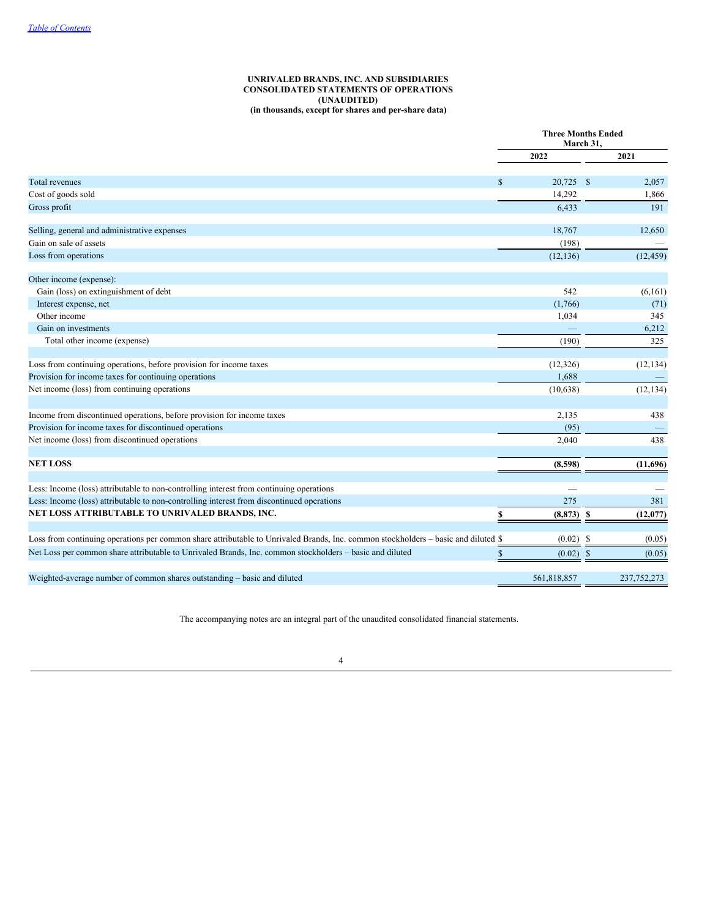**UNRIVALED BRANDS, INC. AND SUBSIDIARIES**
**CONSOLIDATED STATEMENTS OF OPERATIONS**
**(UNAUDITED)**
**(in thousands, except for shares and per-share data)**

| | Three Months Ended March 31, | |
|---|---|---|
| | 2022 | 2021 |
| Total revenues | $ 20,725 | $ 2,057 |
| Cost of goods sold | 14,292 | 1,866 |
| Gross profit | 6,433 | 191 |
| | | |
| Selling, general and administrative expenses | 18,767 | 12,650 |
| Gain on sale of assets | (198) | — |
| Loss from operations | (12,136) | (12,459) |
| | | |
| Other income (expense): | | |
| Gain (loss) on extinguishment of debt | 542 | (6,161) |
| Interest expense, net | (1,766) | (71) |
| Other income | 1,034 | 345 |
| Gain on investments | — | 6,212 |
| Total other income (expense) | (190) | 325 |
| | | |
| Loss from continuing operations, before provision for income taxes | (12,326) | (12,134) |
| Provision for income taxes for continuing operations | 1,688 | — |
| Net income (loss) from continuing operations | (10,638) | (12,134) |
| | | |
| Income from discontinued operations, before provision for income taxes | 2,135 | 438 |
| Provision for income taxes for discontinued operations | (95) | — |
| Net income (loss) from discontinued operations | 2,040 | 438 |
| | | |
| **NET LOSS** | **(8,598)** | **(11,696)** |
| | | |
| Less: Income (loss) attributable to non-controlling interest from continuing operations | — | — |
| Less: Income (loss) attributable to non-controlling interest from discontinued operations | 275 | 381 |
| **NET LOSS ATTRIBUTABLE TO UNRIVALED BRANDS, INC.** | **$ (8,873)** | **$ (12,077)** |
| | | |
| Loss from continuing operations per common share attributable to Unrivaled Brands, Inc. common stockholders – basic and diluted | $ (0.02) | $ (0.05) |
| Net Loss per common share attributable to Unrivaled Brands, Inc. common stockholders – basic and diluted | $ (0.02) | $ (0.05) |
| | | |
| Weighted-average number of common shares outstanding – basic and diluted | 561,818,857 | 237,752,273 |

The accompanying notes are an integral part of the unaudited consolidated financial statements.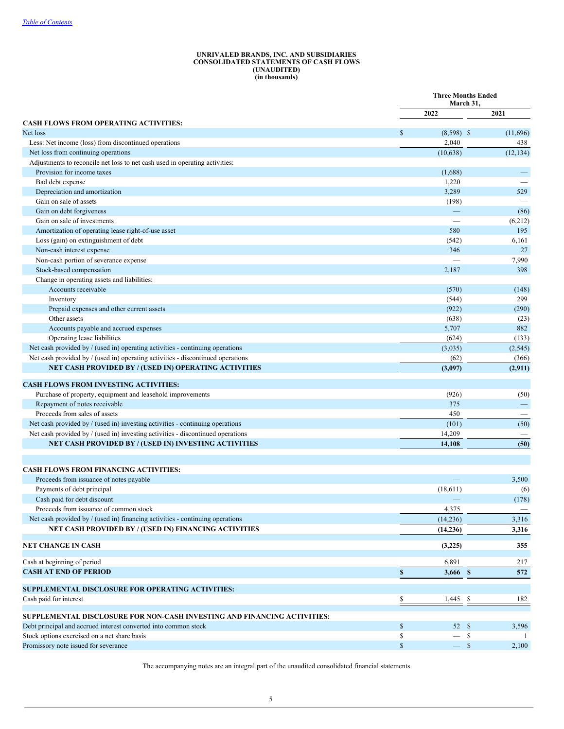[Table of Contents](#)

# UNRIVALED BRANDS, INC. AND SUBSIDIARIES
## CONSOLIDATED STATEMENTS OF CASH FLOWS
### (UNAUDITED)
### (in thousands)

| | Three Months Ended March 31, | |
|---|---|---|
| | **2022** | **2021** |
| **CASH FLOWS FROM OPERATING ACTIVITIES:** | | |
| Net loss | $ (8,598) | $ (11,696) |
| Less: Net income (loss) from discontinued operations | 2,040 | 438 |
| Net loss from continuing operations | (10,638) | (12,134) |
| Adjustments to reconcile net loss to net cash used in operating activities: | | |
| Provision for income taxes | (1,688) | — |
| Bad debt expense | 1,220 | — |
| Depreciation and amortization | 3,289 | 529 |
| Gain on sale of assets | (198) | — |
| Gain on debt forgiveness | — | (86) |
| Gain on sale of investments | — | (6,212) |
| Amortization of operating lease right-of-use asset | 580 | 195 |
| Loss (gain) on extinguishment of debt | (542) | 6,161 |
| Non-cash interest expense | 346 | 27 |
| Non-cash portion of severance expense | — | 7,990 |
| Stock-based compensation | 2,187 | 398 |
| Change in operating assets and liabilities: | | |
| Accounts receivable | (570) | (148) |
| Inventory | (544) | 299 |
| Prepaid expenses and other current assets | (922) | (290) |
| Other assets | (638) | (23) |
| Accounts payable and accrued expenses | 5,707 | 882 |
| Operating lease liabilities | (624) | (133) |
| Net cash provided by / (used in) operating activities - continuing operations | (3,035) | (2,545) |
| Net cash provided by / (used in) operating activities - discontinued operations | (62) | (366) |
| **NET CASH PROVIDED BY / (USED IN) OPERATING ACTIVITIES** | **(3,097)** | **(2,911)** |
| **CASH FLOWS FROM INVESTING ACTIVITIES:** | | |
| Purchase of property, equipment and leasehold improvements | (926) | (50) |
| Repayment of notes receivable | 375 | — |
| Proceeds from sales of assets | 450 | — |
| Net cash provided by / (used in) investing activities - continuing operations | (101) | (50) |
| Net cash provided by / (used in) investing activities - discontinued operations | 14,209 | — |
| **NET CASH PROVIDED BY / (USED IN) INVESTING ACTIVITIES** | **14,108** | **(50)** |
| **CASH FLOWS FROM FINANCING ACTIVITIES:** | | |
| Proceeds from issuance of notes payable | — | 3,500 |
| Payments of debt principal | (18,611) | (6) |
| Cash paid for debt discount | — | (178) |
| Proceeds from issuance of common stock | 4,375 | — |
| Net cash provided by / (used in) financing activities - continuing operations | (14,236) | 3,316 |
| **NET CASH PROVIDED BY / (USED IN) FINANCING ACTIVITIES** | **(14,236)** | **3,316** |
| **NET CHANGE IN CASH** | **(3,225)** | **355** |
| Cash at beginning of period | 6,891 | 217 |
| **CASH AT END OF PERIOD** | **$ 3,666** | **$ 572** |
| **SUPPLEMENTAL DISCLOSURE FOR OPERATING ACTIVITIES:** | | |
| Cash paid for interest | $ 1,445 | $ 182 |
| **SUPPLEMENTAL DISCLOSURE FOR NON-CASH INVESTING AND FINANCING ACTIVITIES:** | | |
| Debt principal and accrued interest converted into common stock | $ 52 | $ 3,596 |
| Stock options exercised on a net share basis | $ — | $ 1 |
| Promissory note issued for severance | $ — | $ 2,100 |

The accompanying notes are an integral part of the unaudited consolidated financial statements.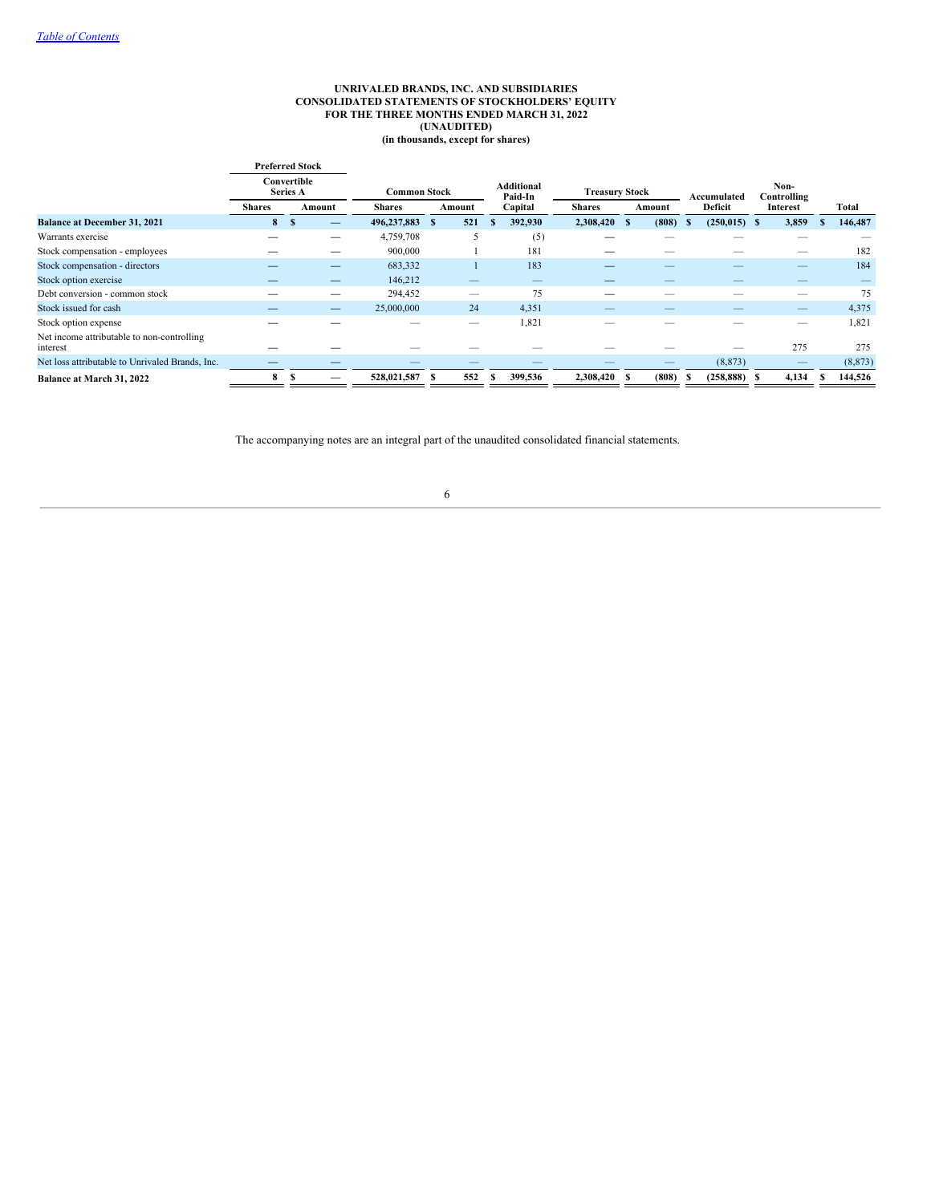[Table of Contents](#)

**UNRIVALED BRANDS, INC. AND SUBSIDIARIES**
**CONSOLIDATED STATEMENTS OF STOCKHOLDERS' EQUITY**
**FOR THE THREE MONTHS ENDED MARCH 31, 2022**
**(UNAUDITED)**
**(in thousands, except for shares)**

| | Preferred Stock Convertible Series A | | Common Stock | | Additional Paid-In Capital | Treasury Stock | | Accumulated Deficit | Non-Controlling Interest | Total |
|---|---|---|---|---|---|---|---|---|---|---|
| | Shares | Amount | Shares | Amount | | Shares | Amount | | | |
| **Balance at December 31, 2021** | **8** | **$ —** | **496,237,883** | **$ 521** | **$ 392,930** | **2,308,420** | **$ (808)** | **$ (250,015)** | **$ 3,859** | **$ 146,487** |
| Warrants exercise | — | — | 4,759,708 | 5 | (5) | — | — | — | — | — |
| Stock compensation - employees | — | — | 900,000 | 1 | 181 | — | — | — | — | 182 |
| Stock compensation - directors | — | — | 683,332 | 1 | 183 | — | — | — | — | 184 |
| Stock option exercise | — | — | 146,212 | — | — | — | — | — | — | — |
| Debt conversion - common stock | — | — | 294,452 | — | 75 | — | — | — | — | 75 |
| Stock issued for cash | — | — | 25,000,000 | 24 | 4,351 | — | — | — | — | 4,375 |
| Stock option expense | — | — | — | — | 1,821 | — | — | — | — | 1,821 |
| Net income attributable to non-controlling interest | — | — | — | — | — | — | — | — | 275 | 275 |
| Net loss attributable to Unrivaled Brands, Inc. | — | — | — | — | — | — | — | (8,873) | — | (8,873) |
| **Balance at March 31, 2022** | **8** | **$ —** | **528,021,587** | **$ 552** | **$ 399,536** | **2,308,420** | **$ (808)** | **$ (258,888)** | **$ 4,134** | **$ 144,526** |

The accompanying notes are an integral part of the unaudited consolidated financial statements.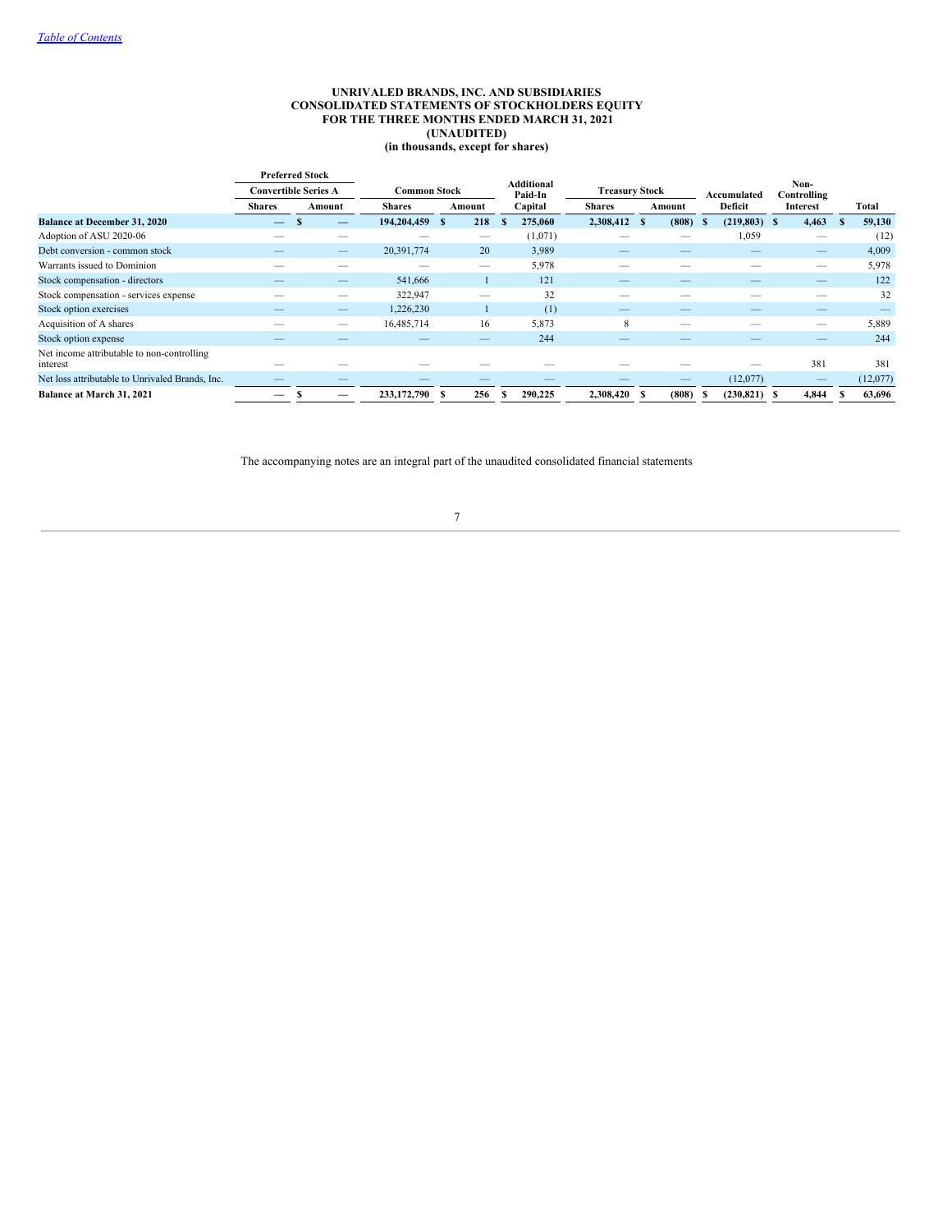[Table of Contents](#)

**UNRIVALED BRANDS, INC. AND SUBSIDIARIES**
**CONSOLIDATED STATEMENTS OF STOCKHOLDERS EQUITY**
**FOR THE THREE MONTHS ENDED MARCH 31, 2021**
**(UNAUDITED)**
**(in thousands, except for shares)**

| | Preferred Stock Convertible Series A | | Common Stock | | Additional Paid-In Capital | Treasury Stock | | Accumulated Deficit | Non-Controlling Interest | Total |
|---|---|---|---|---|---|---|---|---|---|---|
| | Shares | Amount | Shares | Amount | | Shares | Amount | | | |
| **Balance at December 31, 2020** | — | $ — | 194,204,459 | $ 218 | $ 275,060 | 2,308,412 | $ (808) | $ (219,803) | $ 4,463 | $ 59,130 |
| Adoption of ASU 2020-06 | — | — | — | — | (1,071) | — | — | 1,059 | — | (12) |
| Debt conversion - common stock | — | — | 20,391,774 | 20 | 3,989 | — | — | — | — | 4,009 |
| Warrants issued to Dominion | — | — | — | — | 5,978 | — | — | — | — | 5,978 |
| Stock compensation - directors | — | — | 541,666 | 1 | 121 | — | — | — | — | 122 |
| Stock compensation - services expense | — | — | 322,947 | — | 32 | — | — | — | — | 32 |
| Stock option exercises | — | — | 1,226,230 | 1 | (1) | — | — | — | — | — |
| Acquisition of A shares | — | — | 16,485,714 | 16 | 5,873 | 8 | — | — | — | 5,889 |
| Stock option expense | — | — | — | — | 244 | — | — | — | — | 244 |
| Net income attributable to non-controlling interest | — | — | — | — | — | — | — | — | 381 | 381 |
| Net loss attributable to Unrivaled Brands, Inc. | — | — | — | — | — | — | — | (12,077) | — | (12,077) |
| **Balance at March 31, 2021** | — | $ — | 233,172,790 | $ 256 | $ 290,225 | 2,308,420 | $ (808) | $ (230,821) | $ 4,844 | $ 63,696 |

The accompanying notes are an integral part of the unaudited consolidated financial statements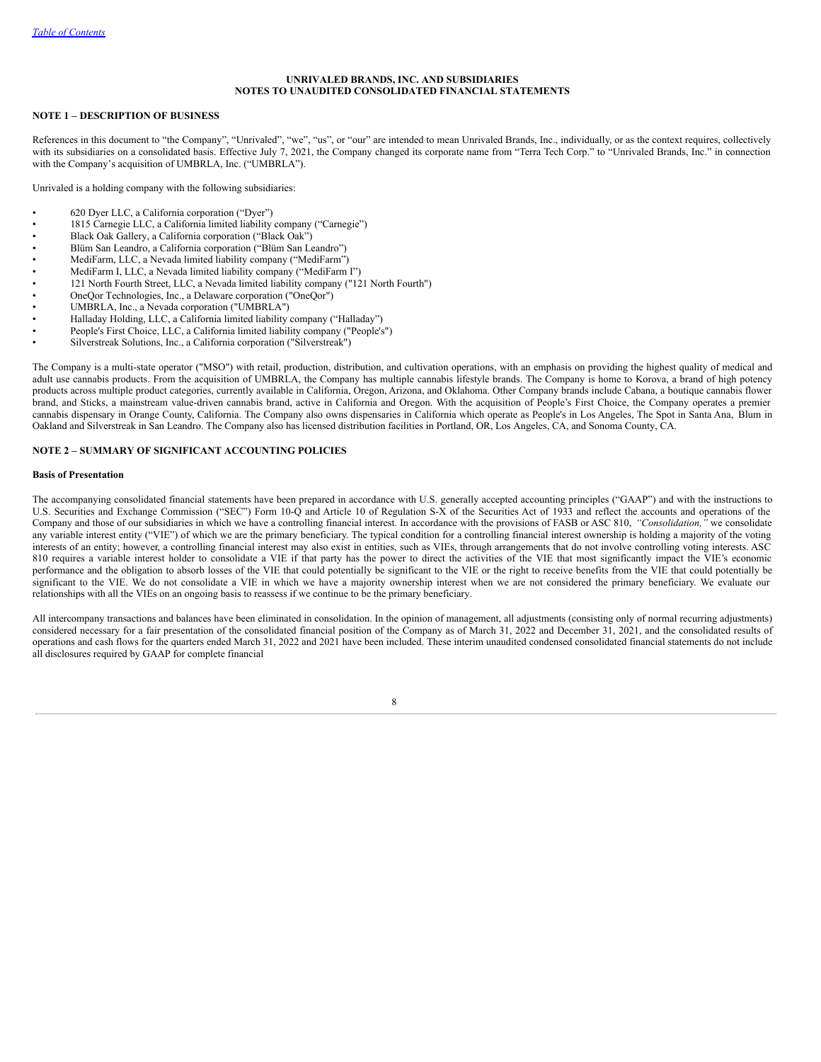**UNRIVALED BRANDS, INC. AND SUBSIDIARIES**
**NOTES TO UNAUDITED CONSOLIDATED FINANCIAL STATEMENTS**

## NOTE 1 – DESCRIPTION OF BUSINESS

References in this document to "the Company", "Unrivaled", "we", "us", or "our" are intended to mean Unrivaled Brands, Inc., individually, or as the context requires, collectively with its subsidiaries on a consolidated basis. Effective July 7, 2021, the Company changed its corporate name from "Terra Tech Corp." to "Unrivaled Brands, Inc." in connection with the Company's acquisition of UMBRLA, Inc. ("UMBRLA").

Unrivaled is a holding company with the following subsidiaries:

- 620 Dyer LLC, a California corporation ("Dyer")
- 1815 Carnegie LLC, a California limited liability company ("Carnegie")
- Black Oak Gallery, a California corporation ("Black Oak")
- Blüm San Leandro, a California corporation ("Blüm San Leandro")
- MediFarm, LLC, a Nevada limited liability company ("MediFarm")
- MediFarm I, LLC, a Nevada limited liability company ("MediFarm I")
- 121 North Fourth Street, LLC, a Nevada limited liability company ("121 North Fourth")
- OneQor Technologies, Inc., a Delaware corporation ("OneQor")
- UMBRLA, Inc., a Nevada corporation ("UMBRLA")
- Halladay Holding, LLC, a California limited liability company ("Halladay")
- People's First Choice, LLC, a California limited liability company ("People's")
- Silverstreak Solutions, Inc., a California corporation ("Silverstreak")

The Company is a multi-state operator ("MSO") with retail, production, distribution, and cultivation operations, with an emphasis on providing the highest quality of medical and adult use cannabis products. From the acquisition of UMBRLA, the Company has multiple cannabis lifestyle brands. The Company is home to Korova, a brand of high potency products across multiple product categories, currently available in California, Oregon, Arizona, and Oklahoma. Other Company brands include Cabana, a boutique cannabis flower brand, and Sticks, a mainstream value-driven cannabis brand, active in California and Oregon. With the acquisition of People's First Choice, the Company operates a premier cannabis dispensary in Orange County, California. The Company also owns dispensaries in California which operate as People's in Los Angeles, The Spot in Santa Ana, Blum in Oakland and Silverstreak in San Leandro. The Company also has licensed distribution facilities in Portland, OR, Los Angeles, CA, and Sonoma County, CA.

## NOTE 2 – SUMMARY OF SIGNIFICANT ACCOUNTING POLICIES

### Basis of Presentation

The accompanying consolidated financial statements have been prepared in accordance with U.S. generally accepted accounting principles ("GAAP") and with the instructions to U.S. Securities and Exchange Commission ("SEC") Form 10-Q and Article 10 of Regulation S-X of the Securities Act of 1933 and reflect the accounts and operations of the Company and those of our subsidiaries in which we have a controlling financial interest. In accordance with the provisions of FASB or ASC 810, *"Consolidation,"* we consolidate any variable interest entity ("VIE") of which we are the primary beneficiary. The typical condition for a controlling financial interest ownership is holding a majority of the voting interests of an entity; however, a controlling financial interest may also exist in entities, such as VIEs, through arrangements that do not involve controlling voting interests. ASC 810 requires a variable interest holder to consolidate a VIE if that party has the power to direct the activities of the VIE that most significantly impact the VIE's economic performance and the obligation to absorb losses of the VIE that could potentially be significant to the VIE or the right to receive benefits from the VIE that could potentially be significant to the VIE. We do not consolidate a VIE in which we have a majority ownership interest when we are not considered the primary beneficiary. We evaluate our relationships with all the VIEs on an ongoing basis to reassess if we continue to be the primary beneficiary.

All intercompany transactions and balances have been eliminated in consolidation. In the opinion of management, all adjustments (consisting only of normal recurring adjustments) considered necessary for a fair presentation of the consolidated financial position of the Company as of March 31, 2022 and December 31, 2021, and the consolidated results of operations and cash flows for the quarters ended March 31, 2022 and 2021 have been included. These interim unaudited condensed consolidated financial statements do not include all disclosures required by GAAP for complete financial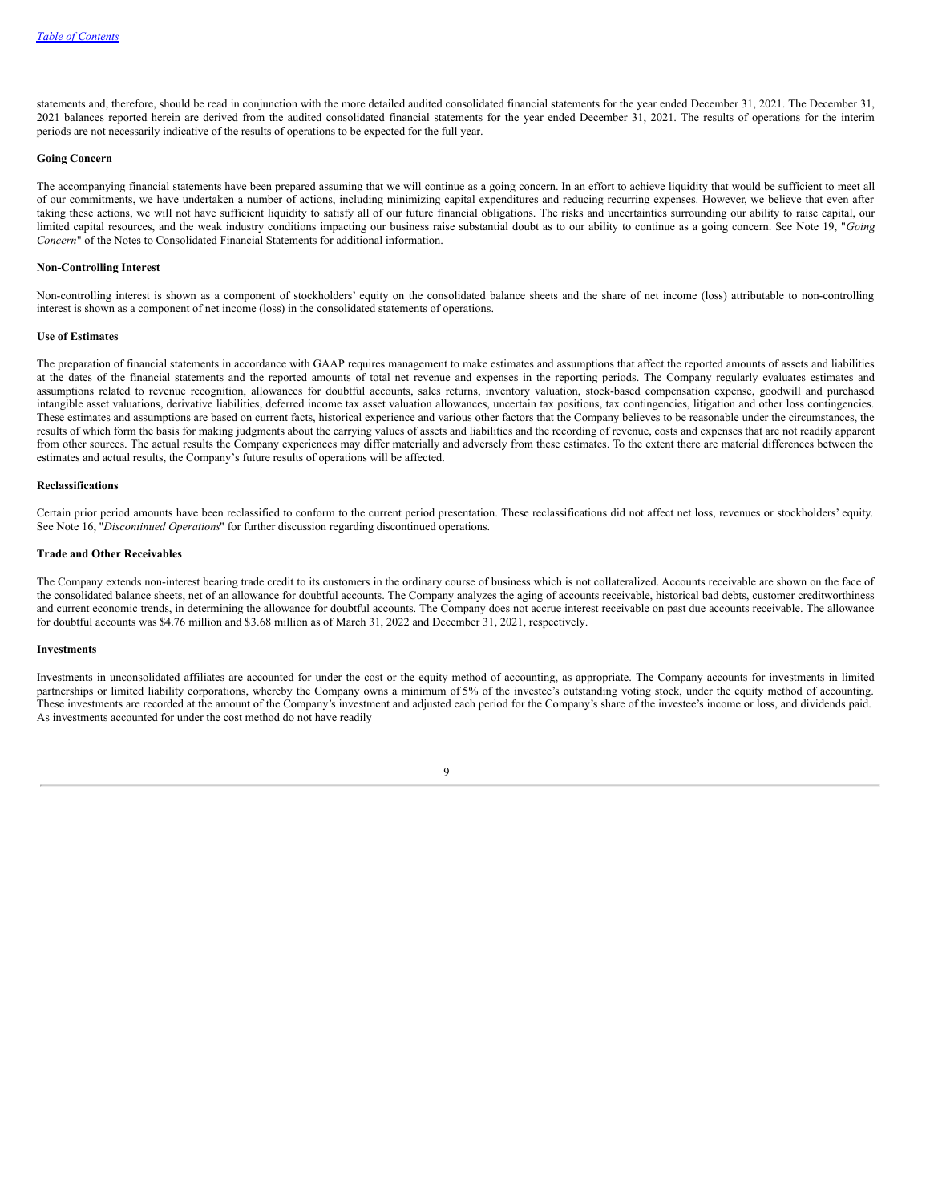statements and, therefore, should be read in conjunction with the more detailed audited consolidated financial statements for the year ended December 31, 2021. The December 31, 2021 balances reported herein are derived from the audited consolidated financial statements for the year ended December 31, 2021. The results of operations for the interim periods are not necessarily indicative of the results of operations to be expected for the full year.

**Going Concern**

The accompanying financial statements have been prepared assuming that we will continue as a going concern. In an effort to achieve liquidity that would be sufficient to meet all of our commitments, we have undertaken a number of actions, including minimizing capital expenditures and reducing recurring expenses. However, we believe that even after taking these actions, we will not have sufficient liquidity to satisfy all of our future financial obligations. The risks and uncertainties surrounding our ability to raise capital, our limited capital resources, and the weak industry conditions impacting our business raise substantial doubt as to our ability to continue as a going concern. See Note 19, "*Going Concern*" of the Notes to Consolidated Financial Statements for additional information.

**Non-Controlling Interest**

Non-controlling interest is shown as a component of stockholders' equity on the consolidated balance sheets and the share of net income (loss) attributable to non-controlling interest is shown as a component of net income (loss) in the consolidated statements of operations.

**Use of Estimates**

The preparation of financial statements in accordance with GAAP requires management to make estimates and assumptions that affect the reported amounts of assets and liabilities at the dates of the financial statements and the reported amounts of total net revenue and expenses in the reporting periods. The Company regularly evaluates estimates and assumptions related to revenue recognition, allowances for doubtful accounts, sales returns, inventory valuation, stock-based compensation expense, goodwill and purchased intangible asset valuations, derivative liabilities, deferred income tax asset valuation allowances, uncertain tax positions, tax contingencies, litigation and other loss contingencies. These estimates and assumptions are based on current facts, historical experience and various other factors that the Company believes to be reasonable under the circumstances, the results of which form the basis for making judgments about the carrying values of assets and liabilities and the recording of revenue, costs and expenses that are not readily apparent from other sources. The actual results the Company experiences may differ materially and adversely from these estimates. To the extent there are material differences between the estimates and actual results, the Company's future results of operations will be affected.

**Reclassifications**

Certain prior period amounts have been reclassified to conform to the current period presentation. These reclassifications did not affect net loss, revenues or stockholders' equity. See Note 16, "*Discontinued Operations*" for further discussion regarding discontinued operations.

**Trade and Other Receivables**

The Company extends non-interest bearing trade credit to its customers in the ordinary course of business which is not collateralized. Accounts receivable are shown on the face of the consolidated balance sheets, net of an allowance for doubtful accounts. The Company analyzes the aging of accounts receivable, historical bad debts, customer creditworthiness and current economic trends, in determining the allowance for doubtful accounts. The Company does not accrue interest receivable on past due accounts receivable. The allowance for doubtful accounts was $4.76 million and $3.68 million as of March 31, 2022 and December 31, 2021, respectively.

**Investments**

Investments in unconsolidated affiliates are accounted for under the cost or the equity method of accounting, as appropriate. The Company accounts for investments in limited partnerships or limited liability corporations, whereby the Company owns a minimum of 5% of the investee's outstanding voting stock, under the equity method of accounting. These investments are recorded at the amount of the Company's investment and adjusted each period for the Company's share of the investee's income or loss, and dividends paid. As investments accounted for under the cost method do not have readily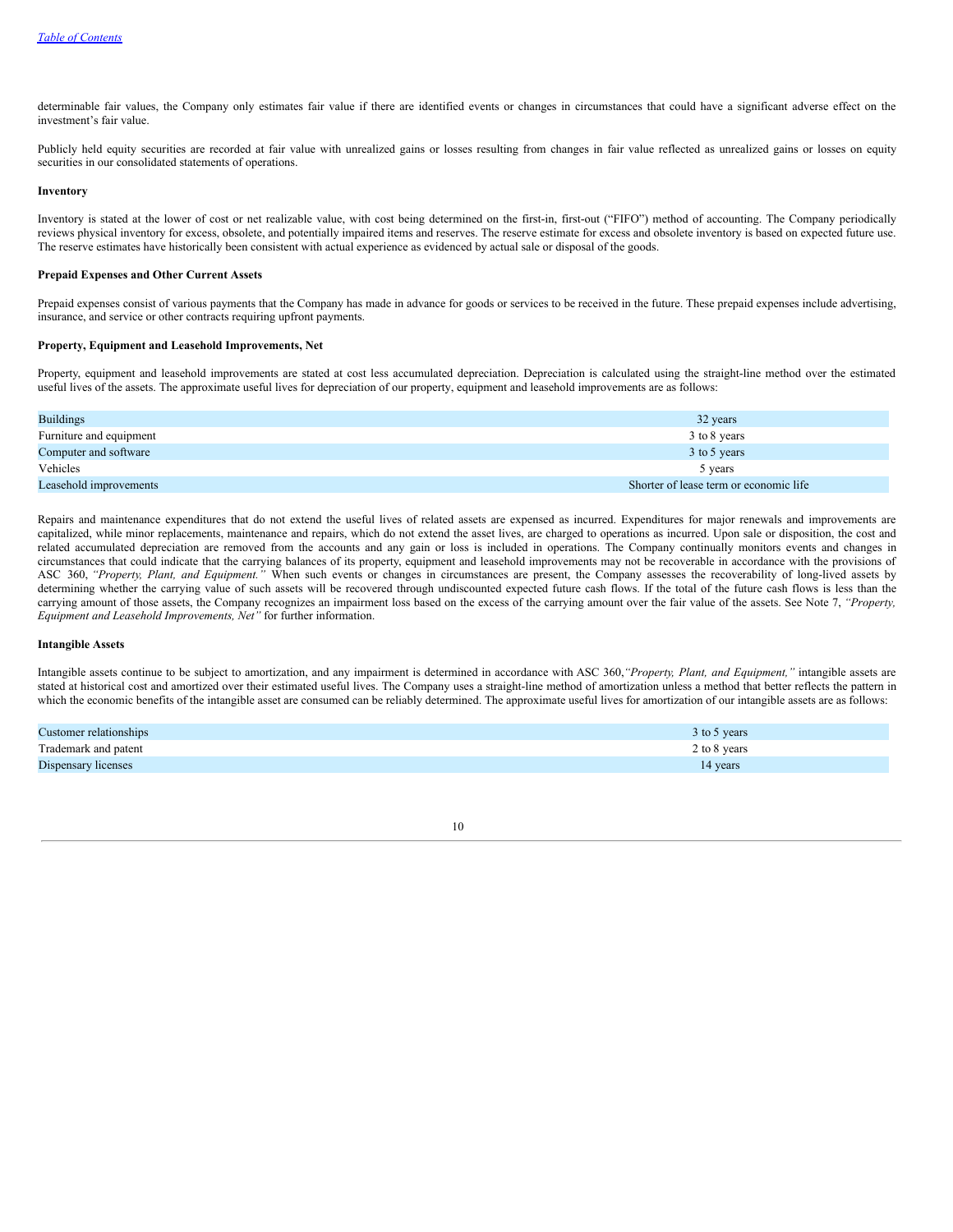determinable fair values, the Company only estimates fair value if there are identified events or changes in circumstances that could have a significant adverse effect on the investment's fair value.

Publicly held equity securities are recorded at fair value with unrealized gains or losses resulting from changes in fair value reflected as unrealized gains or losses on equity securities in our consolidated statements of operations.

**Inventory**

Inventory is stated at the lower of cost or net realizable value, with cost being determined on the first-in, first-out ("FIFO") method of accounting. The Company periodically reviews physical inventory for excess, obsolete, and potentially impaired items and reserves. The reserve estimate for excess and obsolete inventory is based on expected future use. The reserve estimates have historically been consistent with actual experience as evidenced by actual sale or disposal of the goods.

**Prepaid Expenses and Other Current Assets**

Prepaid expenses consist of various payments that the Company has made in advance for goods or services to be received in the future. These prepaid expenses include advertising, insurance, and service or other contracts requiring upfront payments.

**Property, Equipment and Leasehold Improvements, Net**

Property, equipment and leasehold improvements are stated at cost less accumulated depreciation. Depreciation is calculated using the straight-line method over the estimated useful lives of the assets. The approximate useful lives for depreciation of our property, equipment and leasehold improvements are as follows:

| | |
|---|---|
| Buildings | 32 years |
| Furniture and equipment | 3 to 8 years |
| Computer and software | 3 to 5 years |
| Vehicles | 5 years |
| Leasehold improvements | Shorter of lease term or economic life |

Repairs and maintenance expenditures that do not extend the useful lives of related assets are expensed as incurred. Expenditures for major renewals and improvements are capitalized, while minor replacements, maintenance and repairs, which do not extend the asset lives, are charged to operations as incurred. Upon sale or disposition, the cost and related accumulated depreciation are removed from the accounts and any gain or loss is included in operations. The Company continually monitors events and changes in circumstances that could indicate that the carrying balances of its property, equipment and leasehold improvements may not be recoverable in accordance with the provisions of ASC 360, *"Property, Plant, and Equipment."* When such events or changes in circumstances are present, the Company assesses the recoverability of long-lived assets by determining whether the carrying value of such assets will be recovered through undiscounted expected future cash flows. If the total of the future cash flows is less than the carrying amount of those assets, the Company recognizes an impairment loss based on the excess of the carrying amount over the fair value of the assets. See Note 7, *"Property, Equipment and Leasehold Improvements, Net"* for further information.

**Intangible Assets**

Intangible assets continue to be subject to amortization, and any impairment is determined in accordance with ASC 360,*"Property, Plant, and Equipment,"* intangible assets are stated at historical cost and amortized over their estimated useful lives. The Company uses a straight-line method of amortization unless a method that better reflects the pattern in which the economic benefits of the intangible asset are consumed can be reliably determined. The approximate useful lives for amortization of our intangible assets are as follows:

| | |
|---|---|
| Customer relationships | 3 to 5 years |
| Trademark and patent | 2 to 8 years |
| Dispensary licenses | 14 years |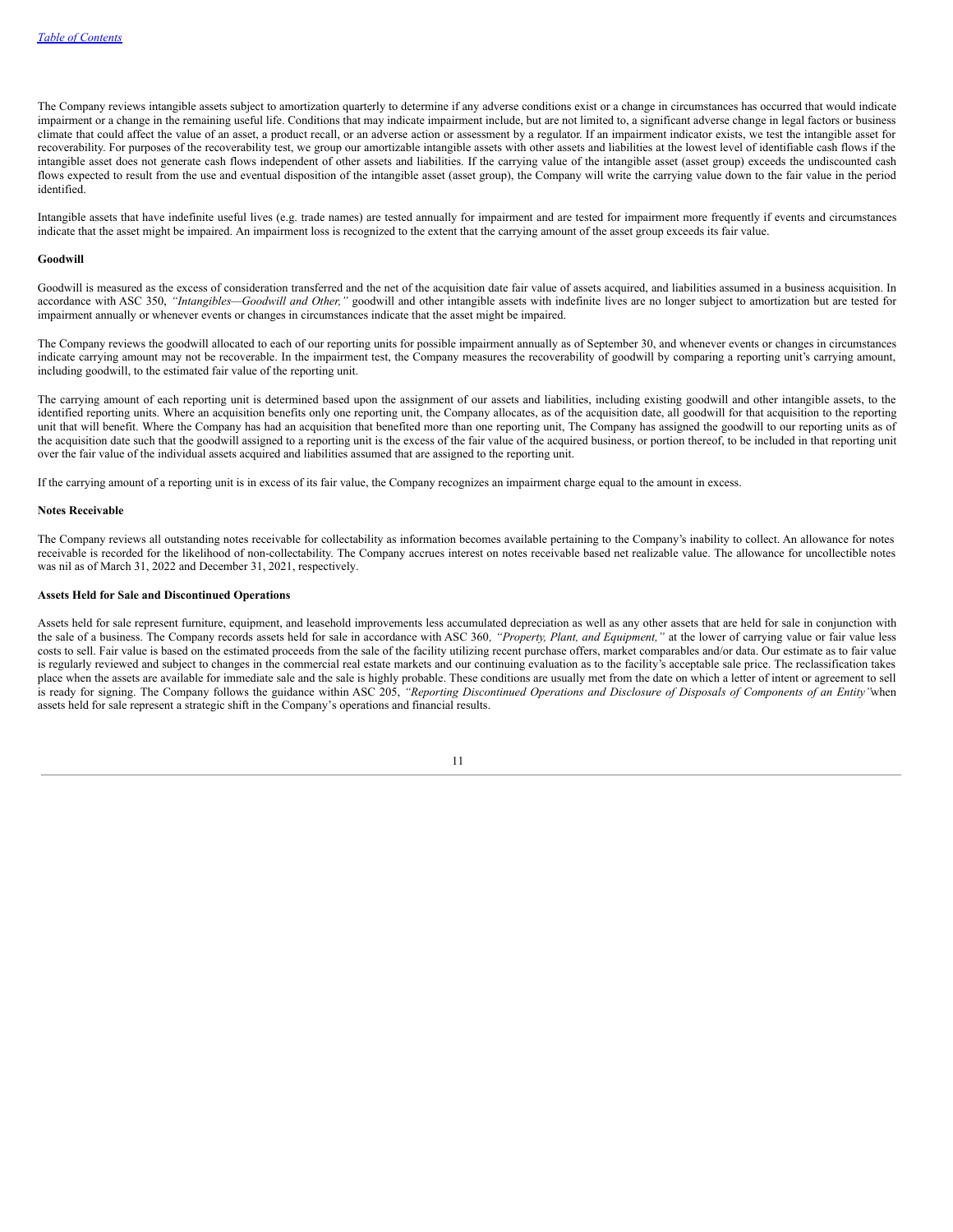The Company reviews intangible assets subject to amortization quarterly to determine if any adverse conditions exist or a change in circumstances has occurred that would indicate impairment or a change in the remaining useful life. Conditions that may indicate impairment include, but are not limited to, a significant adverse change in legal factors or business climate that could affect the value of an asset, a product recall, or an adverse action or assessment by a regulator. If an impairment indicator exists, we test the intangible asset for recoverability. For purposes of the recoverability test, we group our amortizable intangible assets with other assets and liabilities at the lowest level of identifiable cash flows if the intangible asset does not generate cash flows independent of other assets and liabilities. If the carrying value of the intangible asset (asset group) exceeds the undiscounted cash flows expected to result from the use and eventual disposition of the intangible asset (asset group), the Company will write the carrying value down to the fair value in the period identified.

Intangible assets that have indefinite useful lives (e.g. trade names) are tested annually for impairment and are tested for impairment more frequently if events and circumstances indicate that the asset might be impaired. An impairment loss is recognized to the extent that the carrying amount of the asset group exceeds its fair value.

**Goodwill**

Goodwill is measured as the excess of consideration transferred and the net of the acquisition date fair value of assets acquired, and liabilities assumed in a business acquisition. In accordance with ASC 350, *"Intangibles—Goodwill and Other,"* goodwill and other intangible assets with indefinite lives are no longer subject to amortization but are tested for impairment annually or whenever events or changes in circumstances indicate that the asset might be impaired.

The Company reviews the goodwill allocated to each of our reporting units for possible impairment annually as of September 30, and whenever events or changes in circumstances indicate carrying amount may not be recoverable. In the impairment test, the Company measures the recoverability of goodwill by comparing a reporting unit's carrying amount, including goodwill, to the estimated fair value of the reporting unit.

The carrying amount of each reporting unit is determined based upon the assignment of our assets and liabilities, including existing goodwill and other intangible assets, to the identified reporting units. Where an acquisition benefits only one reporting unit, the Company allocates, as of the acquisition date, all goodwill for that acquisition to the reporting unit that will benefit. Where the Company has had an acquisition that benefited more than one reporting unit, The Company has assigned the goodwill to our reporting units as of the acquisition date such that the goodwill assigned to a reporting unit is the excess of the fair value of the acquired business, or portion thereof, to be included in that reporting unit over the fair value of the individual assets acquired and liabilities assumed that are assigned to the reporting unit.

If the carrying amount of a reporting unit is in excess of its fair value, the Company recognizes an impairment charge equal to the amount in excess.

**Notes Receivable**

The Company reviews all outstanding notes receivable for collectability as information becomes available pertaining to the Company's inability to collect. An allowance for notes receivable is recorded for the likelihood of non-collectability. The Company accrues interest on notes receivable based net realizable value. The allowance for uncollectible notes was nil as of March 31, 2022 and December 31, 2021, respectively.

**Assets Held for Sale and Discontinued Operations**

Assets held for sale represent furniture, equipment, and leasehold improvements less accumulated depreciation as well as any other assets that are held for sale in conjunction with the sale of a business. The Company records assets held for sale in accordance with ASC 360*, "Property, Plant, and Equipment,"* at the lower of carrying value or fair value less costs to sell. Fair value is based on the estimated proceeds from the sale of the facility utilizing recent purchase offers, market comparables and/or data. Our estimate as to fair value is regularly reviewed and subject to changes in the commercial real estate markets and our continuing evaluation as to the facility's acceptable sale price. The reclassification takes place when the assets are available for immediate sale and the sale is highly probable. These conditions are usually met from the date on which a letter of intent or agreement to sell is ready for signing. The Company follows the guidance within ASC 205, *"Reporting Discontinued Operations and Disclosure of Disposals of Components of an Entity"*when assets held for sale represent a strategic shift in the Company's operations and financial results.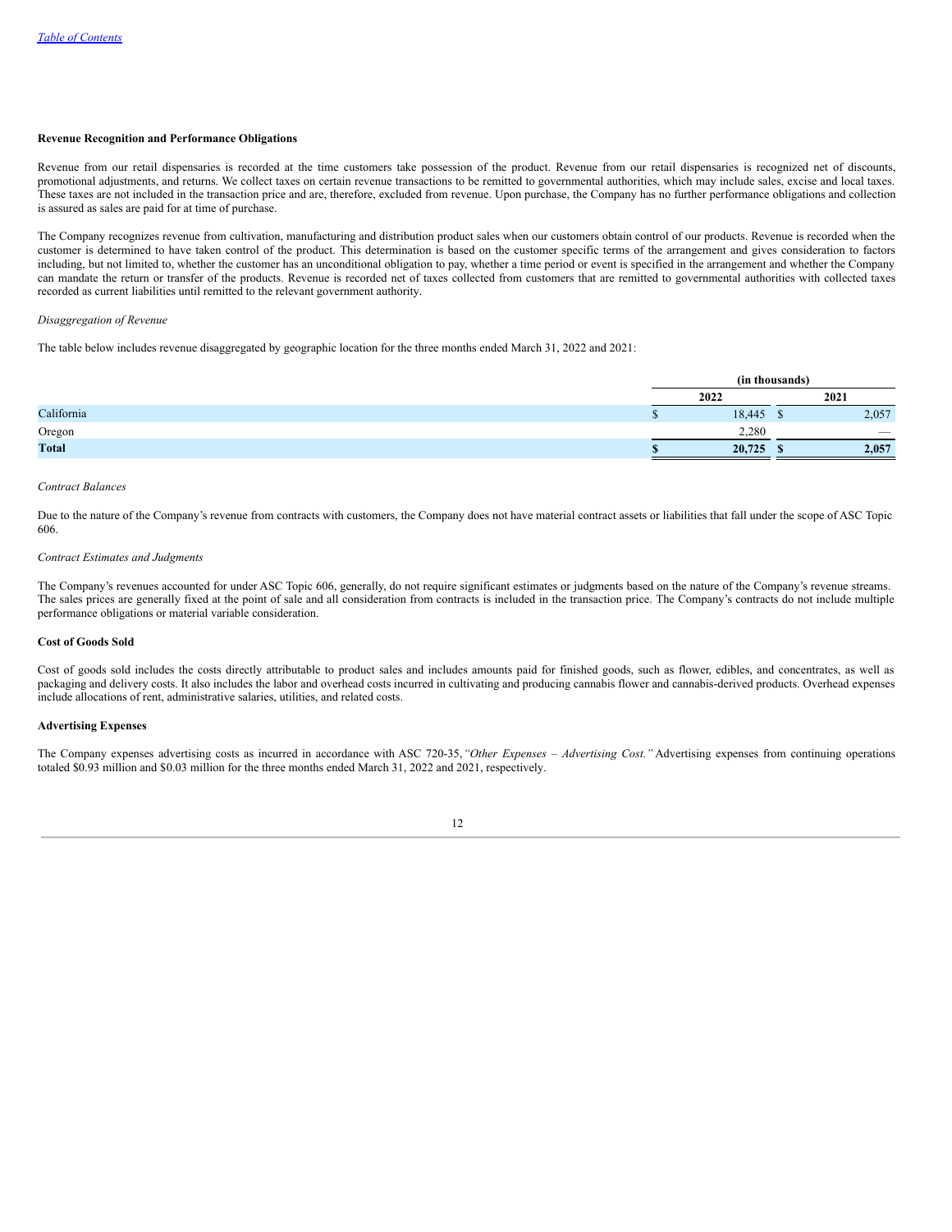**Revenue Recognition and Performance Obligations**

Revenue from our retail dispensaries is recorded at the time customers take possession of the product. Revenue from our retail dispensaries is recognized net of discounts, promotional adjustments, and returns. We collect taxes on certain revenue transactions to be remitted to governmental authorities, which may include sales, excise and local taxes. These taxes are not included in the transaction price and are, therefore, excluded from revenue. Upon purchase, the Company has no further performance obligations and collection is assured as sales are paid for at time of purchase.

The Company recognizes revenue from cultivation, manufacturing and distribution product sales when our customers obtain control of our products. Revenue is recorded when the customer is determined to have taken control of the product. This determination is based on the customer specific terms of the arrangement and gives consideration to factors including, but not limited to, whether the customer has an unconditional obligation to pay, whether a time period or event is specified in the arrangement and whether the Company can mandate the return or transfer of the products. Revenue is recorded net of taxes collected from customers that are remitted to governmental authorities with collected taxes recorded as current liabilities until remitted to the relevant government authority.

*Disaggregation of Revenue*

The table below includes revenue disaggregated by geographic location for the three months ended March 31, 2022 and 2021:

| | (in thousands) | |
|---|---|---|
| | 2022 | 2021 |
| California | $ 18,445 | $ 2,057 |
| Oregon | 2,280 | — |
| **Total** | **$ 20,725** | **$ 2,057** |

*Contract Balances*

Due to the nature of the Company's revenue from contracts with customers, the Company does not have material contract assets or liabilities that fall under the scope of ASC Topic 606.

*Contract Estimates and Judgments*

The Company's revenues accounted for under ASC Topic 606, generally, do not require significant estimates or judgments based on the nature of the Company's revenue streams. The sales prices are generally fixed at the point of sale and all consideration from contracts is included in the transaction price. The Company's contracts do not include multiple performance obligations or material variable consideration.

**Cost of Goods Sold**

Cost of goods sold includes the costs directly attributable to product sales and includes amounts paid for finished goods, such as flower, edibles, and concentrates, as well as packaging and delivery costs. It also includes the labor and overhead costs incurred in cultivating and producing cannabis flower and cannabis-derived products. Overhead expenses include allocations of rent, administrative salaries, utilities, and related costs.

**Advertising Expenses**

The Company expenses advertising costs as incurred in accordance with ASC 720-35, *"Other Expenses – Advertising Cost."* Advertising expenses from continuing operations totaled $0.93 million and $0.03 million for the three months ended March 31, 2022 and 2021, respectively.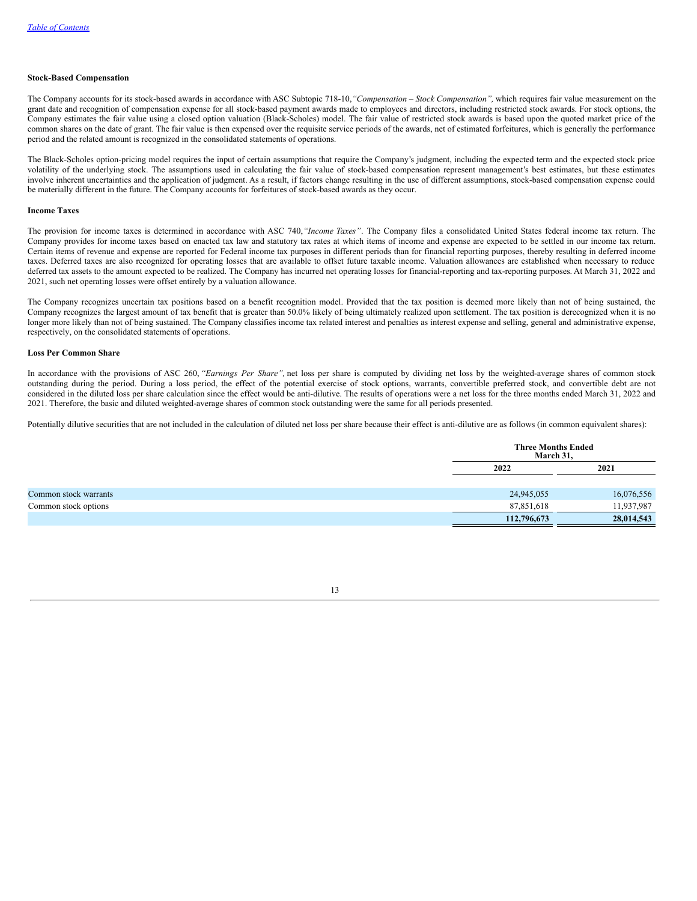**Stock-Based Compensation**

The Company accounts for its stock-based awards in accordance with ASC Subtopic 718-10, *"Compensation – Stock Compensation"*, which requires fair value measurement on the grant date and recognition of compensation expense for all stock-based payment awards made to employees and directors, including restricted stock awards. For stock options, the Company estimates the fair value using a closed option valuation (Black-Scholes) model. The fair value of restricted stock awards is based upon the quoted market price of the common shares on the date of grant. The fair value is then expensed over the requisite service periods of the awards, net of estimated forfeitures, which is generally the performance period and the related amount is recognized in the consolidated statements of operations.

The Black-Scholes option-pricing model requires the input of certain assumptions that require the Company's judgment, including the expected term and the expected stock price volatility of the underlying stock. The assumptions used in calculating the fair value of stock-based compensation represent management's best estimates, but these estimates involve inherent uncertainties and the application of judgment. As a result, if factors change resulting in the use of different assumptions, stock-based compensation expense could be materially different in the future. The Company accounts for forfeitures of stock-based awards as they occur.

**Income Taxes**

The provision for income taxes is determined in accordance with ASC 740, *"Income Taxes"*. The Company files a consolidated United States federal income tax return. The Company provides for income taxes based on enacted tax law and statutory tax rates at which items of income and expense are expected to be settled in our income tax return. Certain items of revenue and expense are reported for Federal income tax purposes in different periods than for financial reporting purposes, thereby resulting in deferred income taxes. Deferred taxes are also recognized for operating losses that are available to offset future taxable income. Valuation allowances are established when necessary to reduce deferred tax assets to the amount expected to be realized. The Company has incurred net operating losses for financial-reporting and tax-reporting purposes. At March 31, 2022 and 2021, such net operating losses were offset entirely by a valuation allowance.

The Company recognizes uncertain tax positions based on a benefit recognition model. Provided that the tax position is deemed more likely than not of being sustained, the Company recognizes the largest amount of tax benefit that is greater than 50.0% likely of being ultimately realized upon settlement. The tax position is derecognized when it is no longer more likely than not of being sustained. The Company classifies income tax related interest and penalties as interest expense and selling, general and administrative expense, respectively, on the consolidated statements of operations.

**Loss Per Common Share**

In accordance with the provisions of ASC 260, *"Earnings Per Share"*, net loss per share is computed by dividing net loss by the weighted-average shares of common stock outstanding during the period. During a loss period, the effect of the potential exercise of stock options, warrants, convertible preferred stock, and convertible debt are not considered in the diluted loss per share calculation since the effect would be anti-dilutive. The results of operations were a net loss for the three months ended March 31, 2022 and 2021. Therefore, the basic and diluted weighted-average shares of common stock outstanding were the same for all periods presented.

Potentially dilutive securities that are not included in the calculation of diluted net loss per share because their effect is anti-dilutive are as follows (in common equivalent shares):

| | Three Months Ended March 31, | |
|---|---|---|
| | 2022 | 2021 |
| Common stock warrants | 24,945,055 | 16,076,556 |
| Common stock options | 87,851,618 | 11,937,987 |
| | **112,796,673** | **28,014,543** |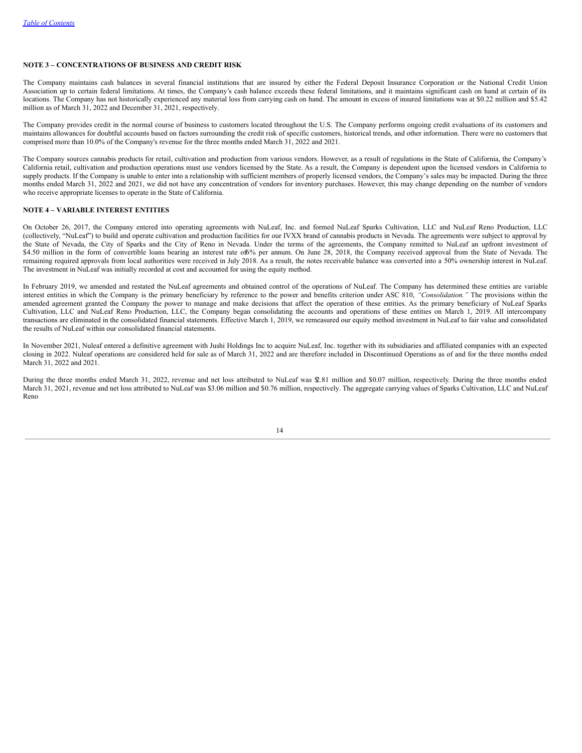### NOTE 3 – CONCENTRATIONS OF BUSINESS AND CREDIT RISK

The Company maintains cash balances in several financial institutions that are insured by either the Federal Deposit Insurance Corporation or the National Credit Union Association up to certain federal limitations. At times, the Company's cash balance exceeds these federal limitations, and it maintains significant cash on hand at certain of its locations. The Company has not historically experienced any material loss from carrying cash on hand. The amount in excess of insured limitations was at $0.22 million and $5.42 million as of March 31, 2022 and December 31, 2021, respectively.

The Company provides credit in the normal course of business to customers located throughout the U.S. The Company performs ongoing credit evaluations of its customers and maintains allowances for doubtful accounts based on factors surrounding the credit risk of specific customers, historical trends, and other information. There were no customers that comprised more than 10.0% of the Company's revenue for the three months ended March 31, 2022 and 2021.

The Company sources cannabis products for retail, cultivation and production from various vendors. However, as a result of regulations in the State of California, the Company's California retail, cultivation and production operations must use vendors licensed by the State. As a result, the Company is dependent upon the licensed vendors in California to supply products. If the Company is unable to enter into a relationship with sufficient members of properly licensed vendors, the Company's sales may be impacted. During the three months ended March 31, 2022 and 2021, we did not have any concentration of vendors for inventory purchases. However, this may change depending on the number of vendors who receive appropriate licenses to operate in the State of California.

### NOTE 4 – VARIABLE INTEREST ENTITIES

On October 26, 2017, the Company entered into operating agreements with NuLeaf, Inc. and formed NuLeaf Sparks Cultivation, LLC and NuLeaf Reno Production, LLC (collectively, "NuLeaf") to build and operate cultivation and production facilities for our IVXX brand of cannabis products in Nevada. The agreements were subject to approval by the State of Nevada, the City of Sparks and the City of Reno in Nevada. Under the terms of the agreements, the Company remitted to NuLeaf an upfront investment of $4.50 million in the form of convertible loans bearing an interest rate of 6% per annum. On June 28, 2018, the Company received approval from the State of Nevada. The remaining required approvals from local authorities were received in July 2018. As a result, the notes receivable balance was converted into a 50% ownership interest in NuLeaf. The investment in NuLeaf was initially recorded at cost and accounted for using the equity method.

In February 2019, we amended and restated the NuLeaf agreements and obtained control of the operations of NuLeaf. The Company has determined these entities are variable interest entities in which the Company is the primary beneficiary by reference to the power and benefits criterion under ASC 810, *"Consolidation."* The provisions within the amended agreement granted the Company the power to manage and make decisions that affect the operation of these entities. As the primary beneficiary of NuLeaf Sparks Cultivation, LLC and NuLeaf Reno Production, LLC, the Company began consolidating the accounts and operations of these entities on March 1, 2019. All intercompany transactions are eliminated in the consolidated financial statements. Effective March 1, 2019, we remeasured our equity method investment in NuLeaf to fair value and consolidated the results of NuLeaf within our consolidated financial statements.

In November 2021, Nuleaf entered a definitive agreement with Jushi Holdings Inc to acquire NuLeaf, Inc. together with its subsidiaries and affiliated companies with an expected closing in 2022. Nuleaf operations are considered held for sale as of March 31, 2022 and are therefore included in Discontinued Operations as of and for the three months ended March 31, 2022 and 2021.

During the three months ended March 31, 2022, revenue and net loss attributed to NuLeaf was $2.81 million and $0.07 million, respectively. During the three months ended March 31, 2021, revenue and net loss attributed to NuLeaf was $3.06 million and $0.76 million, respectively. The aggregate carrying values of Sparks Cultivation, LLC and NuLeaf Reno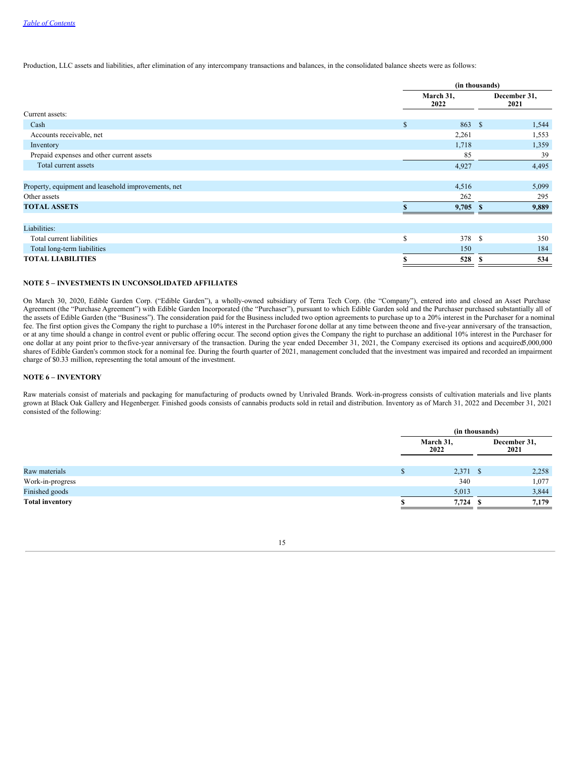Production, LLC assets and liabilities, after elimination of any intercompany transactions and balances, in the consolidated balance sheets were as follows:

| | (in thousands) | |
|---|---|---|
| | March 31, 2022 | December 31, 2021 |
| Current assets: | | |
| Cash | $ 863 | $ 1,544 |
| Accounts receivable, net | 2,261 | 1,553 |
| Inventory | 1,718 | 1,359 |
| Prepaid expenses and other current assets | 85 | 39 |
| Total current assets | 4,927 | 4,495 |
| | | |
| Property, equipment and leasehold improvements, net | 4,516 | 5,099 |
| Other assets | 262 | 295 |
| **TOTAL ASSETS** | **$ 9,705** | **$ 9,889** |
| | | |
| Liabilities: | | |
| Total current liabilities | $ 378 | $ 350 |
| Total long-term liabilities | 150 | 184 |
| **TOTAL LIABILITIES** | **$ 528** | **$ 534** |

**NOTE 5 – INVESTMENTS IN UNCONSOLIDATED AFFILIATES**

On March 30, 2020, Edible Garden Corp. ("Edible Garden"), a wholly-owned subsidiary of Terra Tech Corp. (the "Company"), entered into and closed an Asset Purchase Agreement (the "Purchase Agreement") with Edible Garden Incorporated (the "Purchaser"), pursuant to which Edible Garden sold and the Purchaser purchased substantially all of the assets of Edible Garden (the "Business"). The consideration paid for the Business included two option agreements to purchase up to a 20% interest in the Purchaser for a nominal fee. The first option gives the Company the right to purchase a 10% interest in the Purchaser for one dollar at any time between the one and five-year anniversary of the transaction, or at any time should a change in control event or public offering occur. The second option gives the Company the right to purchase an additional 10% interest in the Purchaser for one dollar at any point prior to the five-year anniversary of the transaction. During the year ended December 31, 2021, the Company exercised its options and acquired 5,000,000 shares of Edible Garden's common stock for a nominal fee. During the fourth quarter of 2021, management concluded that the investment was impaired and recorded an impairment charge of $0.33 million, representing the total amount of the investment.

**NOTE 6 – INVENTORY**

Raw materials consist of materials and packaging for manufacturing of products owned by Unrivaled Brands. Work-in-progress consists of cultivation materials and live plants grown at Black Oak Gallery and Hegenberger. Finished goods consists of cannabis products sold in retail and distribution. Inventory as of March 31, 2022 and December 31, 2021 consisted of the following:

| | (in thousands) | |
|---|---|---|
| | March 31, 2022 | December 31, 2021 |
| Raw materials | $ 2,371 | $ 2,258 |
| Work-in-progress | 340 | 1,077 |
| Finished goods | 5,013 | 3,844 |
| **Total inventory** | **$ 7,724** | **$ 7,179** |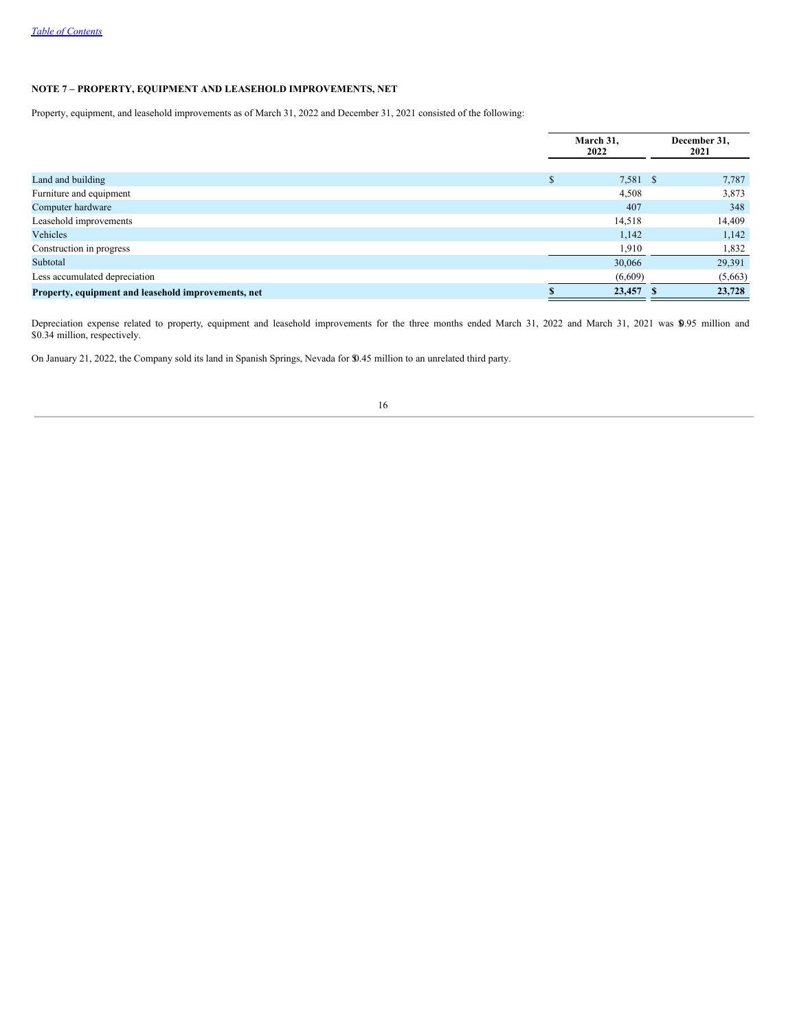*Table of Contents*

**NOTE 7 – PROPERTY, EQUIPMENT AND LEASEHOLD IMPROVEMENTS, NET**

Property, equipment, and leasehold improvements as of March 31, 2022 and December 31, 2021 consisted of the following:

| | March 31, 2022 | December 31, 2021 |
|---|---|---|
| Land and building | $ 7,581 | $ 7,787 |
| Furniture and equipment | 4,508 | 3,873 |
| Computer hardware | 407 | 348 |
| Leasehold improvements | 14,518 | 14,409 |
| Vehicles | 1,142 | 1,142 |
| Construction in progress | 1,910 | 1,832 |
| Subtotal | 30,066 | 29,391 |
| Less accumulated depreciation | (6,609) | (5,663) |
| **Property, equipment and leasehold improvements, net** | **$ 23,457** | **$ 23,728** |

Depreciation expense related to property, equipment and leasehold improvements for the three months ended March 31, 2022 and March 31, 2021 was $0.95 million and $0.34 million, respectively.

On January 21, 2022, the Company sold its land in Spanish Springs, Nevada for $0.45 million to an unrelated third party.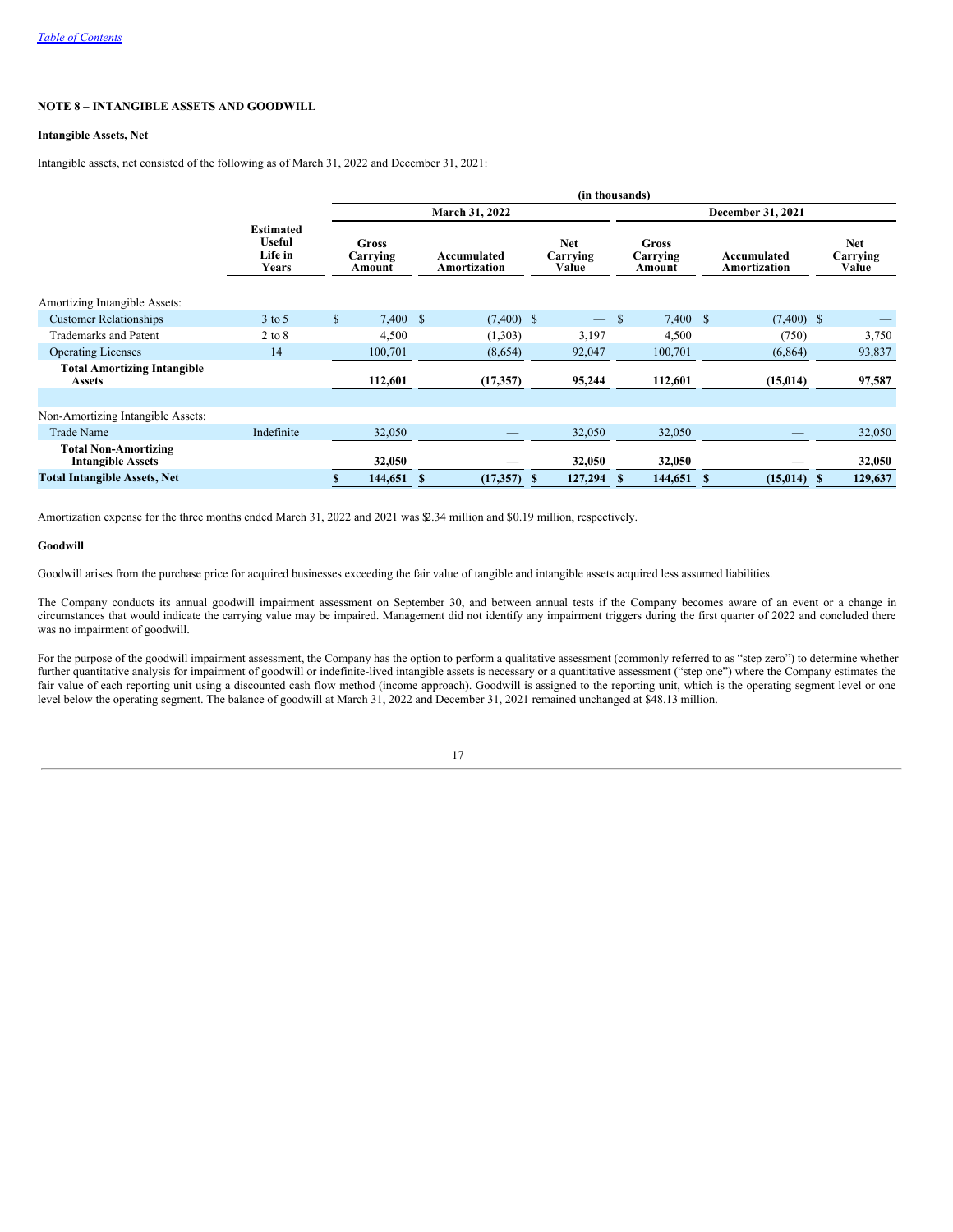[Table of Contents](#)

**NOTE 8 – INTANGIBLE ASSETS AND GOODWILL**

**Intangible Assets, Net**

Intangible assets, net consisted of the following as of March 31, 2022 and December 31, 2021:

| | | (in thousands) | | | | | |
|---|---|---|---|---|---|---|---|
| | | March 31, 2022 | | | December 31, 2021 | | |
| | Estimated Useful Life in Years | Gross Carrying Amount | Accumulated Amortization | Net Carrying Value | Gross Carrying Amount | Accumulated Amortization | Net Carrying Value |
| Amortizing Intangible Assets: | | | | | | | |
| Customer Relationships | 3 to 5 | $ 7,400 | $ (7,400) | $ — | $ 7,400 | $ (7,400) | $ — |
| Trademarks and Patent | 2 to 8 | 4,500 | (1,303) | 3,197 | 4,500 | (750) | 3,750 |
| Operating Licenses | 14 | 100,701 | (8,654) | 92,047 | 100,701 | (6,864) | 93,837 |
| **Total Amortizing Intangible Assets** | | **112,601** | **(17,357)** | **95,244** | **112,601** | **(15,014)** | **97,587** |
| Non-Amortizing Intangible Assets: | | | | | | | |
| Trade Name | Indefinite | 32,050 | — | 32,050 | 32,050 | — | 32,050 |
| **Total Non-Amortizing Intangible Assets** | | **32,050** | **—** | **32,050** | **32,050** | **—** | **32,050** |
| **Total Intangible Assets, Net** | | **$ 144,651** | **$ (17,357)** | **$ 127,294** | **$ 144,651** | **$ (15,014)** | **$ 129,637** |

Amortization expense for the three months ended March 31, 2022 and 2021 was $2.34 million and $0.19 million, respectively.

**Goodwill**

Goodwill arises from the purchase price for acquired businesses exceeding the fair value of tangible and intangible assets acquired less assumed liabilities.

The Company conducts its annual goodwill impairment assessment on September 30, and between annual tests if the Company becomes aware of an event or a change in circumstances that would indicate the carrying value may be impaired. Management did not identify any impairment triggers during the first quarter of 2022 and concluded there was no impairment of goodwill.

For the purpose of the goodwill impairment assessment, the Company has the option to perform a qualitative assessment (commonly referred to as "step zero") to determine whether further quantitative analysis for impairment of goodwill or indefinite-lived intangible assets is necessary or a quantitative assessment ("step one") where the Company estimates the fair value of each reporting unit using a discounted cash flow method (income approach). Goodwill is assigned to the reporting unit, which is the operating segment level or one level below the operating segment. The balance of goodwill at March 31, 2022 and December 31, 2021 remained unchanged at $48.13 million.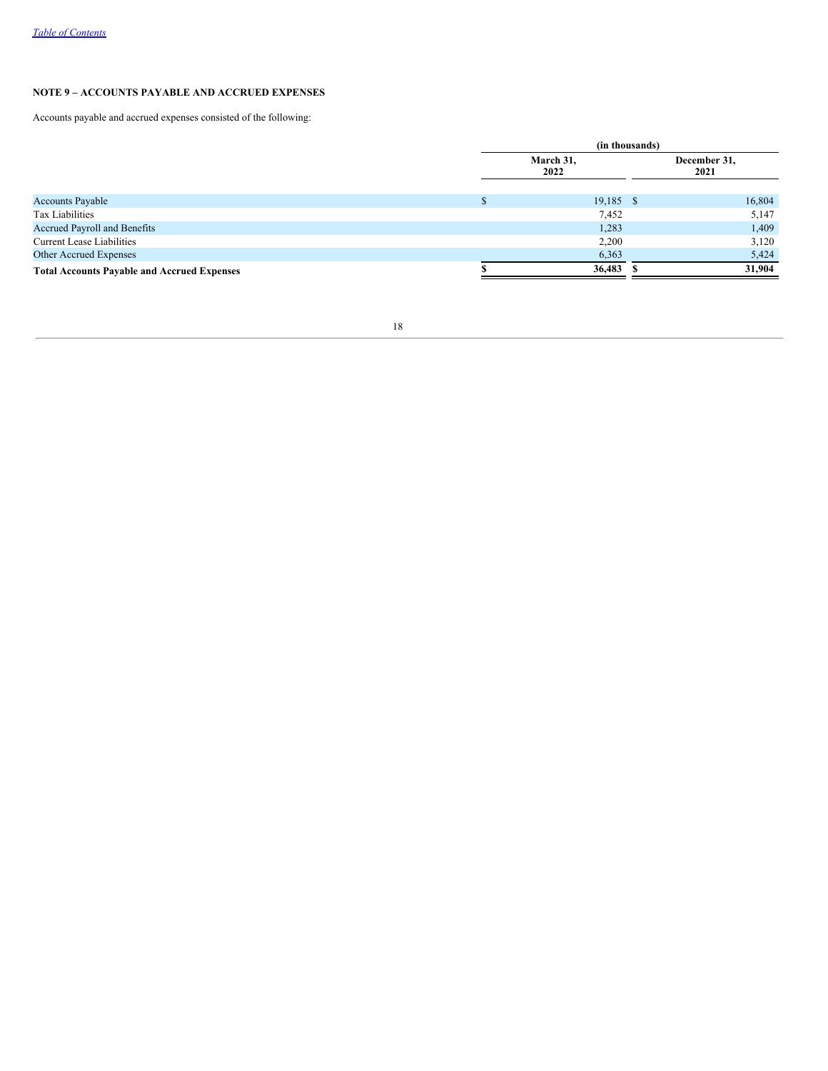### NOTE 9 – ACCOUNTS PAYABLE AND ACCRUED EXPENSES

Accounts payable and accrued expenses consisted of the following:

| | (in thousands) | |
|---|---|---|
| | March 31, 2022 | December 31, 2021 |
| Accounts Payable | $ 19,185 | $ 16,804 |
| Tax Liabilities | 7,452 | 5,147 |
| Accrued Payroll and Benefits | 1,283 | 1,409 |
| Current Lease Liabilities | 2,200 | 3,120 |
| Other Accrued Expenses | 6,363 | 5,424 |
| **Total Accounts Payable and Accrued Expenses** | **$ 36,483** | **$ 31,904** |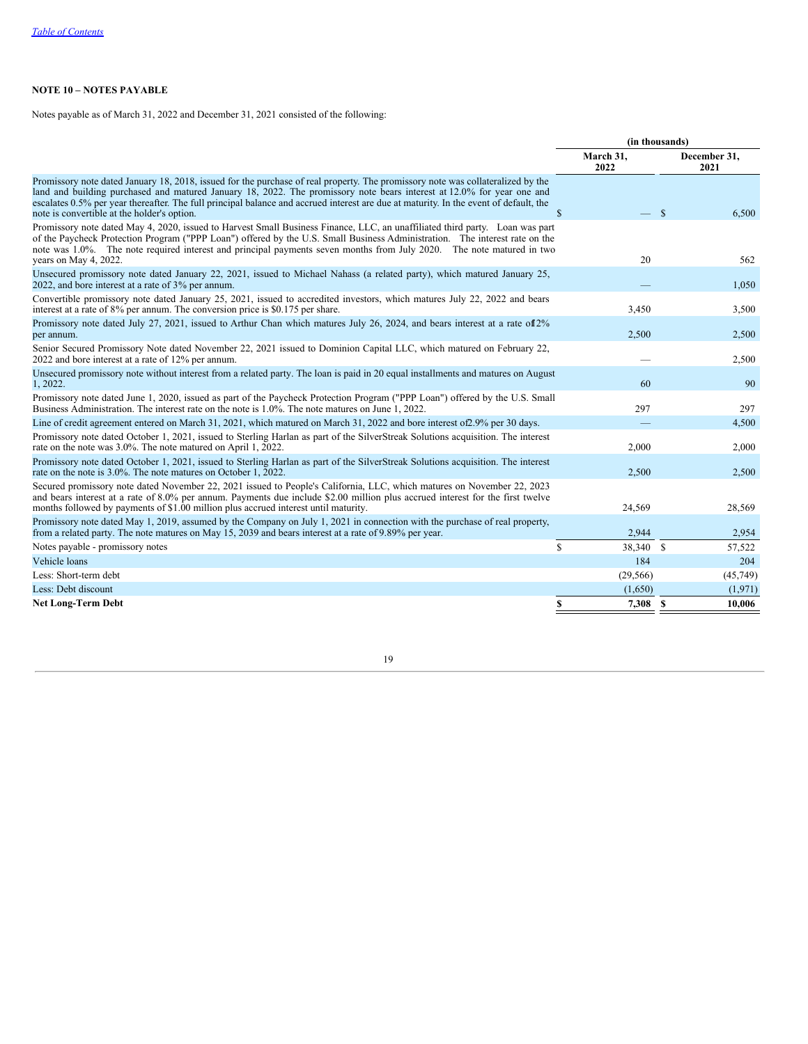## NOTE 10 – NOTES PAYABLE

Notes payable as of March 31, 2022 and December 31, 2021 consisted of the following:

| | (in thousands) | |
|---|---|---|
| | March 31, 2022 | December 31, 2021 |
| Promissory note dated January 18, 2018, issued for the purchase of real property. The promissory note was collateralized by the land and building purchased and matured January 18, 2022. The promissory note bears interest at 12.0% for year one and escalates 0.5% per year thereafter. The full principal balance and accrued interest are due at maturity. In the event of default, the note is convertible at the holder's option. | $ — | $ 6,500 |
| Promissory note dated May 4, 2020, issued to Harvest Small Business Finance, LLC, an unaffiliated third party. Loan was part of the Paycheck Protection Program ("PPP Loan") offered by the U.S. Small Business Administration. The interest rate on the note was 1.0%. The note required interest and principal payments seven months from July 2020. The note matured in two years on May 4, 2022. | 20 | 562 |
| Unsecured promissory note dated January 22, 2021, issued to Michael Nahass (a related party), which matured January 25, 2022, and bore interest at a rate of 3% per annum. | — | 1,050 |
| Convertible promissory note dated January 25, 2021, issued to accredited investors, which matures July 22, 2022 and bears interest at a rate of 8% per annum. The conversion price is $0.175 per share. | 3,450 | 3,500 |
| Promissory note dated July 27, 2021, issued to Arthur Chan which matures July 26, 2024, and bears interest at a rate of 12% per annum. | 2,500 | 2,500 |
| Senior Secured Promissory Note dated November 22, 2021 issued to Dominion Capital LLC, which matured on February 22, 2022 and bore interest at a rate of 12% per annum. | — | 2,500 |
| Unsecured promissory note without interest from a related party. The loan is paid in 20 equal installments and matures on August 1, 2022. | 60 | 90 |
| Promissory note dated June 1, 2020, issued as part of the Paycheck Protection Program ("PPP Loan") offered by the U.S. Small Business Administration. The interest rate on the note is 1.0%. The note matures on June 1, 2022. | 297 | 297 |
| Line of credit agreement entered on March 31, 2021, which matured on March 31, 2022 and bore interest of 2.9% per 30 days. | — | 4,500 |
| Promissory note dated October 1, 2021, issued to Sterling Harlan as part of the SilverStreak Solutions acquisition. The interest rate on the note was 3.0%. The note matured on April 1, 2022. | 2,000 | 2,000 |
| Promissory note dated October 1, 2021, issued to Sterling Harlan as part of the SilverStreak Solutions acquisition. The interest rate on the note is 3.0%. The note matures on October 1, 2022. | 2,500 | 2,500 |
| Secured promissory note dated November 22, 2021 issued to People's California, LLC, which matures on November 22, 2023 and bears interest at a rate of 8.0% per annum. Payments due include $2.00 million plus accrued interest for the first twelve months followed by payments of $1.00 million plus accrued interest until maturity. | 24,569 | 28,569 |
| Promissory note dated May 1, 2019, assumed by the Company on July 1, 2021 in connection with the purchase of real property, from a related party. The note matures on May 15, 2039 and bears interest at a rate of 9.89% per year. | 2,944 | 2,954 |
| Notes payable - promissory notes | $ 38,340 | $ 57,522 |
| Vehicle loans | 184 | 204 |
| Less: Short-term debt | (29,566) | (45,749) |
| Less: Debt discount | (1,650) | (1,971) |
| **Net Long-Term Debt** | **$ 7,308** | **$ 10,006** |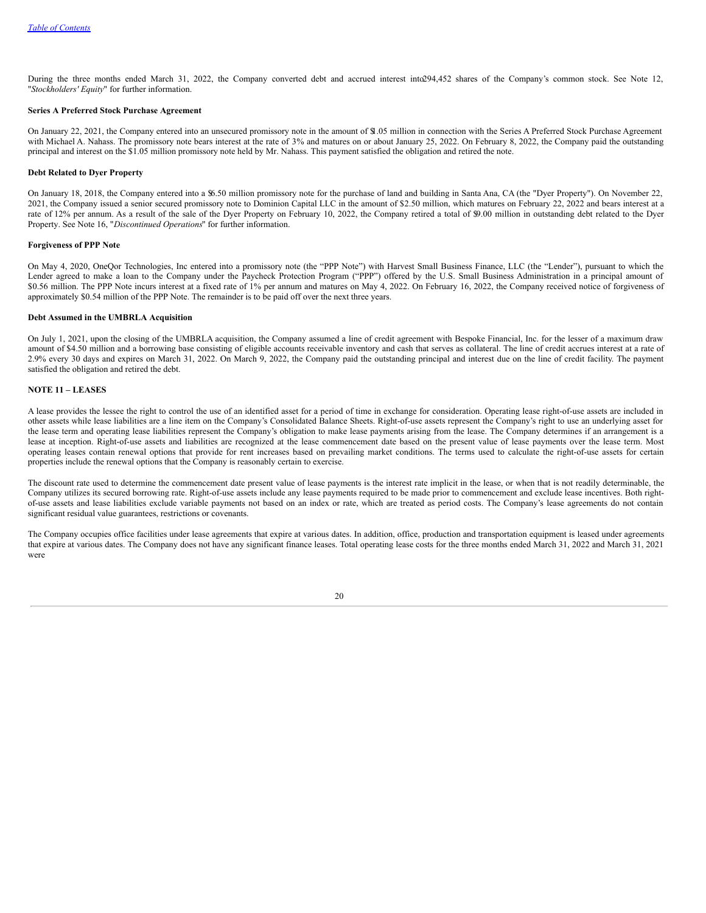During the three months ended March 31, 2022, the Company converted debt and accrued interest into 294,452 shares of the Company's common stock. See Note 12, "*Stockholders' Equity*" for further information.

**Series A Preferred Stock Purchase Agreement**

On January 22, 2021, the Company entered into an unsecured promissory note in the amount of $1.05 million in connection with the Series A Preferred Stock Purchase Agreement with Michael A. Nahass. The promissory note bears interest at the rate of 3% and matures on or about January 25, 2022. On February 8, 2022, the Company paid the outstanding principal and interest on the $1.05 million promissory note held by Mr. Nahass. This payment satisfied the obligation and retired the note.

**Debt Related to Dyer Property**

On January 18, 2018, the Company entered into a $6.50 million promissory note for the purchase of land and building in Santa Ana, CA (the "Dyer Property"). On November 22, 2021, the Company issued a senior secured promissory note to Dominion Capital LLC in the amount of $2.50 million, which matures on February 22, 2022 and bears interest at a rate of 12% per annum. As a result of the sale of the Dyer Property on February 10, 2022, the Company retired a total of $9.00 million in outstanding debt related to the Dyer Property. See Note 16, "*Discontinued Operations*" for further information.

**Forgiveness of PPP Note**

On May 4, 2020, OneQor Technologies, Inc entered into a promissory note (the "PPP Note") with Harvest Small Business Finance, LLC (the "Lender"), pursuant to which the Lender agreed to make a loan to the Company under the Paycheck Protection Program ("PPP") offered by the U.S. Small Business Administration in a principal amount of $0.56 million. The PPP Note incurs interest at a fixed rate of 1% per annum and matures on May 4, 2022. On February 16, 2022, the Company received notice of forgiveness of approximately $0.54 million of the PPP Note. The remainder is to be paid off over the next three years.

**Debt Assumed in the UMBRLA Acquisition**

On July 1, 2021, upon the closing of the UMBRLA acquisition, the Company assumed a line of credit agreement with Bespoke Financial, Inc. for the lesser of a maximum draw amount of $4.50 million and a borrowing base consisting of eligible accounts receivable inventory and cash that serves as collateral. The line of credit accrues interest at a rate of 2.9% every 30 days and expires on March 31, 2022. On March 9, 2022, the Company paid the outstanding principal and interest due on the line of credit facility. The payment satisfied the obligation and retired the debt.

**NOTE 11 – LEASES**

A lease provides the lessee the right to control the use of an identified asset for a period of time in exchange for consideration. Operating lease right-of-use assets are included in other assets while lease liabilities are a line item on the Company's Consolidated Balance Sheets. Right-of-use assets represent the Company's right to use an underlying asset for the lease term and operating lease liabilities represent the Company's obligation to make lease payments arising from the lease. The Company determines if an arrangement is a lease at inception. Right-of-use assets and liabilities are recognized at the lease commencement date based on the present value of lease payments over the lease term. Most operating leases contain renewal options that provide for rent increases based on prevailing market conditions. The terms used to calculate the right-of-use assets for certain properties include the renewal options that the Company is reasonably certain to exercise.

The discount rate used to determine the commencement date present value of lease payments is the interest rate implicit in the lease, or when that is not readily determinable, the Company utilizes its secured borrowing rate. Right-of-use assets include any lease payments required to be made prior to commencement and exclude lease incentives. Both right-of-use assets and lease liabilities exclude variable payments not based on an index or rate, which are treated as period costs. The Company's lease agreements do not contain significant residual value guarantees, restrictions or covenants.

The Company occupies office facilities under lease agreements that expire at various dates. In addition, office, production and transportation equipment is leased under agreements that expire at various dates. The Company does not have any significant finance leases. Total operating lease costs for the three months ended March 31, 2022 and March 31, 2021 were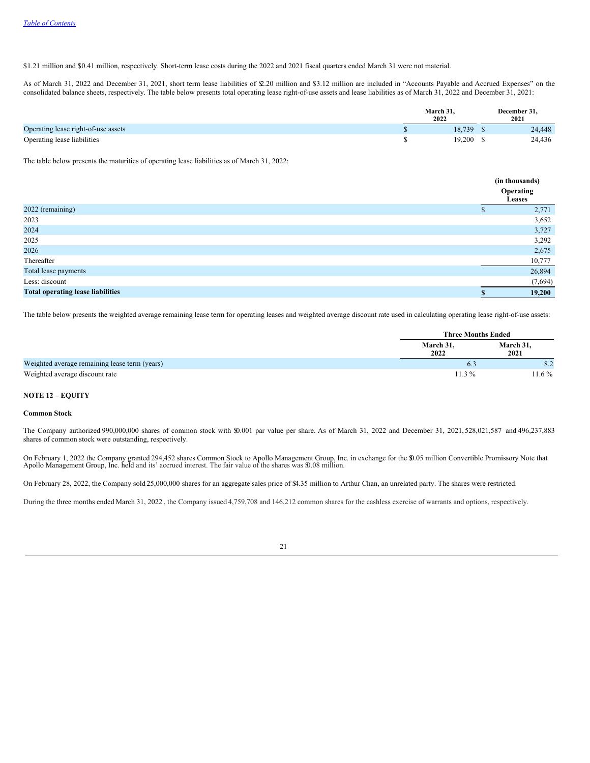$1.21 million and $0.41 million, respectively. Short-term lease costs during the 2022 and 2021 fiscal quarters ended March 31 were not material.

As of March 31, 2022 and December 31, 2021, short term lease liabilities of $2.20 million and $3.12 million are included in "Accounts Payable and Accrued Expenses" on the consolidated balance sheets, respectively. The table below presents total operating lease right-of-use assets and lease liabilities as of March 31, 2022 and December 31, 2021:

| | March 31, 2022 | December 31, 2021 |
|---|---|---|
| Operating lease right-of-use assets | $ 18,739 | $ 24,448 |
| Operating lease liabilities | $ 19,200 | $ 24,436 |

The table below presents the maturities of operating lease liabilities as of March 31, 2022:

| | (in thousands) Operating Leases |
|---|---|
| 2022 (remaining) | $ 2,771 |
| 2023 | 3,652 |
| 2024 | 3,727 |
| 2025 | 3,292 |
| 2026 | 2,675 |
| Thereafter | 10,777 |
| Total lease payments | 26,894 |
| Less: discount | (7,694) |
| **Total operating lease liabilities** | **$ 19,200** |

The table below presents the weighted average remaining lease term for operating leases and weighted average discount rate used in calculating operating lease right-of-use assets:

| | Three Months Ended | |
|---|---|---|
| | March 31, 2022 | March 31, 2021 |
| Weighted average remaining lease term (years) | 6.3 | 8.2 |
| Weighted average discount rate | 11.3 % | 11.6 % |

## NOTE 12 – EQUITY

### Common Stock

The Company authorized 990,000,000 shares of common stock with $0.001 par value per share. As of March 31, 2022 and December 31, 2021, 528,021,587 and 496,237,883 shares of common stock were outstanding, respectively.

On February 1, 2022 the Company granted 294,452 shares Common Stock to Apollo Management Group, Inc. in exchange for the $0.05 million Convertible Promissory Note that Apollo Management Group, Inc. held and its' accrued interest. The fair value of the shares was $0.08 million.

On February 28, 2022, the Company sold 25,000,000 shares for an aggregate sales price of $4.35 million to Arthur Chan, an unrelated party. The shares were restricted.

During the three months ended March 31, 2022 , the Company issued 4,759,708 and 146,212 common shares for the cashless exercise of warrants and options, respectively.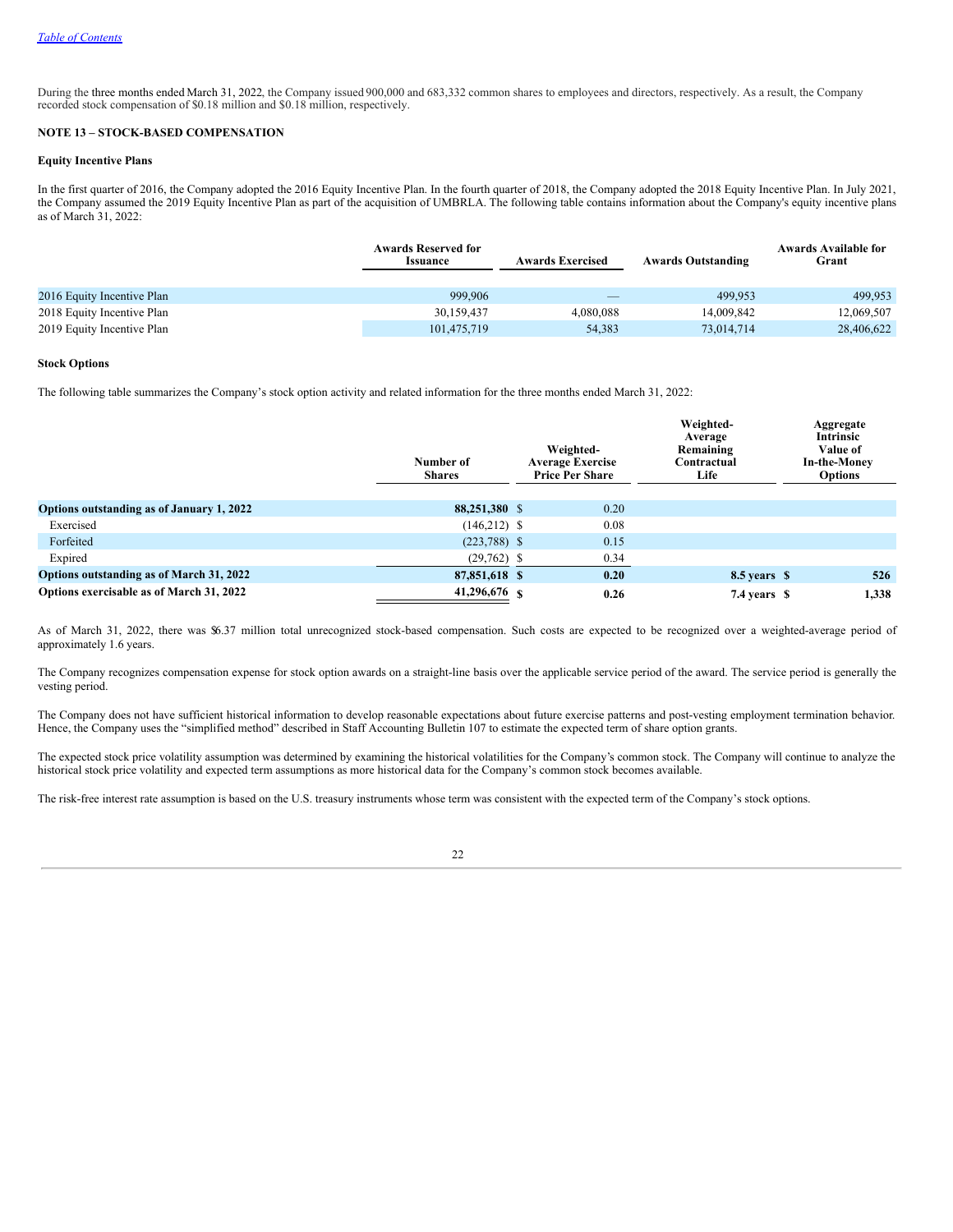During the three months ended March 31, 2022, the Company issued 900,000 and 683,332 common shares to employees and directors, respectively. As a result, the Company recorded stock compensation of \$0.18 million and \$0.18 million, respectively.

**NOTE 13 – STOCK-BASED COMPENSATION**

**Equity Incentive Plans**

In the first quarter of 2016, the Company adopted the 2016 Equity Incentive Plan. In the fourth quarter of 2018, the Company adopted the 2018 Equity Incentive Plan. In July 2021, the Company assumed the 2019 Equity Incentive Plan as part of the acquisition of UMBRLA. The following table contains information about the Company's equity incentive plans as of March 31, 2022:

| | Awards Reserved for Issuance | Awards Exercised | Awards Outstanding | Awards Available for Grant |
|---|---|---|---|---|
| 2016 Equity Incentive Plan | 999,906 | — | 499,953 | 499,953 |
| 2018 Equity Incentive Plan | 30,159,437 | 4,080,088 | 14,009,842 | 12,069,507 |
| 2019 Equity Incentive Plan | 101,475,719 | 54,383 | 73,014,714 | 28,406,622 |

**Stock Options**

The following table summarizes the Company's stock option activity and related information for the three months ended March 31, 2022:

| | Number of Shares | Weighted-Average Exercise Price Per Share | Weighted-Average Remaining Contractual Life | Aggregate Intrinsic Value of In-the-Money Options |
|---|---|---|---|---|
| **Options outstanding as of January 1, 2022** | **88,251,380** | $ 0.20 | | |
| Exercised | (146,212) | $ 0.08 | | |
| Forfeited | (223,788) | $ 0.15 | | |
| Expired | (29,762) | $ 0.34 | | |
| **Options outstanding as of March 31, 2022** | **87,851,618** | **$ 0.20** | **8.5 years** | **$ 526** |
| **Options exercisable as of March 31, 2022** | **41,296,676** | **$ 0.26** | **7.4 years** | **$ 1,338** |

As of March 31, 2022, there was \$6.37 million total unrecognized stock-based compensation. Such costs are expected to be recognized over a weighted-average period of approximately 1.6 years.

The Company recognizes compensation expense for stock option awards on a straight-line basis over the applicable service period of the award. The service period is generally the vesting period.

The Company does not have sufficient historical information to develop reasonable expectations about future exercise patterns and post-vesting employment termination behavior. Hence, the Company uses the "simplified method" described in Staff Accounting Bulletin 107 to estimate the expected term of share option grants.

The expected stock price volatility assumption was determined by examining the historical volatilities for the Company's common stock. The Company will continue to analyze the historical stock price volatility and expected term assumptions as more historical data for the Company's common stock becomes available.

The risk-free interest rate assumption is based on the U.S. treasury instruments whose term was consistent with the expected term of the Company's stock options.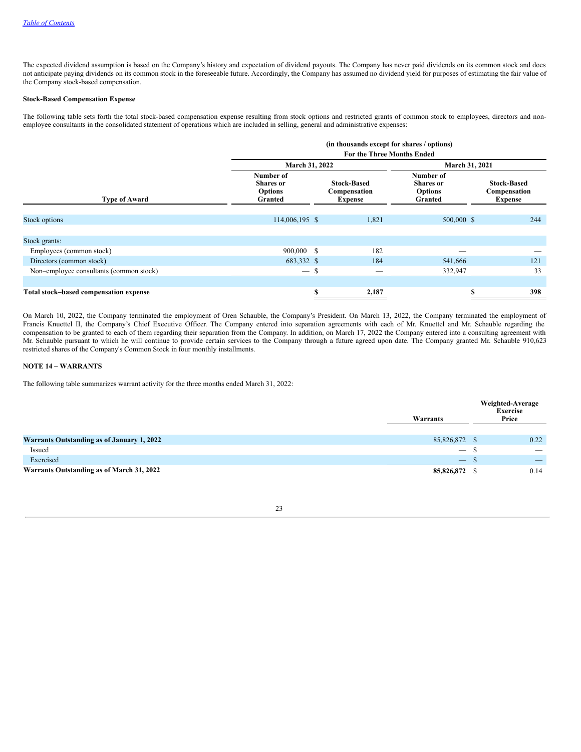*Table of Contents*

The expected dividend assumption is based on the Company's history and expectation of dividend payouts. The Company has never paid dividends on its common stock and does not anticipate paying dividends on its common stock in the foreseeable future. Accordingly, the Company has assumed no dividend yield for purposes of estimating the fair value of the Company stock-based compensation.

**Stock-Based Compensation Expense**

The following table sets forth the total stock-based compensation expense resulting from stock options and restricted grants of common stock to employees, directors and non-employee consultants in the consolidated statement of operations which are included in selling, general and administrative expenses:

| | (in thousands except for shares / options) For the Three Months Ended | | | |
|---|---|---|---|---|
| | March 31, 2022 | | March 31, 2021 | |
| Type of Award | Number of Shares or Options Granted | Stock-Based Compensation Expense | Number of Shares or Options Granted | Stock-Based Compensation Expense |
| Stock options | 114,006,195 | $ 1,821 | 500,000 | $ 244 |
| Stock grants: | | | | |
| Employees (common stock) | 900,000 | $ 182 | — | — |
| Directors (common stock) | 683,332 | $ 184 | 541,666 | 121 |
| Non–employee consultants (common stock) | — | $ — | 332,947 | 33 |
| **Total stock–based compensation expense** | | **$ 2,187** | | **$ 398** |

On March 10, 2022, the Company terminated the employment of Oren Schauble, the Company's President. On March 13, 2022, the Company terminated the employment of Francis Knuettel II, the Company's Chief Executive Officer. The Company entered into separation agreements with each of Mr. Knuettel and Mr. Schauble regarding the compensation to be granted to each of them regarding their separation from the Company. In addition, on March 17, 2022 the Company entered into a consulting agreement with Mr. Schauble pursuant to which he will continue to provide certain services to the Company through a future agreed upon date. The Company granted Mr. Schauble 910,623 restricted shares of the Company's Common Stock in four monthly installments.

**NOTE 14 – WARRANTS**

The following table summarizes warrant activity for the three months ended March 31, 2022:

| | Warrants | Weighted-Average Exercise Price |
|---|---|---|
| **Warrants Outstanding as of January 1, 2022** | 85,826,872 | $ 0.22 |
| Issued | — | $ — |
| Exercised | — | $ — |
| **Warrants Outstanding as of March 31, 2022** | **85,826,872** | $ 0.14 |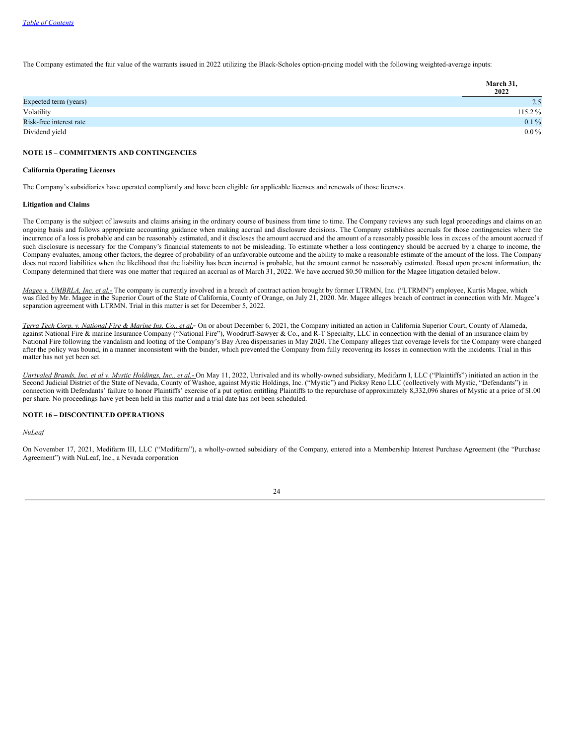The Company estimated the fair value of the warrants issued in 2022 utilizing the Black-Scholes option-pricing model with the following weighted-average inputs:

| | March 31, 2022 |
|---|---|
| Expected term (years) | 2.5 |
| Volatility | 115.2 % |
| Risk-free interest rate | 0.1 % |
| Dividend yield | 0.0 % |

## NOTE 15 – COMMITMENTS AND CONTINGENCIES

**California Operating Licenses**

The Company's subsidiaries have operated compliantly and have been eligible for applicable licenses and renewals of those licenses.

**Litigation and Claims**

The Company is the subject of lawsuits and claims arising in the ordinary course of business from time to time. The Company reviews any such legal proceedings and claims on an ongoing basis and follows appropriate accounting guidance when making accrual and disclosure decisions. The Company establishes accruals for those contingencies where the incurrence of a loss is probable and can be reasonably estimated, and it discloses the amount accrued and the amount of a reasonably possible loss in excess of the amount accrued if such disclosure is necessary for the Company's financial statements to not be misleading. To estimate whether a loss contingency should be accrued by a charge to income, the Company evaluates, among other factors, the degree of probability of an unfavorable outcome and the ability to make a reasonable estimate of the amount of the loss. The Company does not record liabilities when the likelihood that the liability has been incurred is probable, but the amount cannot be reasonably estimated. Based upon present information, the Company determined that there was one matter that required an accrual as of March 31, 2022. We have accrued $0.50 million for the Magee litigation detailed below.

*Magee v. UMBRLA, Inc. et al.-* The company is currently involved in a breach of contract action brought by former LTRMN, Inc. ("LTRMN") employee, Kurtis Magee, which was filed by Mr. Magee in the Superior Court of the State of California, County of Orange, on July 21, 2020. Mr. Magee alleges breach of contract in connection with Mr. Magee's separation agreement with LTRMN. Trial in this matter is set for December 5, 2022.

*Terra Tech Corp. v. National Fire & Marine Ins. Co., et al.-* On or about December 6, 2021, the Company initiated an action in California Superior Court, County of Alameda, against National Fire & marine Insurance Company ("National Fire"), Woodruff-Sawyer & Co., and R-T Specialty, LLC in connection with the denial of an insurance claim by National Fire following the vandalism and looting of the Company's Bay Area dispensaries in May 2020. The Company alleges that coverage levels for the Company were changed after the policy was bound, in a manner inconsistent with the binder, which prevented the Company from fully recovering its losses in connection with the incidents. Trial in this matter has not yet been set.

*Unrivaled Brands, Inc. et al v. Mystic Holdings, Inc., et al.-* On May 11, 2022, Unrivaled and its wholly-owned subsidiary, Medifarm I, LLC ("Plaintiffs") initiated an action in the Second Judicial District of the State of Nevada, County of Washoe, against Mystic Holdings, Inc. ("Mystic") and Picksy Reno LLC (collectively with Mystic, "Defendants") in connection with Defendants' failure to honor Plaintiffs' exercise of a put option entitling Plaintiffs to the repurchase of approximately 8,332,096 shares of Mystic at a price of $1.00 per share. No proceedings have yet been held in this matter and a trial date has not been scheduled.

## NOTE 16 – DISCONTINUED OPERATIONS

*NuLeaf*

On November 17, 2021, Medifarm III, LLC ("Medifarm"), a wholly-owned subsidiary of the Company, entered into a Membership Interest Purchase Agreement (the "Purchase Agreement") with NuLeaf, Inc., a Nevada corporation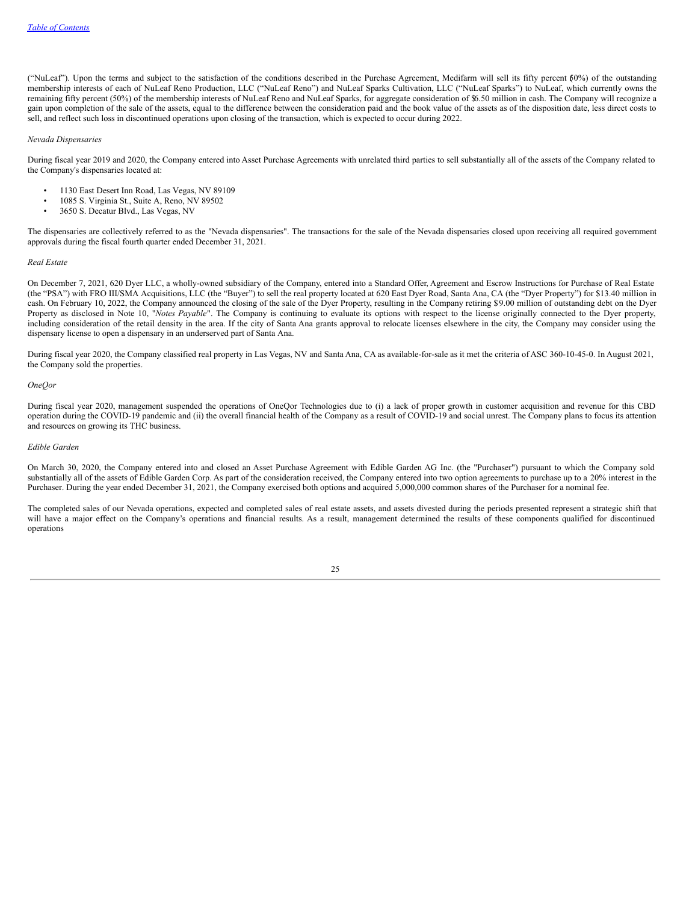("NuLeaf"). Upon the terms and subject to the satisfaction of the conditions described in the Purchase Agreement, Medifarm will sell its fifty percent (50%) of the outstanding membership interests of each of NuLeaf Reno Production, LLC ("NuLeaf Reno") and NuLeaf Sparks Cultivation, LLC ("NuLeaf Sparks") to NuLeaf, which currently owns the remaining fifty percent (50%) of the membership interests of NuLeaf Reno and NuLeaf Sparks, for aggregate consideration of $6.50 million in cash. The Company will recognize a gain upon completion of the sale of the assets, equal to the difference between the consideration paid and the book value of the assets as of the disposition date, less direct costs to sell, and reflect such loss in discontinued operations upon closing of the transaction, which is expected to occur during 2022.

*Nevada Dispensaries*

During fiscal year 2019 and 2020, the Company entered into Asset Purchase Agreements with unrelated third parties to sell substantially all of the assets of the Company related to the Company's dispensaries located at:

- 1130 East Desert Inn Road, Las Vegas, NV 89109
- 1085 S. Virginia St., Suite A, Reno, NV 89502
- 3650 S. Decatur Blvd., Las Vegas, NV

The dispensaries are collectively referred to as the "Nevada dispensaries". The transactions for the sale of the Nevada dispensaries closed upon receiving all required government approvals during the fiscal fourth quarter ended December 31, 2021.

*Real Estate*

On December 7, 2021, 620 Dyer LLC, a wholly-owned subsidiary of the Company, entered into a Standard Offer, Agreement and Escrow Instructions for Purchase of Real Estate (the "PSA") with FRO III/SMA Acquisitions, LLC (the "Buyer") to sell the real property located at 620 East Dyer Road, Santa Ana, CA (the "Dyer Property") for $13.40 million in cash. On February 10, 2022, the Company announced the closing of the sale of the Dyer Property, resulting in the Company retiring $9.00 million of outstanding debt on the Dyer Property as disclosed in Note 10, "*Notes Payable*". The Company is continuing to evaluate its options with respect to the license originally connected to the Dyer property, including consideration of the retail density in the area. If the city of Santa Ana grants approval to relocate licenses elsewhere in the city, the Company may consider using the dispensary license to open a dispensary in an underserved part of Santa Ana.

During fiscal year 2020, the Company classified real property in Las Vegas, NV and Santa Ana, CA as available-for-sale as it met the criteria of ASC 360-10-45-0. In August 2021, the Company sold the properties.

*OneQor*

During fiscal year 2020, management suspended the operations of OneQor Technologies due to (i) a lack of proper growth in customer acquisition and revenue for this CBD operation during the COVID-19 pandemic and (ii) the overall financial health of the Company as a result of COVID-19 and social unrest. The Company plans to focus its attention and resources on growing its THC business.

*Edible Garden*

On March 30, 2020, the Company entered into and closed an Asset Purchase Agreement with Edible Garden AG Inc. (the "Purchaser") pursuant to which the Company sold substantially all of the assets of Edible Garden Corp. As part of the consideration received, the Company entered into two option agreements to purchase up to a 20% interest in the Purchaser. During the year ended December 31, 2021, the Company exercised both options and acquired 5,000,000 common shares of the Purchaser for a nominal fee.

The completed sales of our Nevada operations, expected and completed sales of real estate assets, and assets divested during the periods presented represent a strategic shift that will have a major effect on the Company's operations and financial results. As a result, management determined the results of these components qualified for discontinued operations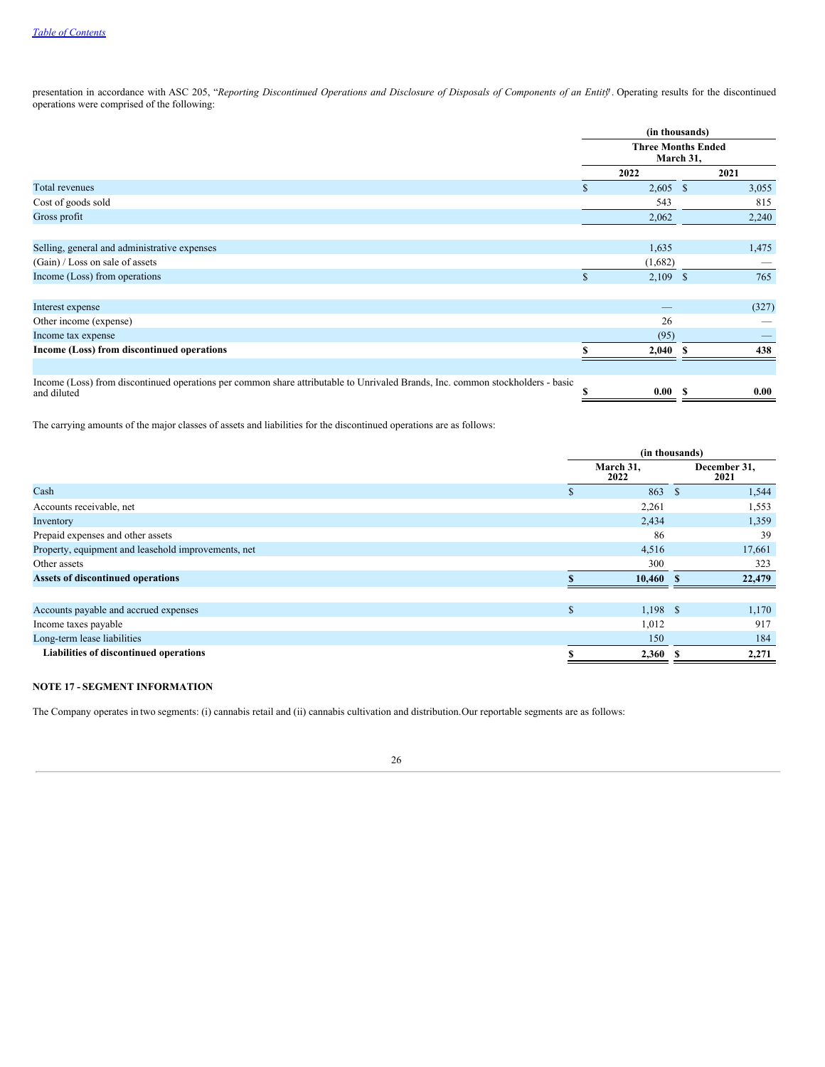presentation in accordance with ASC 205, "*Reporting Discontinued Operations and Disclosure of Disposals of Components of an Entity*". Operating results for the discontinued operations were comprised of the following:

| | (in thousands) | |
|---|---|---|
| | Three Months Ended March 31, | |
| | 2022 | 2021 |
| Total revenues | $ 2,605 | $ 3,055 |
| Cost of goods sold | 543 | 815 |
| Gross profit | 2,062 | 2,240 |
| | | |
| Selling, general and administrative expenses | 1,635 | 1,475 |
| (Gain) / Loss on sale of assets | (1,682) | — |
| Income (Loss) from operations | $ 2,109 | $ 765 |
| | | |
| Interest expense | — | (327) |
| Other income (expense) | 26 | — |
| Income tax expense | (95) | — |
| **Income (Loss) from discontinued operations** | **$ 2,040** | **$ 438** |
| | | |
| Income (Loss) from discontinued operations per common share attributable to Unrivaled Brands, Inc. common stockholders - basic and diluted | **$ 0.00** | **$ 0.00** |

The carrying amounts of the major classes of assets and liabilities for the discontinued operations are as follows:

| | (in thousands) | |
|---|---|---|
| | March 31, 2022 | December 31, 2021 |
| Cash | $ 863 | $ 1,544 |
| Accounts receivable, net | 2,261 | 1,553 |
| Inventory | 2,434 | 1,359 |
| Prepaid expenses and other assets | 86 | 39 |
| Property, equipment and leasehold improvements, net | 4,516 | 17,661 |
| Other assets | 300 | 323 |
| **Assets of discontinued operations** | **$ 10,460** | **$ 22,479** |
| | | |
| Accounts payable and accrued expenses | $ 1,198 | $ 1,170 |
| Income taxes payable | 1,012 | 917 |
| Long-term lease liabilities | 150 | 184 |
| **Liabilities of discontinued operations** | **$ 2,360** | **$ 2,271** |

## NOTE 17 - SEGMENT INFORMATION

The Company operates in two segments: (i) cannabis retail and (ii) cannabis cultivation and distribution. Our reportable segments are as follows: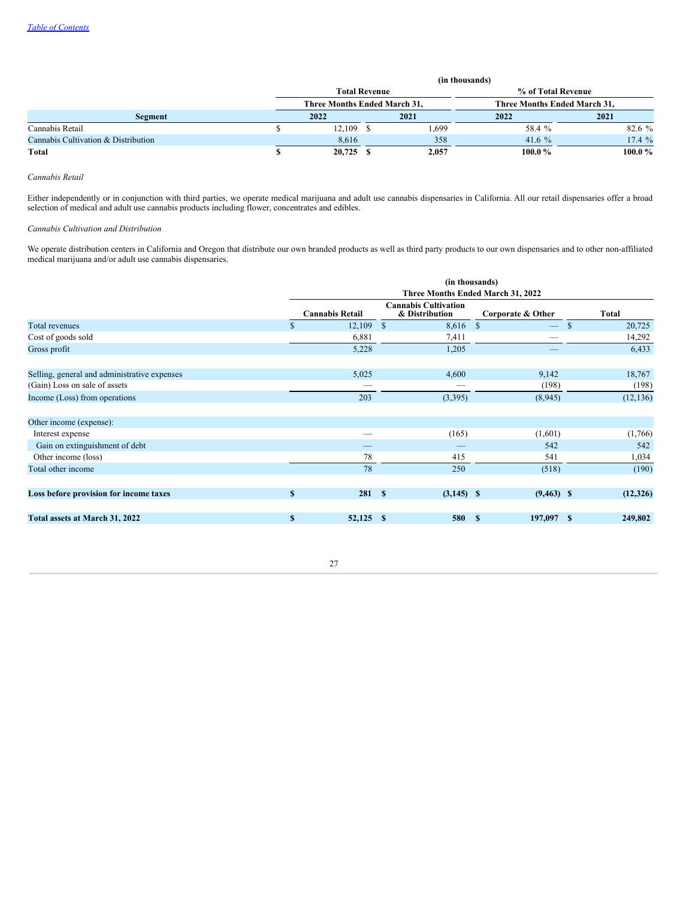| | (in thousands) | | | |
|---|---|---|---|---|
| | Total Revenue | | % of Total Revenue | |
| | Three Months Ended March 31, | | Three Months Ended March 31, | |
| Segment | 2022 | 2021 | 2022 | 2021 |
| Cannabis Retail | $ 12,109 | $ 1,699 | 58.4 % | 82.6 % |
| Cannabis Cultivation & Distribution | 8,616 | 358 | 41.6 % | 17.4 % |
| **Total** | **$ 20,725** | **$ 2,057** | **100.0 %** | **100.0 %** |

*Cannabis Retail*

Either independently or in conjunction with third parties, we operate medical marijuana and adult use cannabis dispensaries in California. All our retail dispensaries offer a broad selection of medical and adult use cannabis products including flower, concentrates and edibles.

*Cannabis Cultivation and Distribution*

We operate distribution centers in California and Oregon that distribute our own branded products as well as third party products to our own dispensaries and to other non-affiliated medical marijuana and/or adult use cannabis dispensaries.

| | (in thousands) | | | |
|---|---|---|---|---|
| | Three Months Ended March 31, 2022 | | | |
| | Cannabis Retail | Cannabis Cultivation & Distribution | Corporate & Other | Total |
| Total revenues | $ 12,109 | $ 8,616 | $ — | $ 20,725 |
| Cost of goods sold | 6,881 | 7,411 | — | 14,292 |
| Gross profit | 5,228 | 1,205 | — | 6,433 |
| | | | | |
| Selling, general and administrative expenses | 5,025 | 4,600 | 9,142 | 18,767 |
| (Gain) Loss on sale of assets | — | — | (198) | (198) |
| Income (Loss) from operations | 203 | (3,395) | (8,945) | (12,136) |
| | | | | |
| Other income (expense): | | | | |
| Interest expense | — | (165) | (1,601) | (1,766) |
| Gain on extinguishment of debt | — | — | 542 | 542 |
| Other income (loss) | 78 | 415 | 541 | 1,034 |
| Total other income | 78 | 250 | (518) | (190) |
| | | | | |
| **Loss before provision for income taxes** | **$ 281** | **$ (3,145)** | **$ (9,463)** | **$ (12,326)** |
| | | | | |
| **Total assets at March 31, 2022** | **$ 52,125** | **$ 580** | **$ 197,097** | **$ 249,802** |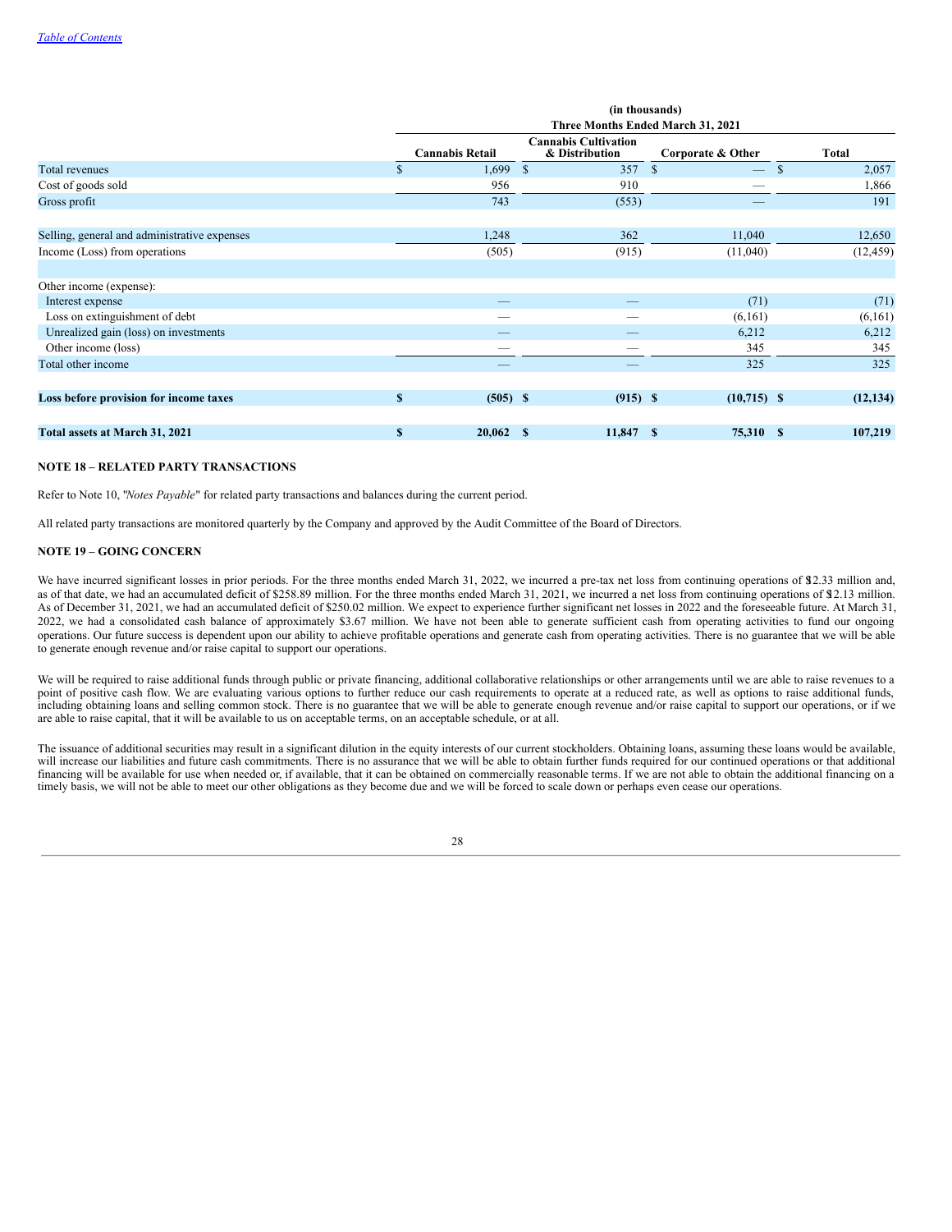| | (in thousands) | | | |
|---|---|---|---|---|
| | Three Months Ended March 31, 2021 | | | |
| | Cannabis Retail | Cannabis Cultivation & Distribution | Corporate & Other | Total |
| Total revenues | $ 1,699 | $ 357 | $ — | $ 2,057 |
| Cost of goods sold | 956 | 910 | — | 1,866 |
| Gross profit | 743 | (553) | — | 191 |
| | | | | |
| Selling, general and administrative expenses | 1,248 | 362 | 11,040 | 12,650 |
| Income (Loss) from operations | (505) | (915) | (11,040) | (12,459) |
| | | | | |
| Other income (expense): | | | | |
| Interest expense | — | — | (71) | (71) |
| Loss on extinguishment of debt | — | — | (6,161) | (6,161) |
| Unrealized gain (loss) on investments | — | — | 6,212 | 6,212 |
| Other income (loss) | — | — | 345 | 345 |
| Total other income | — | — | 325 | 325 |
| | | | | |
| **Loss before provision for income taxes** | **$ (505)** | **$ (915)** | **$ (10,715)** | **$ (12,134)** |
| | | | | |
| **Total assets at March 31, 2021** | **$ 20,062** | **$ 11,847** | **$ 75,310** | **$ 107,219** |

**NOTE 18 – RELATED PARTY TRANSACTIONS**

Refer to Note 10, "*Notes Payable*" for related party transactions and balances during the current period.

All related party transactions are monitored quarterly by the Company and approved by the Audit Committee of the Board of Directors.

**NOTE 19 – GOING CONCERN**

We have incurred significant losses in prior periods. For the three months ended March 31, 2022, we incurred a pre-tax net loss from continuing operations of $12.33 million and, as of that date, we had an accumulated deficit of $258.89 million. For the three months ended March 31, 2021, we incurred a net loss from continuing operations of $12.13 million. As of December 31, 2021, we had an accumulated deficit of $250.02 million. We expect to experience further significant net losses in 2022 and the foreseeable future. At March 31, 2022, we had a consolidated cash balance of approximately $3.67 million. We have not been able to generate sufficient cash from operating activities to fund our ongoing operations. Our future success is dependent upon our ability to achieve profitable operations and generate cash from operating activities. There is no guarantee that we will be able to generate enough revenue and/or raise capital to support our operations.

We will be required to raise additional funds through public or private financing, additional collaborative relationships or other arrangements until we are able to raise revenues to a point of positive cash flow. We are evaluating various options to further reduce our cash requirements to operate at a reduced rate, as well as options to raise additional funds, including obtaining loans and selling common stock. There is no guarantee that we will be able to generate enough revenue and/or raise capital to support our operations, or if we are able to raise capital, that it will be available to us on acceptable terms, on an acceptable schedule, or at all.

The issuance of additional securities may result in a significant dilution in the equity interests of our current stockholders. Obtaining loans, assuming these loans would be available, will increase our liabilities and future cash commitments. There is no assurance that we will be able to obtain further funds required for our continued operations or that additional financing will be available for use when needed or, if available, that it can be obtained on commercially reasonable terms. If we are not able to obtain the additional financing on a timely basis, we will not be able to meet our other obligations as they become due and we will be forced to scale down or perhaps even cease our operations.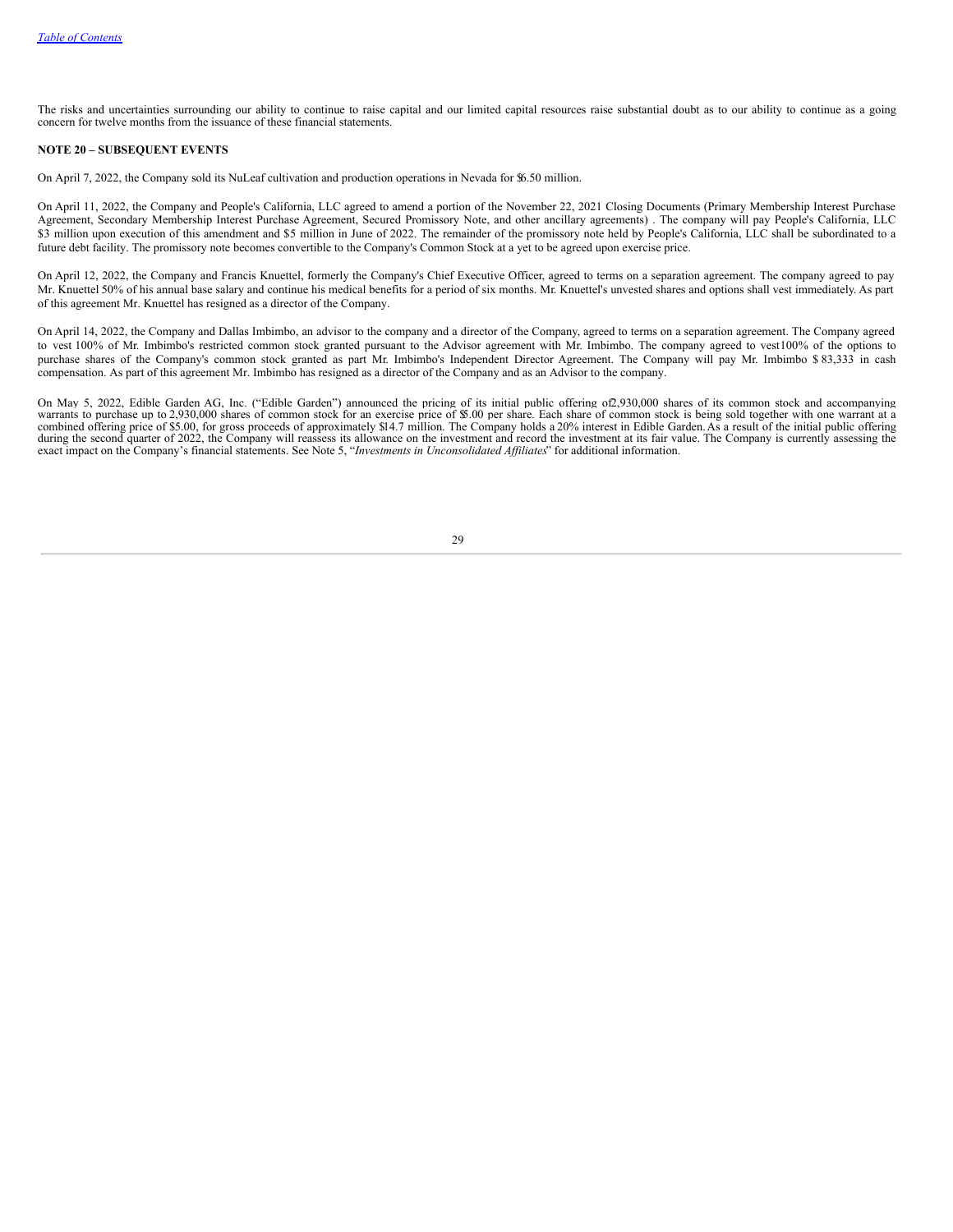The risks and uncertainties surrounding our ability to continue to raise capital and our limited capital resources raise substantial doubt as to our ability to continue as a going concern for twelve months from the issuance of these financial statements.

**NOTE 20 – SUBSEQUENT EVENTS**

On April 7, 2022, the Company sold its NuLeaf cultivation and production operations in Nevada for $6.50 million.

On April 11, 2022, the Company and People's California, LLC agreed to amend a portion of the November 22, 2021 Closing Documents (Primary Membership Interest Purchase Agreement, Secondary Membership Interest Purchase Agreement, Secured Promissory Note, and other ancillary agreements) . The company will pay People's California, LLC $3 million upon execution of this amendment and $5 million in June of 2022. The remainder of the promissory note held by People's California, LLC shall be subordinated to a future debt facility. The promissory note becomes convertible to the Company's Common Stock at a yet to be agreed upon exercise price.

On April 12, 2022, the Company and Francis Knuettel, formerly the Company's Chief Executive Officer, agreed to terms on a separation agreement. The company agreed to pay Mr. Knuettel 50% of his annual base salary and continue his medical benefits for a period of six months. Mr. Knuettel's unvested shares and options shall vest immediately. As part of this agreement Mr. Knuettel has resigned as a director of the Company.

On April 14, 2022, the Company and Dallas Imbimbo, an advisor to the company and a director of the Company, agreed to terms on a separation agreement. The Company agreed to vest 100% of Mr. Imbimbo's restricted common stock granted pursuant to the Advisor agreement with Mr. Imbimbo. The company agreed to vest100% of the options to purchase shares of the Company's common stock granted as part Mr. Imbimbo's Independent Director Agreement. The Company will pay Mr. Imbimbo $ 83,333 in cash compensation. As part of this agreement Mr. Imbimbo has resigned as a director of the Company and as an Advisor to the company.

On May 5, 2022, Edible Garden AG, Inc. ("Edible Garden") announced the pricing of its initial public offering of2,930,000 shares of its common stock and accompanying warrants to purchase up to 2,930,000 shares of common stock for an exercise price of $5.00 per share. Each share of common stock is being sold together with one warrant at a combined offering price of $5.00, for gross proceeds of approximately $14.7 million. The Company holds a 20% interest in Edible Garden. As a result of the initial public offering during the second quarter of 2022, the Company will reassess its allowance on the investment and record the investment at its fair value. The Company is currently assessing the exact impact on the Company's financial statements. See Note 5, "*Investments in Unconsolidated Affiliates*" for additional information.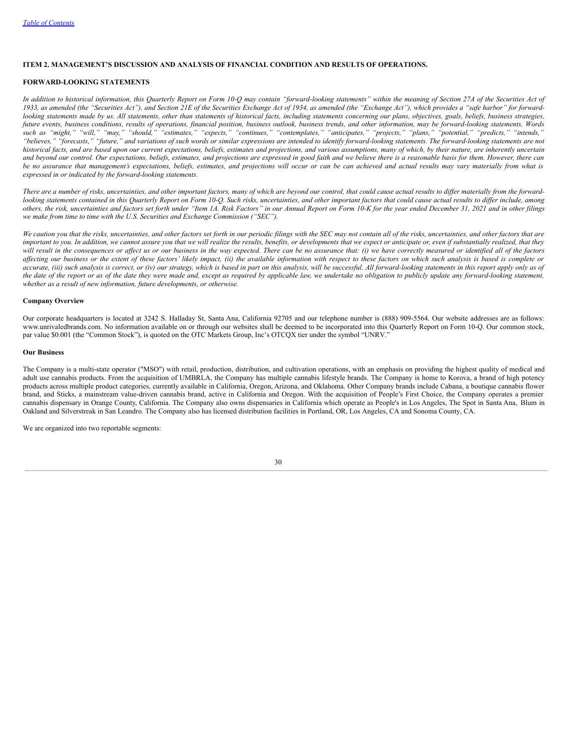## ITEM 2. MANAGEMENT'S DISCUSSION AND ANALYSIS OF FINANCIAL CONDITION AND RESULTS OF OPERATIONS.

### FORWARD-LOOKING STATEMENTS

*In addition to historical information, this Quarterly Report on Form 10-Q may contain "forward-looking statements" within the meaning of Section 27A of the Securities Act of 1933, as amended (the "Securities Act"), and Section 21E of the Securities Exchange Act of 1934, as amended (the "Exchange Act"), which provides a "safe harbor" for forward-looking statements made by us. All statements, other than statements of historical facts, including statements concerning our plans, objectives, goals, beliefs, business strategies, future events, business conditions, results of operations, financial position, business outlook, business trends, and other information, may be forward-looking statements. Words such as "might," "will," "may," "should," "estimates," "expects," "continues," "contemplates," "anticipates," "projects," "plans," "potential," "predicts," "intends," "believes," "forecasts," "future," and variations of such words or similar expressions are intended to identify forward-looking statements. The forward-looking statements are not historical facts, and are based upon our current expectations, beliefs, estimates and projections, and various assumptions, many of which, by their nature, are inherently uncertain and beyond our control. Our expectations, beliefs, estimates, and projections are expressed in good faith and we believe there is a reasonable basis for them. However, there can be no assurance that management's expectations, beliefs, estimates, and projections will occur or can be can achieved and actual results may vary materially from what is expressed in or indicated by the forward-looking statements.*

*There are a number of risks, uncertainties, and other important factors, many of which are beyond our control, that could cause actual results to differ materially from the forward-looking statements contained in this Quarterly Report on Form 10-Q. Such risks, uncertainties, and other important factors that could cause actual results to differ include, among others, the risk, uncertainties and factors set forth under "Item 1A. Risk Factors" in our Annual Report on Form 10-K for the year ended December 31, 2021 and in other filings we make from time to time with the U.S. Securities and Exchange Commission ("SEC").*

*We caution you that the risks, uncertainties, and other factors set forth in our periodic filings with the SEC may not contain all of the risks, uncertainties, and other factors that are important to you. In addition, we cannot assure you that we will realize the results, benefits, or developments that we expect or anticipate or, even if substantially realized, that they will result in the consequences or affect us or our business in the way expected. There can be no assurance that: (i) we have correctly measured or identified all of the factors affecting our business or the extent of these factors' likely impact, (ii) the available information with respect to these factors on which such analysis is based is complete or accurate, (iii) such analysis is correct, or (iv) our strategy, which is based in part on this analysis, will be successful. All forward-looking statements in this report apply only as of the date of the report or as of the date they were made and, except as required by applicable law, we undertake no obligation to publicly update any forward-looking statement, whether as a result of new information, future developments, or otherwise.*

### Company Overview

Our corporate headquarters is located at 3242 S. Halladay St, Santa Ana, California 92705 and our telephone number is (888) 909-5564. Our website addresses are as follows: www.unrivaledbrands.com. No information available on or through our websites shall be deemed to be incorporated into this Quarterly Report on Form 10-Q. Our common stock, par value $0.001 (the "Common Stock"), is quoted on the OTC Markets Group, Inc's OTCQX tier under the symbol "UNRV."

### Our Business

The Company is a multi-state operator ("MSO") with retail, production, distribution, and cultivation operations, with an emphasis on providing the highest quality of medical and adult use cannabis products. From the acquisition of UMBRLA, the Company has multiple cannabis lifestyle brands. The Company is home to Korova, a brand of high potency products across multiple product categories, currently available in California, Oregon, Arizona, and Oklahoma. Other Company brands include Cabana, a boutique cannabis flower brand, and Sticks, a mainstream value-driven cannabis brand, active in California and Oregon. With the acquisition of People's First Choice, the Company operates a premier cannabis dispensary in Orange County, California. The Company also owns dispensaries in California which operate as People's in Los Angeles, The Spot in Santa Ana, Blum in Oakland and Silverstreak in San Leandro. The Company also has licensed distribution facilities in Portland, OR, Los Angeles, CA and Sonoma County, CA.

We are organized into two reportable segments: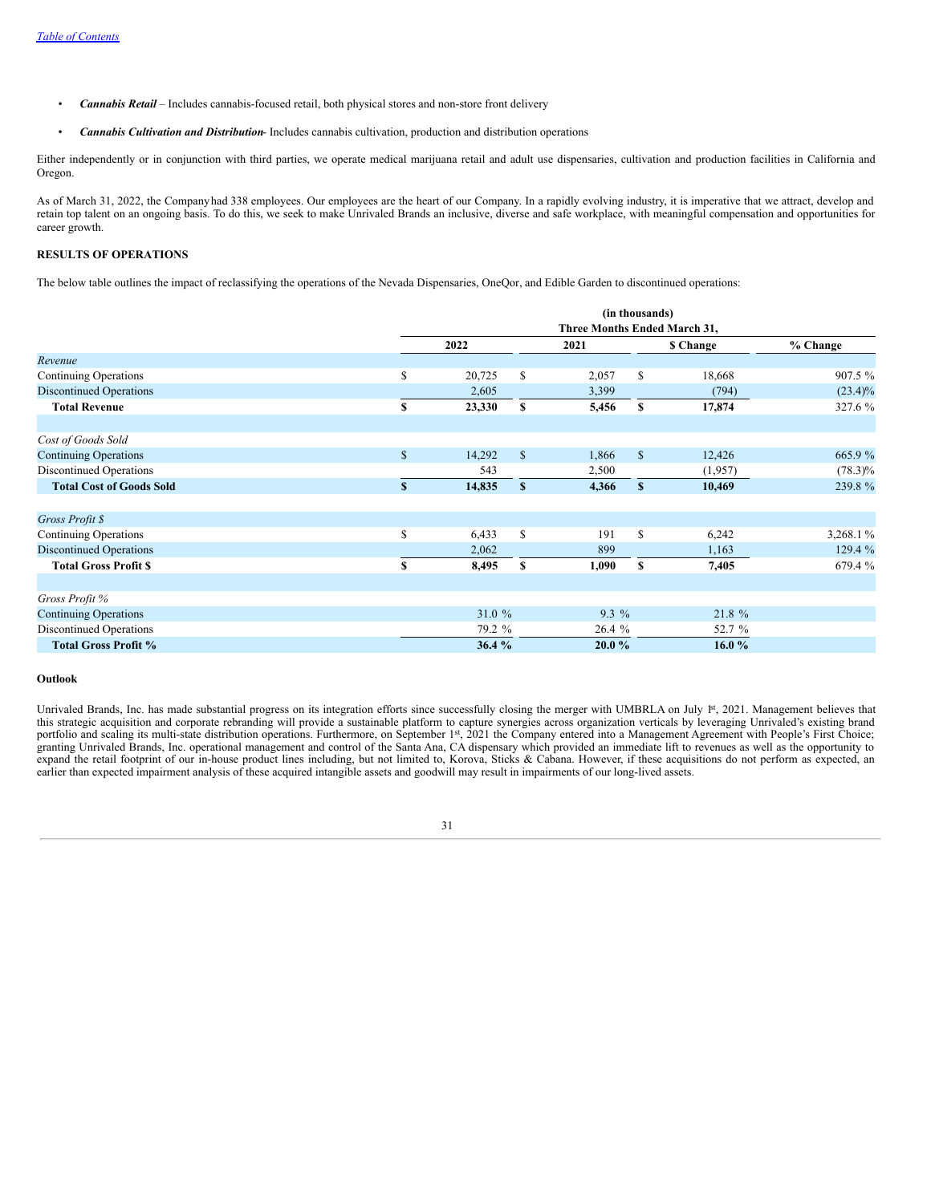- ***Cannabis Retail*** – Includes cannabis-focused retail, both physical stores and non-store front delivery
- ***Cannabis Cultivation and Distribution***- Includes cannabis cultivation, production and distribution operations

Either independently or in conjunction with third parties, we operate medical marijuana retail and adult use dispensaries, cultivation and production facilities in California and Oregon.

As of March 31, 2022, the Company had 338 employees. Our employees are the heart of our Company. In a rapidly evolving industry, it is imperative that we attract, develop and retain top talent on an ongoing basis. To do this, we seek to make Unrivaled Brands an inclusive, diverse and safe workplace, with meaningful compensation and opportunities for career growth.

**RESULTS OF OPERATIONS**

The below table outlines the impact of reclassifying the operations of the Nevada Dispensaries, OneQor, and Edible Garden to discontinued operations:

| | (in thousands) Three Months Ended March 31, | | | |
|---|---|---|---|---|
| | 2022 | 2021 | $ Change | % Change |
| *Revenue* | | | | |
| Continuing Operations | $ 20,725 | $ 2,057 | $ 18,668 | 907.5 % |
| Discontinued Operations | 2,605 | 3,399 | (794) | (23.4)% |
| **Total Revenue** | **$ 23,330** | **$ 5,456** | **$ 17,874** | 327.6 % |
| | | | | |
| *Cost of Goods Sold* | | | | |
| Continuing Operations | $ 14,292 | $ 1,866 | $ 12,426 | 665.9 % |
| Discontinued Operations | 543 | 2,500 | (1,957) | (78.3)% |
| **Total Cost of Goods Sold** | **$ 14,835** | **$ 4,366** | **$ 10,469** | 239.8 % |
| | | | | |
| *Gross Profit $* | | | | |
| Continuing Operations | $ 6,433 | $ 191 | $ 6,242 | 3,268.1 % |
| Discontinued Operations | 2,062 | 899 | 1,163 | 129.4 % |
| **Total Gross Profit $** | **$ 8,495** | **$ 1,090** | **$ 7,405** | 679.4 % |
| | | | | |
| *Gross Profit %* | | | | |
| Continuing Operations | 31.0 % | 9.3 % | 21.8 % | |
| Discontinued Operations | 79.2 % | 26.4 % | 52.7 % | |
| **Total Gross Profit %** | **36.4 %** | **20.0 %** | **16.0 %** | |

**Outlook**

Unrivaled Brands, Inc. has made substantial progress on its integration efforts since successfully closing the merger with UMBRLA on July 1st, 2021. Management believes that this strategic acquisition and corporate rebranding will provide a sustainable platform to capture synergies across organization verticals by leveraging Unrivaled's existing brand portfolio and scaling its multi-state distribution operations. Furthermore, on September 1st, 2021 the Company entered into a Management Agreement with People's First Choice; granting Unrivaled Brands, Inc. operational management and control of the Santa Ana, CA dispensary which provided an immediate lift to revenues as well as the opportunity to expand the retail footprint of our in-house product lines including, but not limited to, Korova, Sticks & Cabana. However, if these acquisitions do not perform as expected, an earlier than expected impairment analysis of these acquired intangible assets and goodwill may result in impairments of our long-lived assets.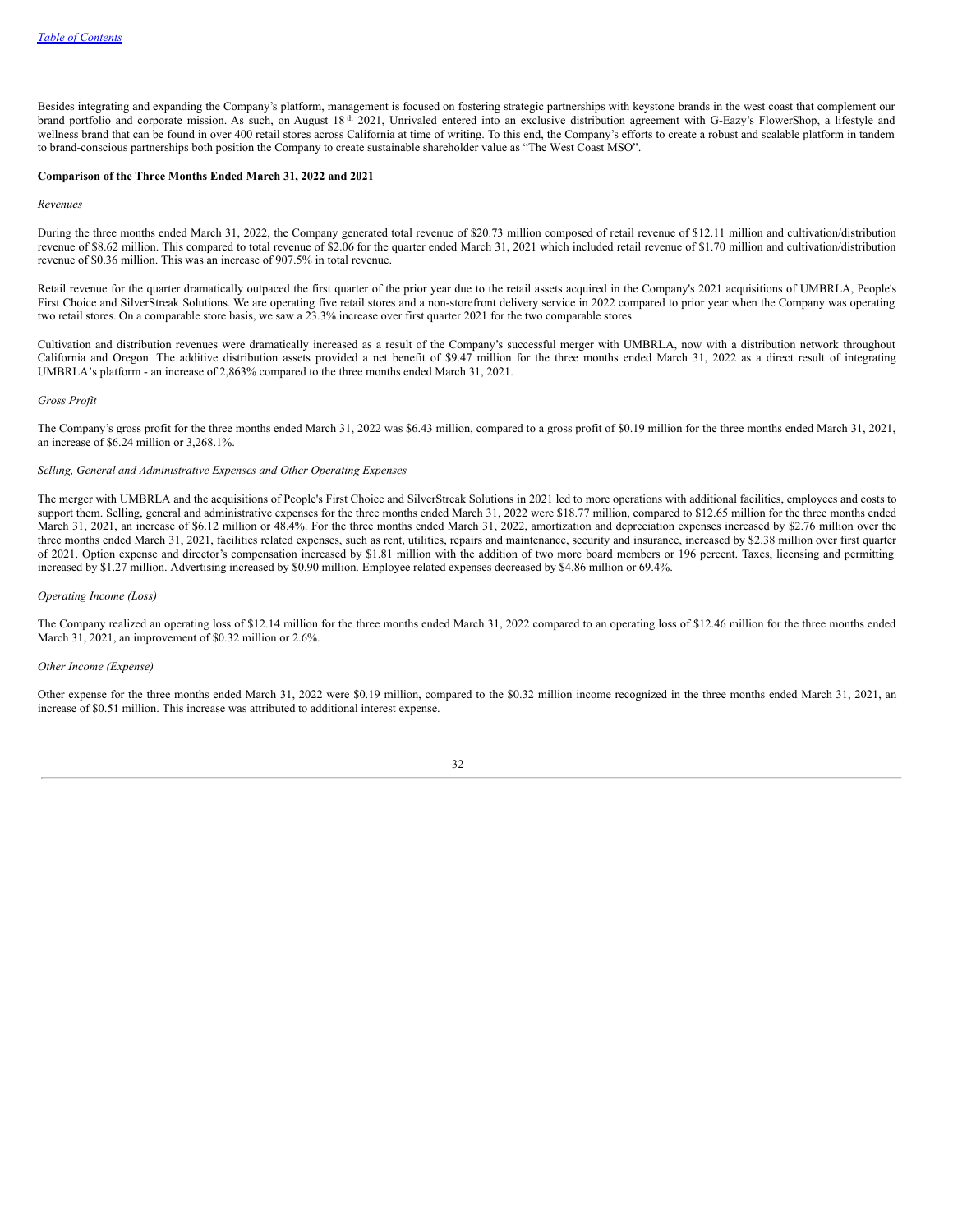Besides integrating and expanding the Company's platform, management is focused on fostering strategic partnerships with keystone brands in the west coast that complement our brand portfolio and corporate mission. As such, on August 18th 2021, Unrivaled entered into an exclusive distribution agreement with G-Eazy's FlowerShop, a lifestyle and wellness brand that can be found in over 400 retail stores across California at time of writing. To this end, the Company's efforts to create a robust and scalable platform in tandem to brand-conscious partnerships both position the Company to create sustainable shareholder value as "The West Coast MSO".

**Comparison of the Three Months Ended March 31, 2022 and 2021**

*Revenues*

During the three months ended March 31, 2022, the Company generated total revenue of $20.73 million composed of retail revenue of $12.11 million and cultivation/distribution revenue of $8.62 million. This compared to total revenue of $2.06 for the quarter ended March 31, 2021 which included retail revenue of $1.70 million and cultivation/distribution revenue of $0.36 million. This was an increase of 907.5% in total revenue.

Retail revenue for the quarter dramatically outpaced the first quarter of the prior year due to the retail assets acquired in the Company's 2021 acquisitions of UMBRLA, People's First Choice and SilverStreak Solutions. We are operating five retail stores and a non-storefront delivery service in 2022 compared to prior year when the Company was operating two retail stores. On a comparable store basis, we saw a 23.3% increase over first quarter 2021 for the two comparable stores.

Cultivation and distribution revenues were dramatically increased as a result of the Company's successful merger with UMBRLA, now with a distribution network throughout California and Oregon. The additive distribution assets provided a net benefit of $9.47 million for the three months ended March 31, 2022 as a direct result of integrating UMBRLA's platform - an increase of 2,863% compared to the three months ended March 31, 2021.

*Gross Profit*

The Company's gross profit for the three months ended March 31, 2022 was $6.43 million, compared to a gross profit of $0.19 million for the three months ended March 31, 2021, an increase of $6.24 million or 3,268.1%.

*Selling, General and Administrative Expenses and Other Operating Expenses*

The merger with UMBRLA and the acquisitions of People's First Choice and SilverStreak Solutions in 2021 led to more operations with additional facilities, employees and costs to support them. Selling, general and administrative expenses for the three months ended March 31, 2022 were $18.77 million, compared to $12.65 million for the three months ended March 31, 2021, an increase of $6.12 million or 48.4%. For the three months ended March 31, 2022, amortization and depreciation expenses increased by $2.76 million over the three months ended March 31, 2021, facilities related expenses, such as rent, utilities, repairs and maintenance, security and insurance, increased by $2.38 million over first quarter of 2021. Option expense and director's compensation increased by $1.81 million with the addition of two more board members or 196 percent. Taxes, licensing and permitting increased by $1.27 million. Advertising increased by $0.90 million. Employee related expenses decreased by $4.86 million or 69.4%.

*Operating Income (Loss)*

The Company realized an operating loss of $12.14 million for the three months ended March 31, 2022 compared to an operating loss of $12.46 million for the three months ended March 31, 2021, an improvement of $0.32 million or 2.6%.

*Other Income (Expense)*

Other expense for the three months ended March 31, 2022 were $0.19 million, compared to the $0.32 million income recognized in the three months ended March 31, 2021, an increase of $0.51 million. This increase was attributed to additional interest expense.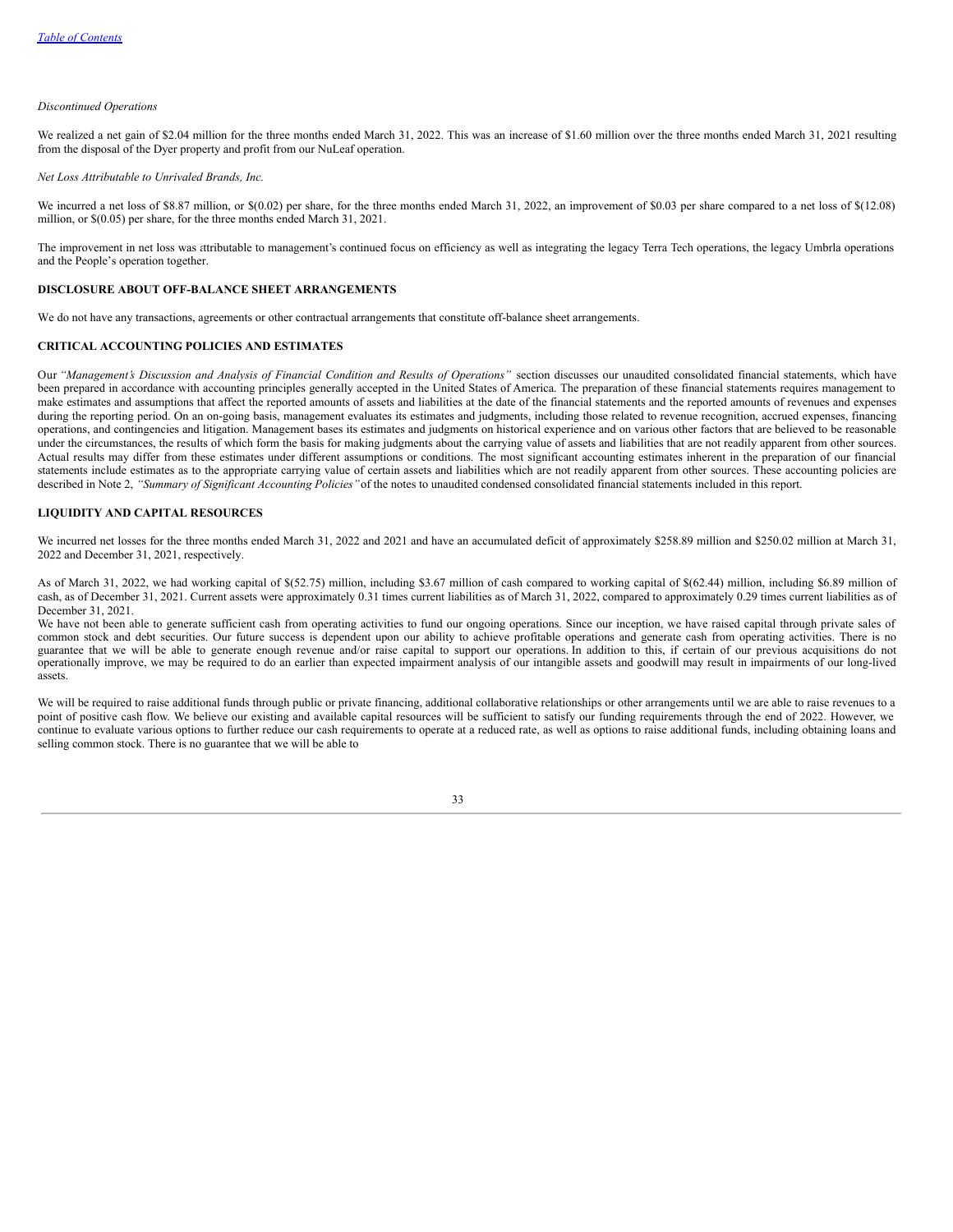*Discontinued Operations*

We realized a net gain of $2.04 million for the three months ended March 31, 2022. This was an increase of $1.60 million over the three months ended March 31, 2021 resulting from the disposal of the Dyer property and profit from our NuLeaf operation.

*Net Loss Attributable to Unrivaled Brands, Inc.*

We incurred a net loss of $8.87 million, or $(0.02) per share, for the three months ended March 31, 2022, an improvement of $0.03 per share compared to a net loss of $(12.08) million, or $(0.05) per share, for the three months ended March 31, 2021.

The improvement in net loss was attributable to management's continued focus on efficiency as well as integrating the legacy Terra Tech operations, the legacy Umbrla operations and the People's operation together.

**DISCLOSURE ABOUT OFF-BALANCE SHEET ARRANGEMENTS**

We do not have any transactions, agreements or other contractual arrangements that constitute off-balance sheet arrangements.

**CRITICAL ACCOUNTING POLICIES AND ESTIMATES**

Our *"Management's Discussion and Analysis of Financial Condition and Results of Operations"* section discusses our unaudited consolidated financial statements, which have been prepared in accordance with accounting principles generally accepted in the United States of America. The preparation of these financial statements requires management to make estimates and assumptions that affect the reported amounts of assets and liabilities at the date of the financial statements and the reported amounts of revenues and expenses during the reporting period. On an on-going basis, management evaluates its estimates and judgments, including those related to revenue recognition, accrued expenses, financing operations, and contingencies and litigation. Management bases its estimates and judgments on historical experience and on various other factors that are believed to be reasonable under the circumstances, the results of which form the basis for making judgments about the carrying value of assets and liabilities that are not readily apparent from other sources. Actual results may differ from these estimates under different assumptions or conditions. The most significant accounting estimates inherent in the preparation of our financial statements include estimates as to the appropriate carrying value of certain assets and liabilities which are not readily apparent from other sources. These accounting policies are described in Note 2, *"Summary of Significant Accounting Policies"* of the notes to unaudited condensed consolidated financial statements included in this report.

**LIQUIDITY AND CAPITAL RESOURCES**

We incurred net losses for the three months ended March 31, 2022 and 2021 and have an accumulated deficit of approximately $258.89 million and $250.02 million at March 31, 2022 and December 31, 2021, respectively.

As of March 31, 2022, we had working capital of $(52.75) million, including $3.67 million of cash compared to working capital of $(62.44) million, including $6.89 million of cash, as of December 31, 2021. Current assets were approximately 0.31 times current liabilities as of March 31, 2022, compared to approximately 0.29 times current liabilities as of December 31, 2021.

We have not been able to generate sufficient cash from operating activities to fund our ongoing operations. Since our inception, we have raised capital through private sales of common stock and debt securities. Our future success is dependent upon our ability to achieve profitable operations and generate cash from operating activities. There is no guarantee that we will be able to generate enough revenue and/or raise capital to support our operations. In addition to this, if certain of our previous acquisitions do not operationally improve, we may be required to do an earlier than expected impairment analysis of our intangible assets and goodwill may result in impairments of our long-lived assets.

We will be required to raise additional funds through public or private financing, additional collaborative relationships or other arrangements until we are able to raise revenues to a point of positive cash flow. We believe our existing and available capital resources will be sufficient to satisfy our funding requirements through the end of 2022. However, we continue to evaluate various options to further reduce our cash requirements to operate at a reduced rate, as well as options to raise additional funds, including obtaining loans and selling common stock. There is no guarantee that we will be able to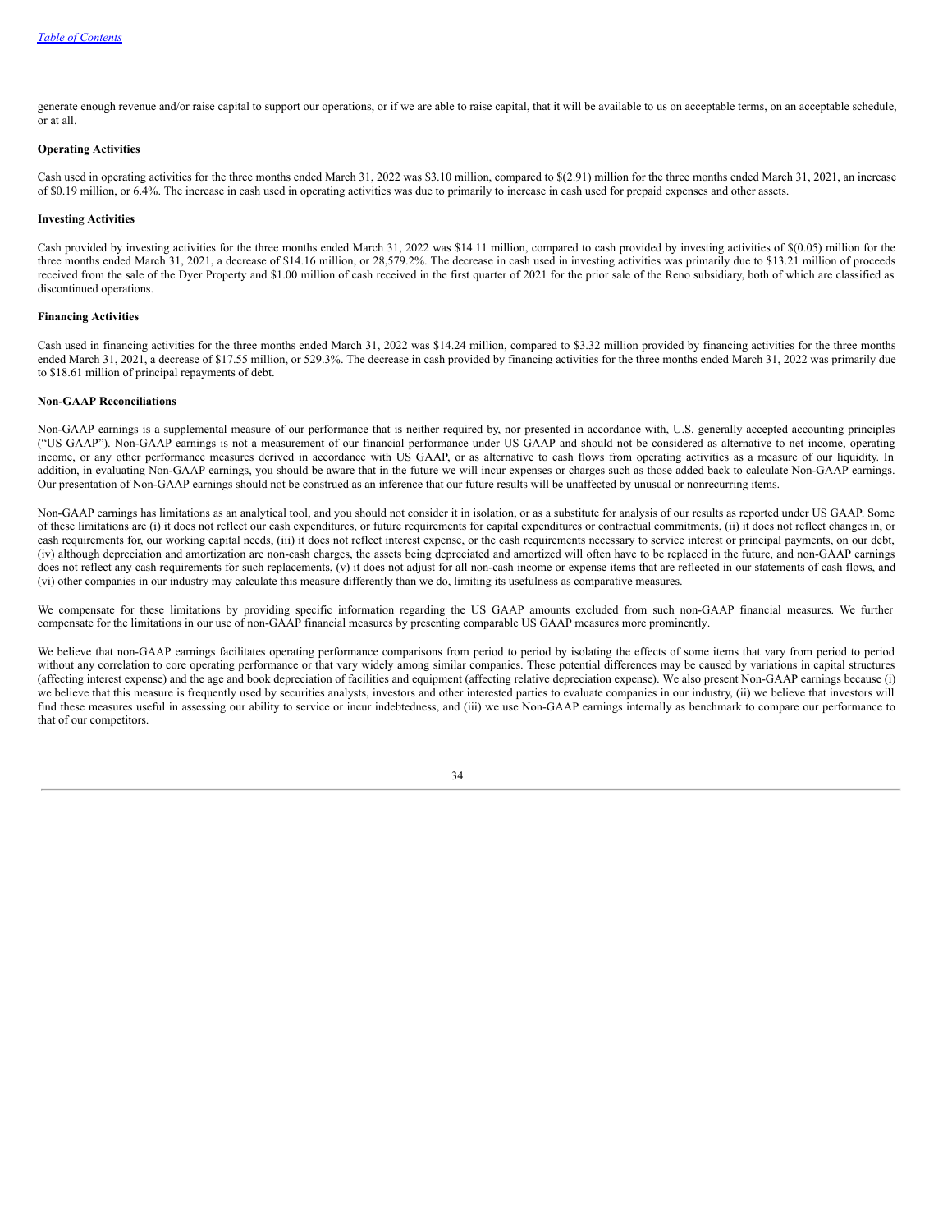generate enough revenue and/or raise capital to support our operations, or if we are able to raise capital, that it will be available to us on acceptable terms, on an acceptable schedule, or at all.

**Operating Activities**

Cash used in operating activities for the three months ended March 31, 2022 was $3.10 million, compared to $(2.91) million for the three months ended March 31, 2021, an increase of $0.19 million, or 6.4%. The increase in cash used in operating activities was due to primarily to increase in cash used for prepaid expenses and other assets.

**Investing Activities**

Cash provided by investing activities for the three months ended March 31, 2022 was $14.11 million, compared to cash provided by investing activities of $(0.05) million for the three months ended March 31, 2021, a decrease of $14.16 million, or 28,579.2%. The decrease in cash used in investing activities was primarily due to $13.21 million of proceeds received from the sale of the Dyer Property and $1.00 million of cash received in the first quarter of 2021 for the prior sale of the Reno subsidiary, both of which are classified as discontinued operations.

**Financing Activities**

Cash used in financing activities for the three months ended March 31, 2022 was $14.24 million, compared to $3.32 million provided by financing activities for the three months ended March 31, 2021, a decrease of $17.55 million, or 529.3%. The decrease in cash provided by financing activities for the three months ended March 31, 2022 was primarily due to $18.61 million of principal repayments of debt.

**Non-GAAP Reconciliations**

Non-GAAP earnings is a supplemental measure of our performance that is neither required by, nor presented in accordance with, U.S. generally accepted accounting principles ("US GAAP"). Non-GAAP earnings is not a measurement of our financial performance under US GAAP and should not be considered as alternative to net income, operating income, or any other performance measures derived in accordance with US GAAP, or as alternative to cash flows from operating activities as a measure of our liquidity. In addition, in evaluating Non-GAAP earnings, you should be aware that in the future we will incur expenses or charges such as those added back to calculate Non-GAAP earnings. Our presentation of Non-GAAP earnings should not be construed as an inference that our future results will be unaffected by unusual or nonrecurring items.

Non-GAAP earnings has limitations as an analytical tool, and you should not consider it in isolation, or as a substitute for analysis of our results as reported under US GAAP. Some of these limitations are (i) it does not reflect our cash expenditures, or future requirements for capital expenditures or contractual commitments, (ii) it does not reflect changes in, or cash requirements for, our working capital needs, (iii) it does not reflect interest expense, or the cash requirements necessary to service interest or principal payments, on our debt, (iv) although depreciation and amortization are non-cash charges, the assets being depreciated and amortized will often have to be replaced in the future, and non-GAAP earnings does not reflect any cash requirements for such replacements, (v) it does not adjust for all non-cash income or expense items that are reflected in our statements of cash flows, and (vi) other companies in our industry may calculate this measure differently than we do, limiting its usefulness as comparative measures.

We compensate for these limitations by providing specific information regarding the US GAAP amounts excluded from such non-GAAP financial measures. We further compensate for the limitations in our use of non-GAAP financial measures by presenting comparable US GAAP measures more prominently.

We believe that non-GAAP earnings facilitates operating performance comparisons from period to period by isolating the effects of some items that vary from period to period without any correlation to core operating performance or that vary widely among similar companies. These potential differences may be caused by variations in capital structures (affecting interest expense) and the age and book depreciation of facilities and equipment (affecting relative depreciation expense). We also present Non-GAAP earnings because (i) we believe that this measure is frequently used by securities analysts, investors and other interested parties to evaluate companies in our industry, (ii) we believe that investors will find these measures useful in assessing our ability to service or incur indebtedness, and (iii) we use Non-GAAP earnings internally as benchmark to compare our performance to that of our competitors.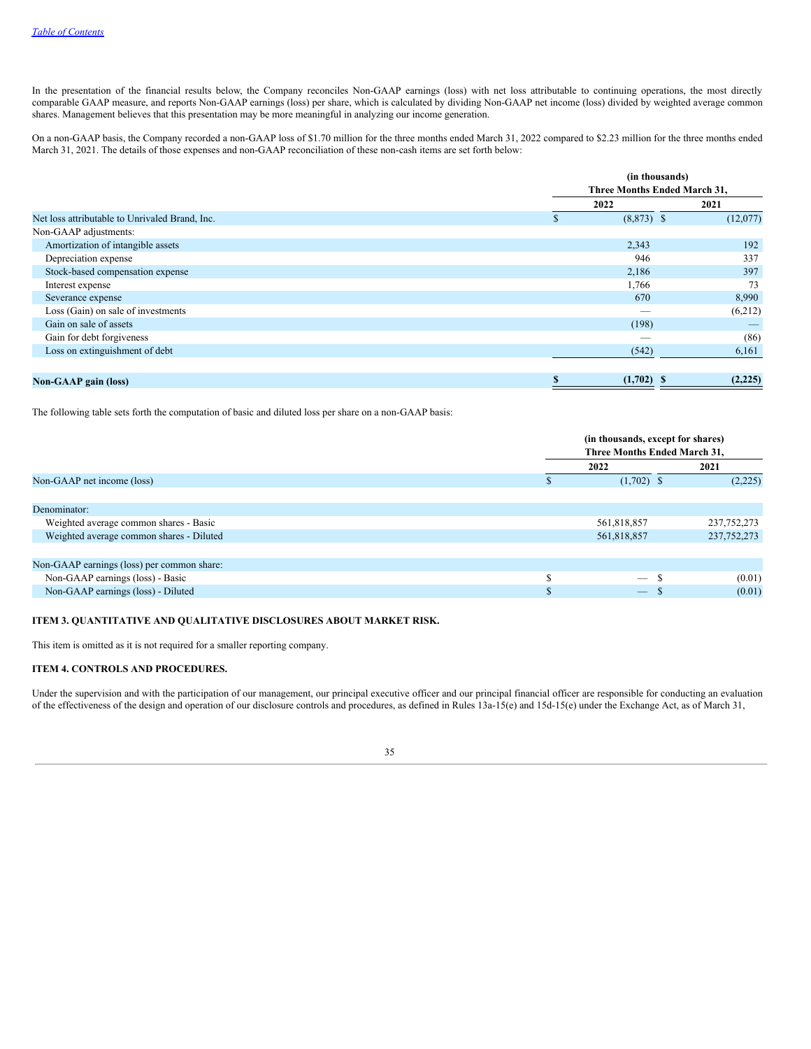In the presentation of the financial results below, the Company reconciles Non-GAAP earnings (loss) with net loss attributable to continuing operations, the most directly comparable GAAP measure, and reports Non-GAAP earnings (loss) per share, which is calculated by dividing Non-GAAP net income (loss) divided by weighted average common shares. Management believes that this presentation may be more meaningful in analyzing our income generation.

On a non-GAAP basis, the Company recorded a non-GAAP loss of $1.70 million for the three months ended March 31, 2022 compared to $2.23 million for the three months ended March 31, 2021. The details of those expenses and non-GAAP reconciliation of these non-cash items are set forth below:

| | (in thousands) Three Months Ended March 31, | |
|---|---|---|
| | 2022 | 2021 |
| Net loss attributable to Unrivaled Brand, Inc. | $ (8,873) | $ (12,077) |
| Non-GAAP adjustments: | | |
| Amortization of intangible assets | 2,343 | 192 |
| Depreciation expense | 946 | 337 |
| Stock-based compensation expense | 2,186 | 397 |
| Interest expense | 1,766 | 73 |
| Severance expense | 670 | 8,990 |
| Loss (Gain) on sale of investments | — | (6,212) |
| Gain on sale of assets | (198) | — |
| Gain for debt forgiveness | — | (86) |
| Loss on extinguishment of debt | (542) | 6,161 |
| **Non-GAAP gain (loss)** | **$ (1,702)** | **$ (2,225)** |

The following table sets forth the computation of basic and diluted loss per share on a non-GAAP basis:

| | (in thousands, except for shares) Three Months Ended March 31, | |
|---|---|---|
| | 2022 | 2021 |
| Non-GAAP net income (loss) | $ (1,702) | $ (2,225) |
| Denominator: | | |
| Weighted average common shares - Basic | 561,818,857 | 237,752,273 |
| Weighted average common shares - Diluted | 561,818,857 | 237,752,273 |
| Non-GAAP earnings (loss) per common share: | | |
| Non-GAAP earnings (loss) - Basic | $ — | $ (0.01) |
| Non-GAAP earnings (loss) - Diluted | $ — | $ (0.01) |

**ITEM 3. QUANTITATIVE AND QUALITATIVE DISCLOSURES ABOUT MARKET RISK.**

This item is omitted as it is not required for a smaller reporting company.

**ITEM 4. CONTROLS AND PROCEDURES.**

Under the supervision and with the participation of our management, our principal executive officer and our principal financial officer are responsible for conducting an evaluation of the effectiveness of the design and operation of our disclosure controls and procedures, as defined in Rules 13a-15(e) and 15d-15(e) under the Exchange Act, as of March 31,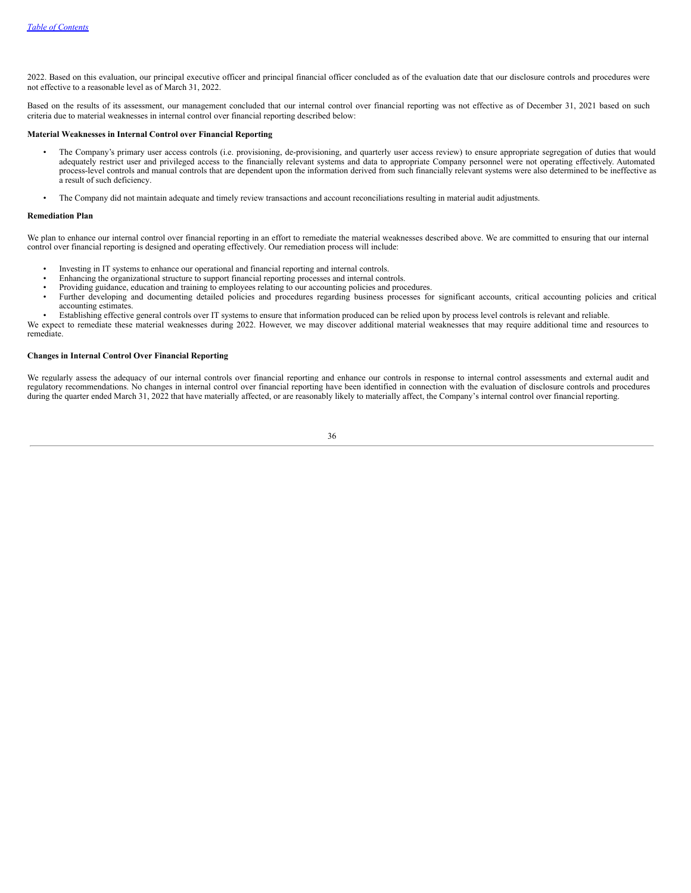2022. Based on this evaluation, our principal executive officer and principal financial officer concluded as of the evaluation date that our disclosure controls and procedures were not effective to a reasonable level as of March 31, 2022.

Based on the results of its assessment, our management concluded that our internal control over financial reporting was not effective as of December 31, 2021 based on such criteria due to material weaknesses in internal control over financial reporting described below:

**Material Weaknesses in Internal Control over Financial Reporting**

- The Company's primary user access controls (i.e. provisioning, de-provisioning, and quarterly user access review) to ensure appropriate segregation of duties that would adequately restrict user and privileged access to the financially relevant systems and data to appropriate Company personnel were not operating effectively. Automated process-level controls and manual controls that are dependent upon the information derived from such financially relevant systems were also determined to be ineffective as a result of such deficiency.
- The Company did not maintain adequate and timely review transactions and account reconciliations resulting in material audit adjustments.

**Remediation Plan**

We plan to enhance our internal control over financial reporting in an effort to remediate the material weaknesses described above. We are committed to ensuring that our internal control over financial reporting is designed and operating effectively. Our remediation process will include:

- Investing in IT systems to enhance our operational and financial reporting and internal controls.
- Enhancing the organizational structure to support financial reporting processes and internal controls.
- Providing guidance, education and training to employees relating to our accounting policies and procedures.
- Further developing and documenting detailed policies and procedures regarding business processes for significant accounts, critical accounting policies and critical accounting estimates.
- Establishing effective general controls over IT systems to ensure that information produced can be relied upon by process level controls is relevant and reliable.

We expect to remediate these material weaknesses during 2022. However, we may discover additional material weaknesses that may require additional time and resources to remediate.

**Changes in Internal Control Over Financial Reporting**

We regularly assess the adequacy of our internal controls over financial reporting and enhance our controls in response to internal control assessments and external audit and regulatory recommendations. No changes in internal control over financial reporting have been identified in connection with the evaluation of disclosure controls and procedures during the quarter ended March 31, 2022 that have materially affected, or are reasonably likely to materially affect, the Company's internal control over financial reporting.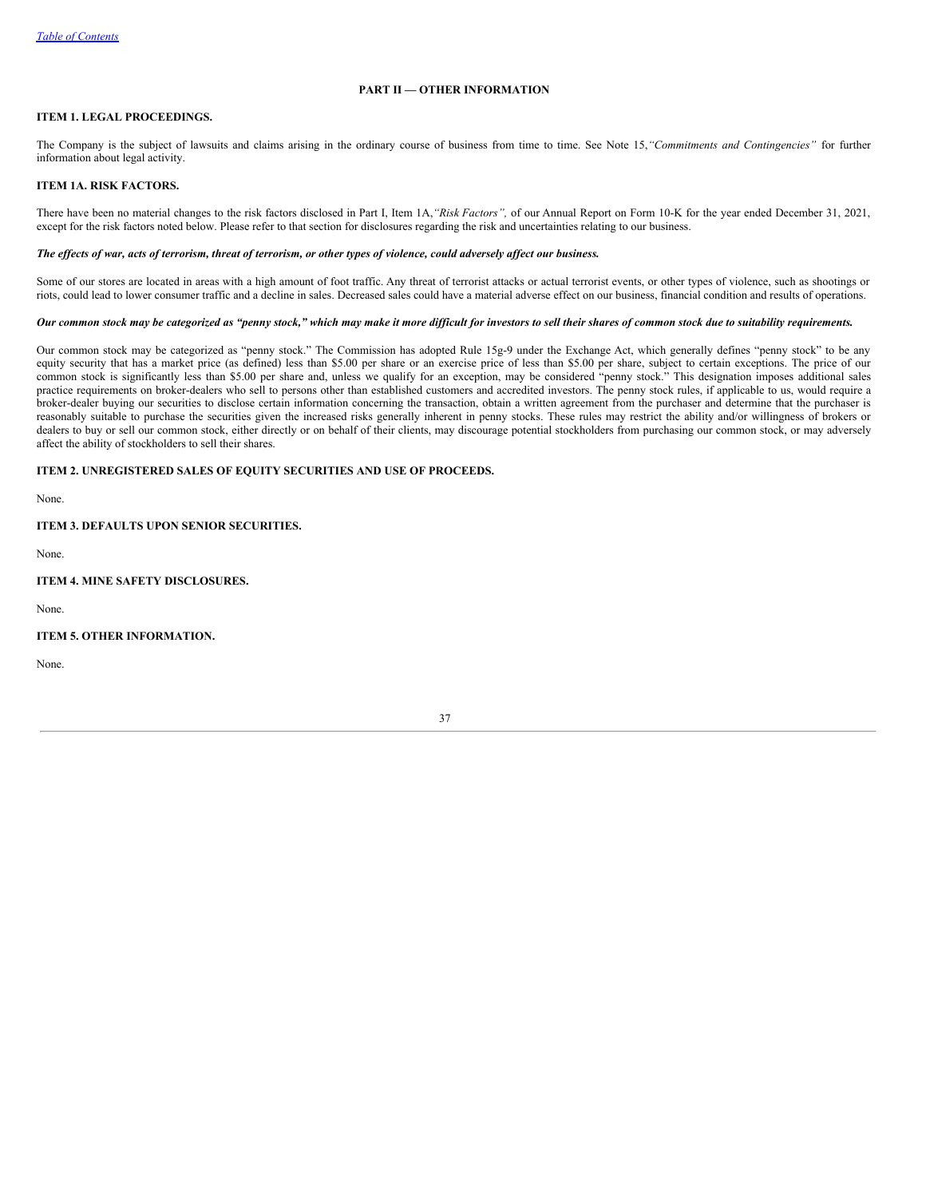## PART II — OTHER INFORMATION

### ITEM 1. LEGAL PROCEEDINGS.

The Company is the subject of lawsuits and claims arising in the ordinary course of business from time to time. See Note 15,*"Commitments and Contingencies"* for further information about legal activity.

### ITEM 1A. RISK FACTORS.

There have been no material changes to the risk factors disclosed in Part I, Item 1A,*"Risk Factors",* of our Annual Report on Form 10-K for the year ended December 31, 2021, except for the risk factors noted below. Please refer to that section for disclosures regarding the risk and uncertainties relating to our business.

***The effects of war, acts of terrorism, threat of terrorism, or other types of violence, could adversely affect our business.***

Some of our stores are located in areas with a high amount of foot traffic. Any threat of terrorist attacks or actual terrorist events, or other types of violence, such as shootings or riots, could lead to lower consumer traffic and a decline in sales. Decreased sales could have a material adverse effect on our business, financial condition and results of operations.

***Our common stock may be categorized as "penny stock," which may make it more difficult for investors to sell their shares of common stock due to suitability requirements.***

Our common stock may be categorized as "penny stock." The Commission has adopted Rule 15g-9 under the Exchange Act, which generally defines "penny stock" to be any equity security that has a market price (as defined) less than $5.00 per share or an exercise price of less than $5.00 per share, subject to certain exceptions. The price of our common stock is significantly less than $5.00 per share and, unless we qualify for an exception, may be considered "penny stock." This designation imposes additional sales practice requirements on broker-dealers who sell to persons other than established customers and accredited investors. The penny stock rules, if applicable to us, would require a broker-dealer buying our securities to disclose certain information concerning the transaction, obtain a written agreement from the purchaser and determine that the purchaser is reasonably suitable to purchase the securities given the increased risks generally inherent in penny stocks. These rules may restrict the ability and/or willingness of brokers or dealers to buy or sell our common stock, either directly or on behalf of their clients, may discourage potential stockholders from purchasing our common stock, or may adversely affect the ability of stockholders to sell their shares.

### ITEM 2. UNREGISTERED SALES OF EQUITY SECURITIES AND USE OF PROCEEDS.

None.

### ITEM 3. DEFAULTS UPON SENIOR SECURITIES.

None.

### ITEM 4. MINE SAFETY DISCLOSURES.

None.

### ITEM 5. OTHER INFORMATION.

None.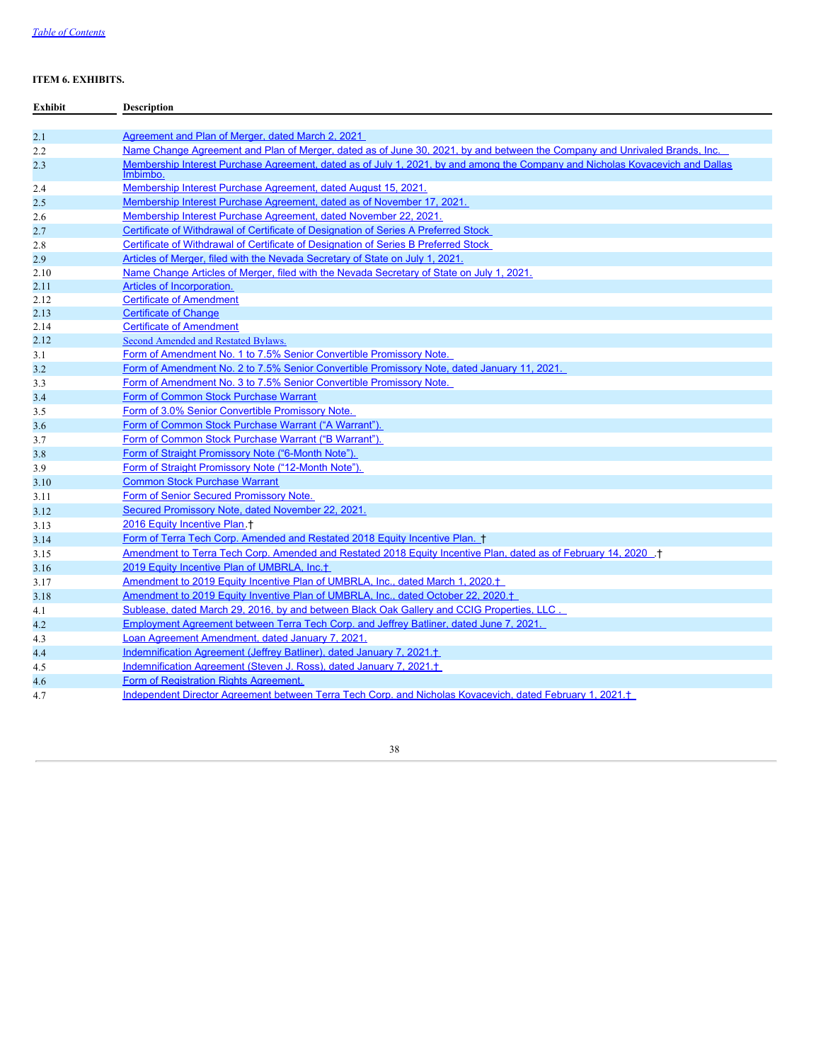[Table of Contents](#)

**ITEM 6. EXHIBITS.**

| Exhibit | Description |
| --- | --- |
| 2.1 | Agreement and Plan of Merger, dated March 2, 2021 |
| 2.2 | Name Change Agreement and Plan of Merger, dated as of June 30, 2021, by and between the Company and Unrivaled Brands, Inc. |
| 2.3 | Membership Interest Purchase Agreement, dated as of July 1, 2021, by and among the Company and Nicholas Kovacevich and Dallas Imbimbo. |
| 2.4 | Membership Interest Purchase Agreement, dated August 15, 2021. |
| 2.5 | Membership Interest Purchase Agreement, dated as of November 17, 2021. |
| 2.6 | Membership Interest Purchase Agreement, dated November 22, 2021. |
| 2.7 | Certificate of Withdrawal of Certificate of Designation of Series A Preferred Stock |
| 2.8 | Certificate of Withdrawal of Certificate of Designation of Series B Preferred Stock |
| 2.9 | Articles of Merger, filed with the Nevada Secretary of State on July 1, 2021. |
| 2.10 | Name Change Articles of Merger, filed with the Nevada Secretary of State on July 1, 2021. |
| 2.11 | Articles of Incorporation. |
| 2.12 | Certificate of Amendment |
| 2.13 | Certificate of Change |
| 2.14 | Certificate of Amendment |
| 2.12 | Second Amended and Restated Bylaws. |
| 3.1 | Form of Amendment No. 1 to 7.5% Senior Convertible Promissory Note. |
| 3.2 | Form of Amendment No. 2 to 7.5% Senior Convertible Promissory Note, dated January 11, 2021. |
| 3.3 | Form of Amendment No. 3 to 7.5% Senior Convertible Promissory Note. |
| 3.4 | Form of Common Stock Purchase Warrant |
| 3.5 | Form of 3.0% Senior Convertible Promissory Note. |
| 3.6 | Form of Common Stock Purchase Warrant (“A Warrant”). |
| 3.7 | Form of Common Stock Purchase Warrant (“B Warrant”). |
| 3.8 | Form of Straight Promissory Note (“6-Month Note”). |
| 3.9 | Form of Straight Promissory Note (“12-Month Note”). |
| 3.10 | Common Stock Purchase Warrant |
| 3.11 | Form of Senior Secured Promissory Note. |
| 3.12 | Secured Promissory Note, dated November 22, 2021. |
| 3.13 | 2016 Equity Incentive Plan.† |
| 3.14 | Form of Terra Tech Corp. Amended and Restated 2018 Equity Incentive Plan. † |
| 3.15 | Amendment to Terra Tech Corp. Amended and Restated 2018 Equity Incentive Plan, dated as of February 14, 2020 .† |
| 3.16 | 2019 Equity Incentive Plan of UMBRLA, Inc.† |
| 3.17 | Amendment to 2019 Equity Incentive Plan of UMBRLA, Inc., dated March 1, 2020.† |
| 3.18 | Amendment to 2019 Equity Inventive Plan of UMBRLA, Inc., dated October 22, 2020.† |
| 4.1 | Sublease, dated March 29, 2016, by and between Black Oak Gallery and CCIG Properties, LLC . |
| 4.2 | Employment Agreement between Terra Tech Corp. and Jeffrey Batliner, dated June 7, 2021. |
| 4.3 | Loan Agreement Amendment, dated January 7, 2021. |
| 4.4 | Indemnification Agreement (Jeffrey Batliner), dated January 7, 2021.† |
| 4.5 | Indemnification Agreement (Steven J. Ross), dated January 7, 2021.† |
| 4.6 | Form of Registration Rights Agreement. |
| 4.7 | Independent Director Agreement between Terra Tech Corp. and Nicholas Kovacevich, dated February 1, 2021.† |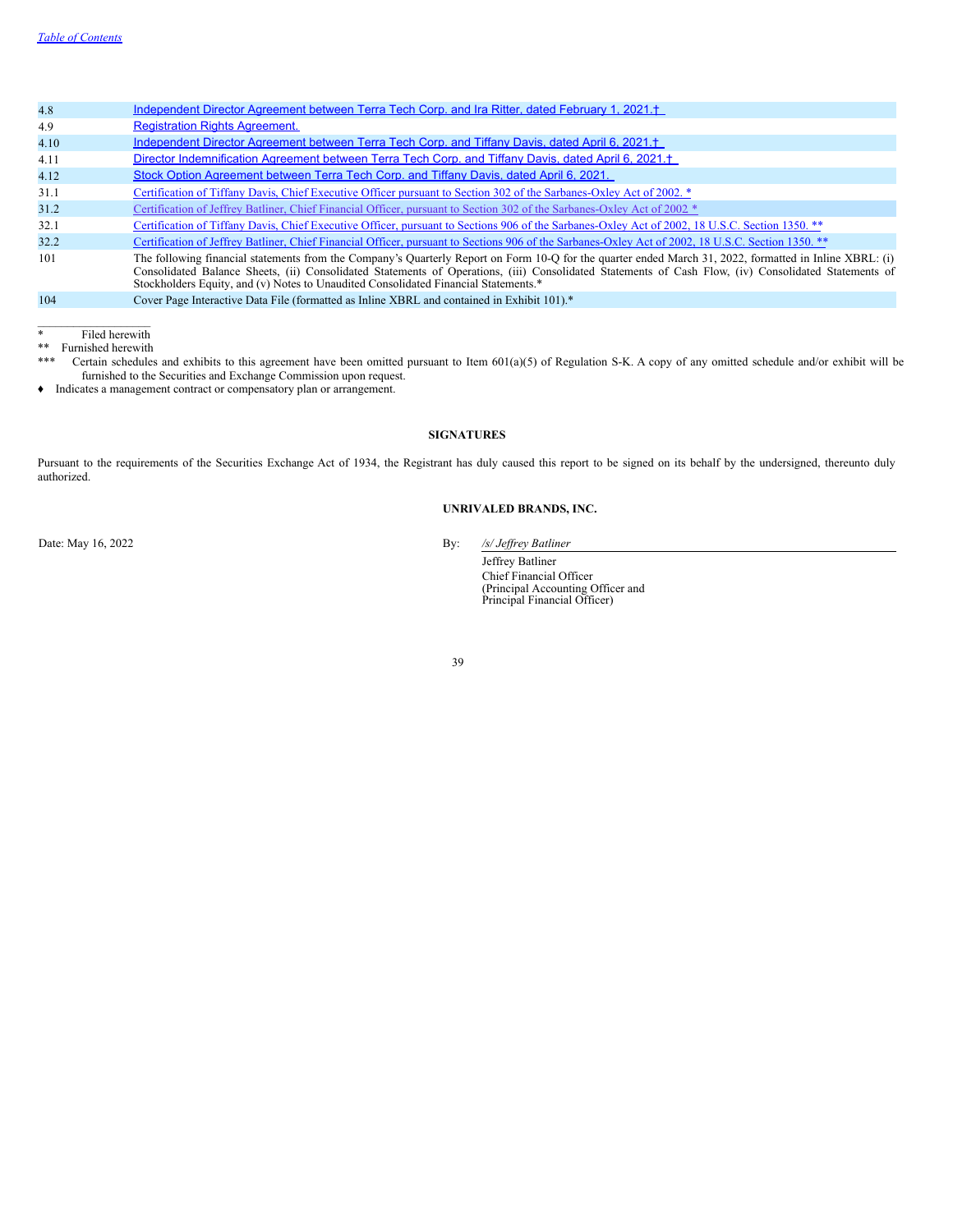| | |
|---|---|
| 4.8 | Independent Director Agreement between Terra Tech Corp. and Ira Ritter, dated February 1, 2021.† |
| 4.9 | Registration Rights Agreement. |
| 4.10 | Independent Director Agreement between Terra Tech Corp. and Tiffany Davis, dated April 6, 2021.† |
| 4.11 | Director Indemnification Agreement between Terra Tech Corp. and Tiffany Davis, dated April 6, 2021.† |
| 4.12 | Stock Option Agreement between Terra Tech Corp. and Tiffany Davis, dated April 6, 2021. |
| 31.1 | Certification of Tiffany Davis, Chief Executive Officer pursuant to Section 302 of the Sarbanes-Oxley Act of 2002. * |
| 31.2 | Certification of Jeffrey Batliner, Chief Financial Officer, pursuant to Section 302 of the Sarbanes-Oxley Act of 2002 * |
| 32.1 | Certification of Tiffany Davis, Chief Executive Officer, pursuant to Sections 906 of the Sarbanes-Oxley Act of 2002, 18 U.S.C. Section 1350. ** |
| 32.2 | Certification of Jeffrey Batliner, Chief Financial Officer, pursuant to Sections 906 of the Sarbanes-Oxley Act of 2002, 18 U.S.C. Section 1350. ** |
| 101 | The following financial statements from the Company's Quarterly Report on Form 10-Q for the quarter ended March 31, 2022, formatted in Inline XBRL: (i) Consolidated Balance Sheets, (ii) Consolidated Statements of Operations, (iii) Consolidated Statements of Cash Flow, (iv) Consolidated Statements of Stockholders Equity, and (v) Notes to Unaudited Consolidated Financial Statements.* |
| 104 | Cover Page Interactive Data File (formatted as Inline XBRL and contained in Exhibit 101).* |

\* Filed herewith

\** Furnished herewith

\*** Certain schedules and exhibits to this agreement have been omitted pursuant to Item 601(a)(5) of Regulation S-K. A copy of any omitted schedule and/or exhibit will be furnished to the Securities and Exchange Commission upon request.

♦ Indicates a management contract or compensatory plan or arrangement.

**SIGNATURES**

Pursuant to the requirements of the Securities Exchange Act of 1934, the Registrant has duly caused this report to be signed on its behalf by the undersigned, thereunto duly authorized.

**UNRIVALED BRANDS, INC.**

Date: May 16, 2022

By: */s/ Jeffrey Batliner*

Jeffrey Batliner
Chief Financial Officer
(Principal Accounting Officer and Principal Financial Officer)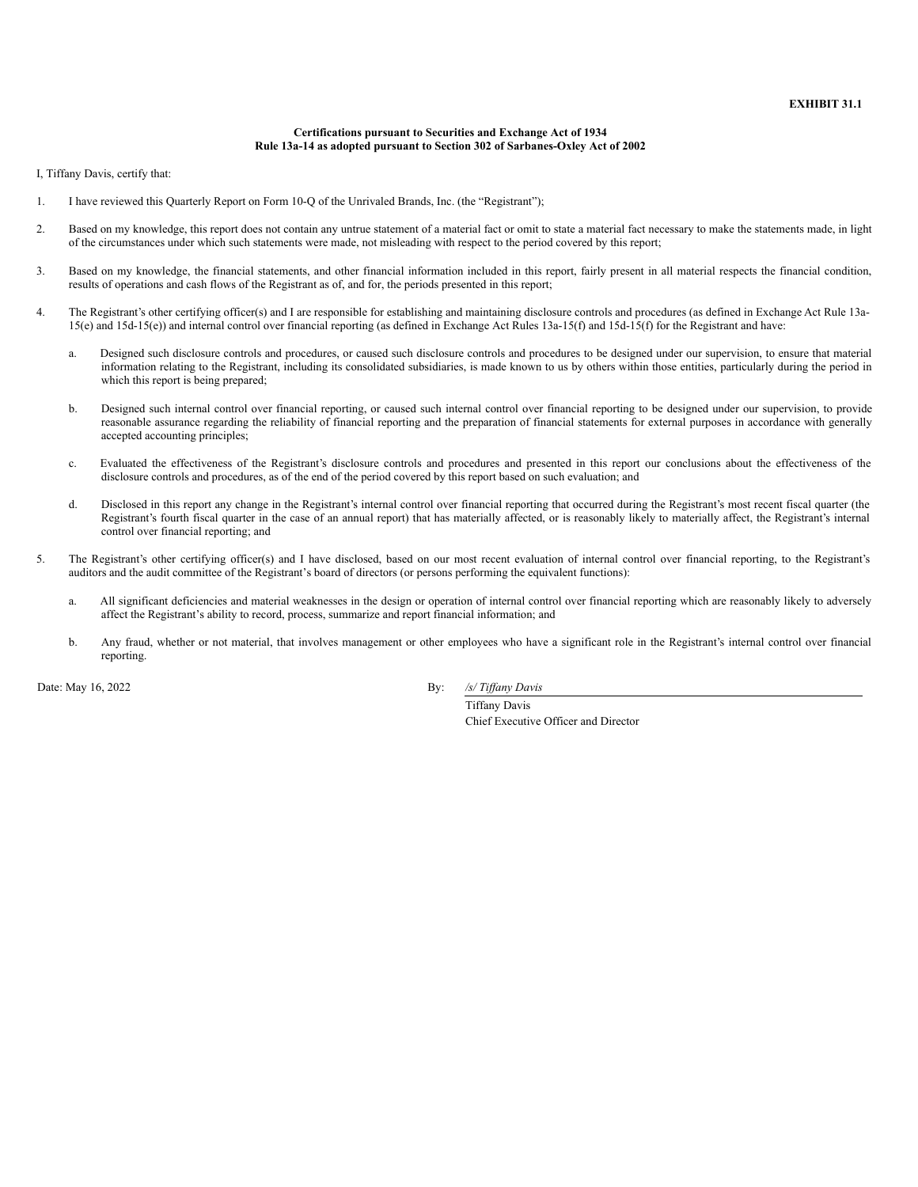**EXHIBIT 31.1**

**Certifications pursuant to Securities and Exchange Act of 1934**
**Rule 13a-14 as adopted pursuant to Section 302 of Sarbanes-Oxley Act of 2002**

I, Tiffany Davis, certify that:

1. I have reviewed this Quarterly Report on Form 10-Q of the Unrivaled Brands, Inc. (the "Registrant");

2. Based on my knowledge, this report does not contain any untrue statement of a material fact or omit to state a material fact necessary to make the statements made, in light of the circumstances under which such statements were made, not misleading with respect to the period covered by this report;

3. Based on my knowledge, the financial statements, and other financial information included in this report, fairly present in all material respects the financial condition, results of operations and cash flows of the Registrant as of, and for, the periods presented in this report;

4. The Registrant's other certifying officer(s) and I are responsible for establishing and maintaining disclosure controls and procedures (as defined in Exchange Act Rule 13a-15(e) and 15d-15(e)) and internal control over financial reporting (as defined in Exchange Act Rules 13a-15(f) and 15d-15(f) for the Registrant and have:

   a. Designed such disclosure controls and procedures, or caused such disclosure controls and procedures to be designed under our supervision, to ensure that material information relating to the Registrant, including its consolidated subsidiaries, is made known to us by others within those entities, particularly during the period in which this report is being prepared;

   b. Designed such internal control over financial reporting, or caused such internal control over financial reporting to be designed under our supervision, to provide reasonable assurance regarding the reliability of financial reporting and the preparation of financial statements for external purposes in accordance with generally accepted accounting principles;

   c. Evaluated the effectiveness of the Registrant's disclosure controls and procedures and presented in this report our conclusions about the effectiveness of the disclosure controls and procedures, as of the end of the period covered by this report based on such evaluation; and

   d. Disclosed in this report any change in the Registrant's internal control over financial reporting that occurred during the Registrant's most recent fiscal quarter (the Registrant's fourth fiscal quarter in the case of an annual report) that has materially affected, or is reasonably likely to materially affect, the Registrant's internal control over financial reporting; and

5. The Registrant's other certifying officer(s) and I have disclosed, based on our most recent evaluation of internal control over financial reporting, to the Registrant's auditors and the audit committee of the Registrant's board of directors (or persons performing the equivalent functions):

   a. All significant deficiencies and material weaknesses in the design or operation of internal control over financial reporting which are reasonably likely to adversely affect the Registrant's ability to record, process, summarize and report financial information; and

   b. Any fraud, whether or not material, that involves management or other employees who have a significant role in the Registrant's internal control over financial reporting.

Date: May 16, 2022

By: */s/ Tiffany Davis*
Tiffany Davis
Chief Executive Officer and Director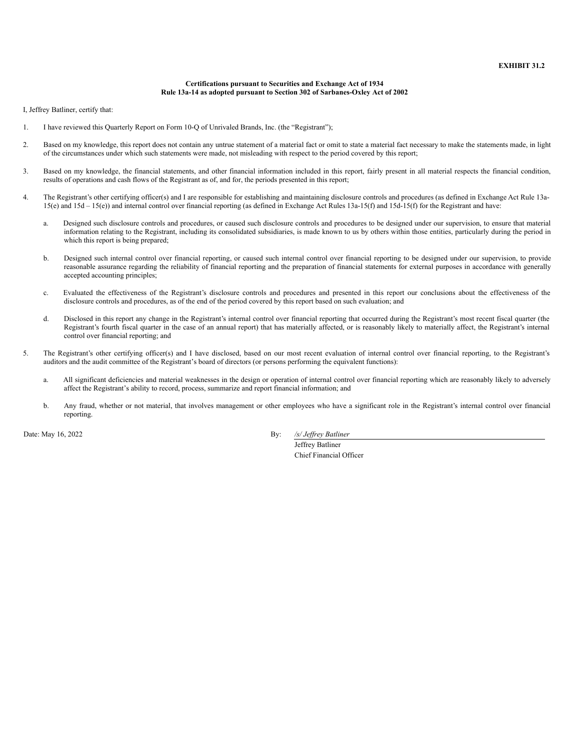**EXHIBIT 31.2**

**Certifications pursuant to Securities and Exchange Act of 1934**
**Rule 13a-14 as adopted pursuant to Section 302 of Sarbanes-Oxley Act of 2002**

I, Jeffrey Batliner, certify that:

1. I have reviewed this Quarterly Report on Form 10-Q of Unrivaled Brands, Inc. (the "Registrant");

2. Based on my knowledge, this report does not contain any untrue statement of a material fact or omit to state a material fact necessary to make the statements made, in light of the circumstances under which such statements were made, not misleading with respect to the period covered by this report;

3. Based on my knowledge, the financial statements, and other financial information included in this report, fairly present in all material respects the financial condition, results of operations and cash flows of the Registrant as of, and for, the periods presented in this report;

4. The Registrant's other certifying officer(s) and I are responsible for establishing and maintaining disclosure controls and procedures (as defined in Exchange Act Rule 13a-15(e) and 15d – 15(e)) and internal control over financial reporting (as defined in Exchange Act Rules 13a-15(f) and 15d-15(f) for the Registrant and have:

   a. Designed such disclosure controls and procedures, or caused such disclosure controls and procedures to be designed under our supervision, to ensure that material information relating to the Registrant, including its consolidated subsidiaries, is made known to us by others within those entities, particularly during the period in which this report is being prepared;

   b. Designed such internal control over financial reporting, or caused such internal control over financial reporting to be designed under our supervision, to provide reasonable assurance regarding the reliability of financial reporting and the preparation of financial statements for external purposes in accordance with generally accepted accounting principles;

   c. Evaluated the effectiveness of the Registrant's disclosure controls and procedures and presented in this report our conclusions about the effectiveness of the disclosure controls and procedures, as of the end of the period covered by this report based on such evaluation; and

   d. Disclosed in this report any change in the Registrant's internal control over financial reporting that occurred during the Registrant's most recent fiscal quarter (the Registrant's fourth fiscal quarter in the case of an annual report) that has materially affected, or is reasonably likely to materially affect, the Registrant's internal control over financial reporting; and

5. The Registrant's other certifying officer(s) and I have disclosed, based on our most recent evaluation of internal control over financial reporting, to the Registrant's auditors and the audit committee of the Registrant's board of directors (or persons performing the equivalent functions):

   a. All significant deficiencies and material weaknesses in the design or operation of internal control over financial reporting which are reasonably likely to adversely affect the Registrant's ability to record, process, summarize and report financial information; and

   b. Any fraud, whether or not material, that involves management or other employees who have a significant role in the Registrant's internal control over financial reporting.

Date: May 16, 2022

By: */s/ Jeffrey Batliner*
Jeffrey Batliner
Chief Financial Officer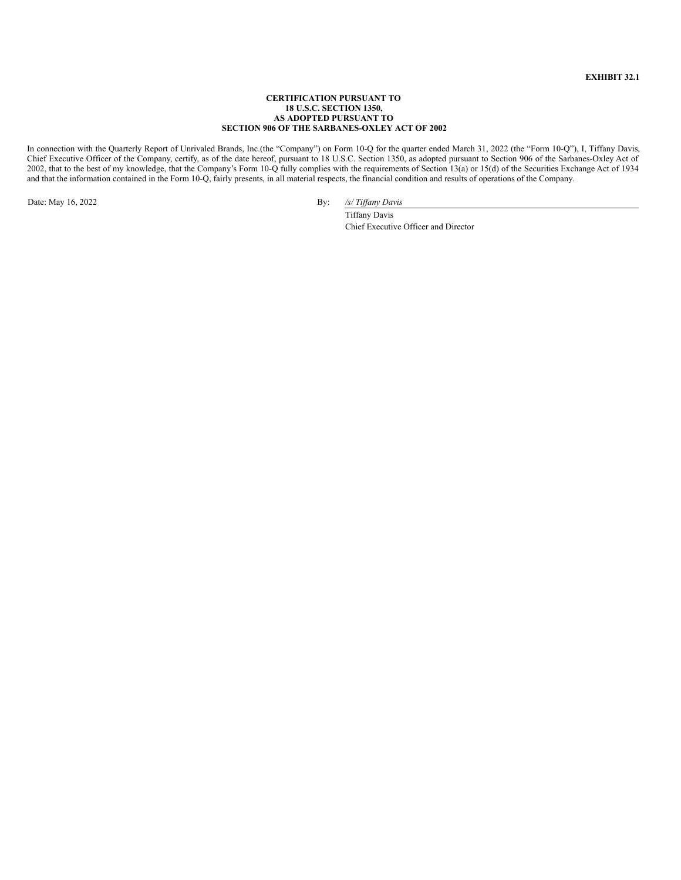**EXHIBIT 32.1**

**CERTIFICATION PURSUANT TO**
**18 U.S.C. SECTION 1350,**
**AS ADOPTED PURSUANT TO**
**SECTION 906 OF THE SARBANES-OXLEY ACT OF 2002**

In connection with the Quarterly Report of Unrivaled Brands, Inc.(the "Company") on Form 10-Q for the quarter ended March 31, 2022 (the "Form 10-Q"), I, Tiffany Davis, Chief Executive Officer of the Company, certify, as of the date hereof, pursuant to 18 U.S.C. Section 1350, as adopted pursuant to Section 906 of the Sarbanes-Oxley Act of 2002, that to the best of my knowledge, that the Company's Form 10-Q fully complies with the requirements of Section 13(a) or 15(d) of the Securities Exchange Act of 1934 and that the information contained in the Form 10-Q, fairly presents, in all material respects, the financial condition and results of operations of the Company.

Date: May 16, 2022

By: */s/ Tiffany Davis*
Tiffany Davis
Chief Executive Officer and Director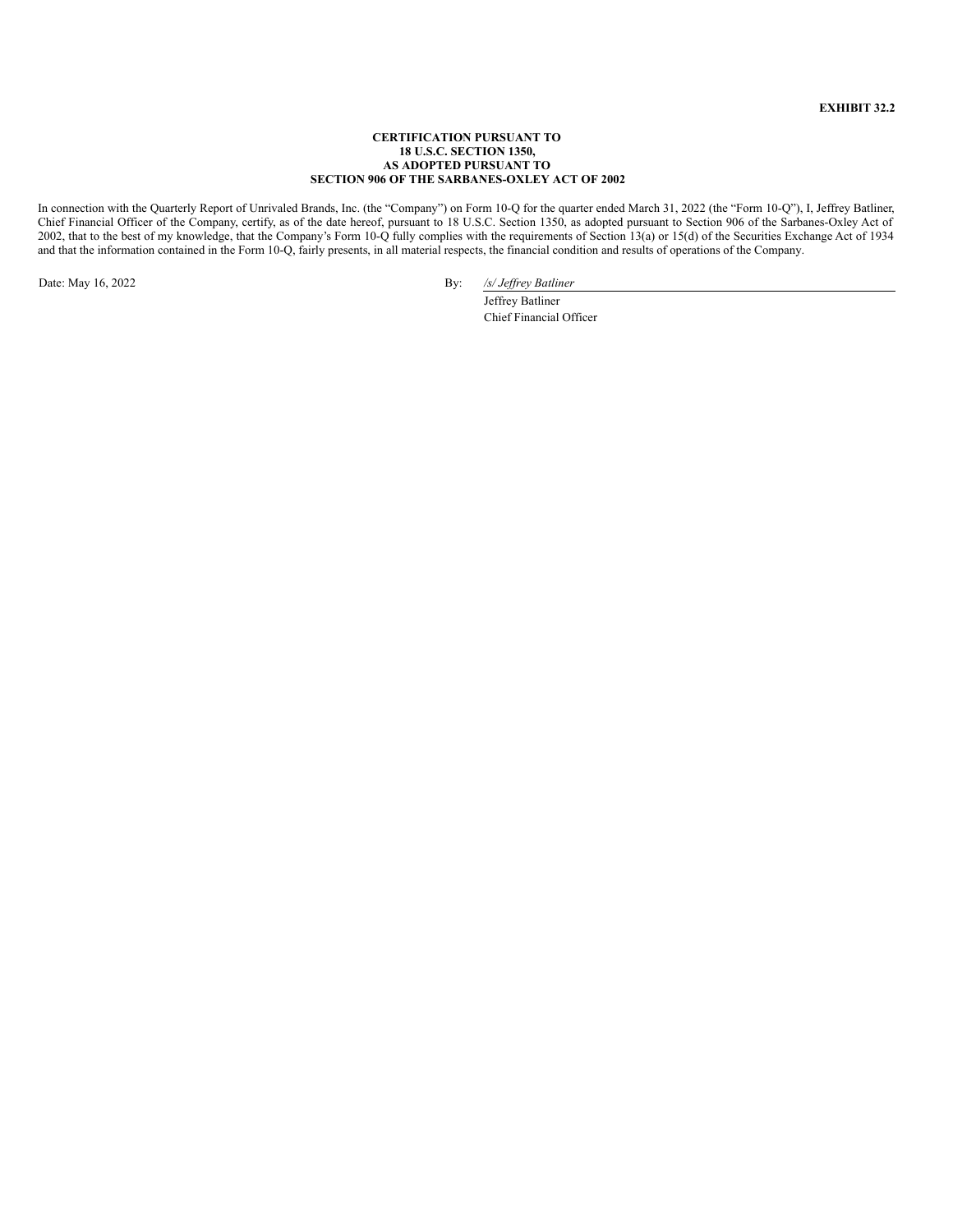**EXHIBIT 32.2**

**CERTIFICATION PURSUANT TO**
**18 U.S.C. SECTION 1350,**
**AS ADOPTED PURSUANT TO**
**SECTION 906 OF THE SARBANES-OXLEY ACT OF 2002**

In connection with the Quarterly Report of Unrivaled Brands, Inc. (the "Company") on Form 10-Q for the quarter ended March 31, 2022 (the "Form 10-Q"), I, Jeffrey Batliner, Chief Financial Officer of the Company, certify, as of the date hereof, pursuant to 18 U.S.C. Section 1350, as adopted pursuant to Section 906 of the Sarbanes-Oxley Act of 2002, that to the best of my knowledge, that the Company's Form 10-Q fully complies with the requirements of Section 13(a) or 15(d) of the Securities Exchange Act of 1934 and that the information contained in the Form 10-Q, fairly presents, in all material respects, the financial condition and results of operations of the Company.

Date: May 16, 2022

By: */s/ Jeffrey Batliner*
Jeffrey Batliner
Chief Financial Officer